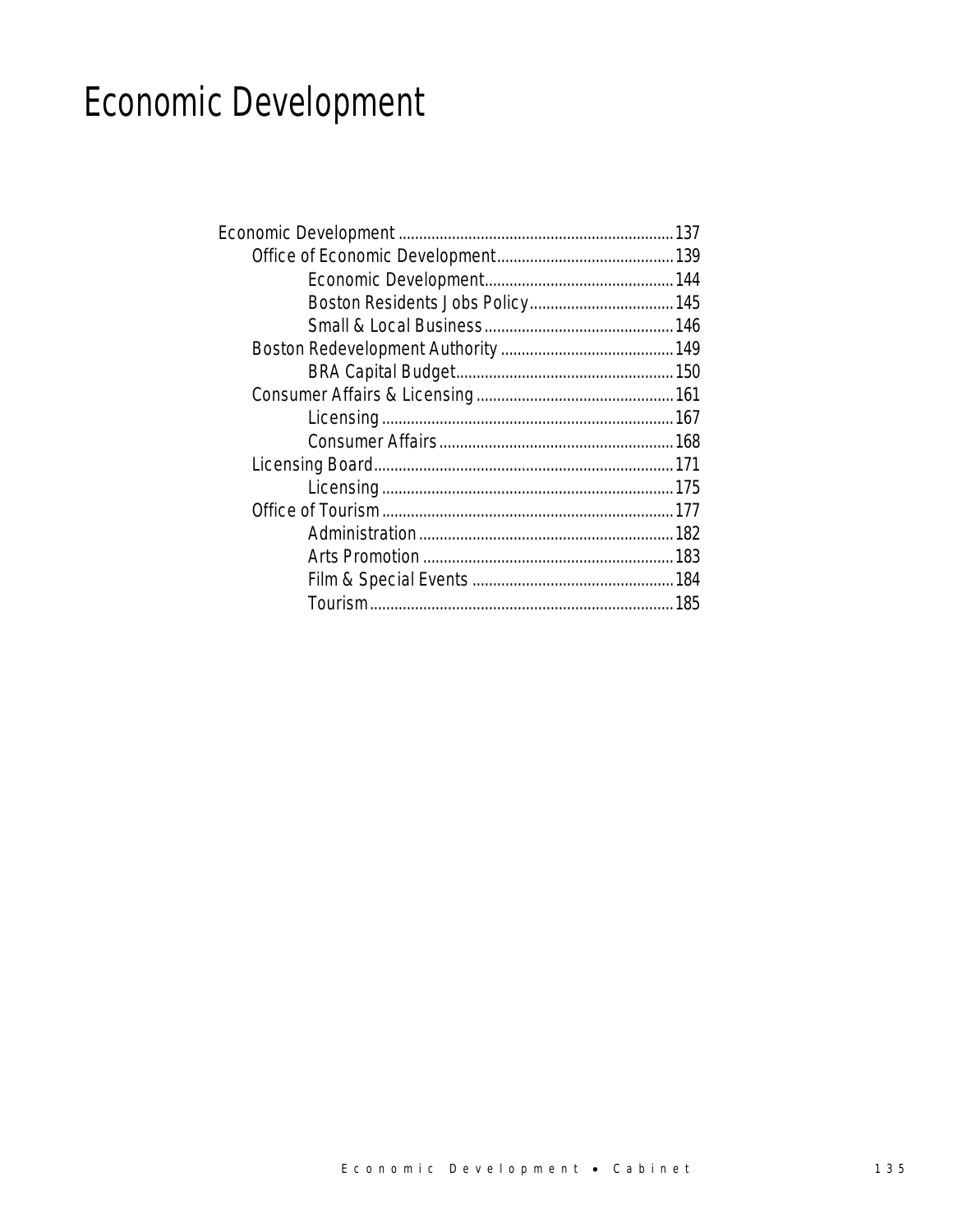# Economic Development

- Economic Development ........................................................ 137
  - Office of Economic Development ........................................ 139
    - Economic Development ............................................ 144
    - Boston Residents Jobs Policy ................................... 145
    - Small & Local Business ............................................ 146
  - Boston Redevelopment Authority ......................................... 149
    - BRA Capital Budget .................................................. 150
  - Consumer Affairs & Licensing .............................................. 161
    - Licensing .................................................................. 167
    - Consumer Affairs ...................................................... 168
  - Licensing Board ................................................................ 171
    - Licensing .................................................................. 175
  - Office of Tourism .............................................................. 177
    - Administration .......................................................... 182
    - Arts Promotion .......................................................... 183
    - Film & Special Events ............................................... 184
    - Tourism .................................................................... 185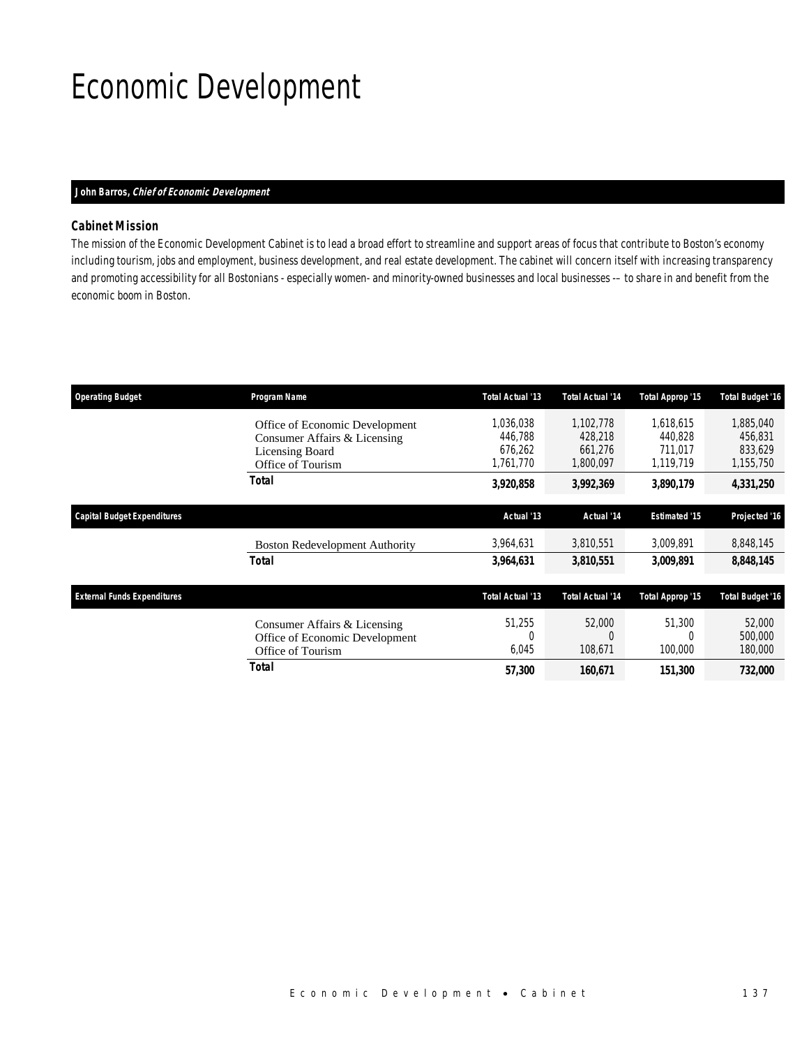# Economic Development

**John Barros, *Chief of Economic Development***

### Cabinet Mission

*The mission of the Economic Development Cabinet is to lead a broad effort to streamline and support areas of focus that contribute to Boston's economy including tourism, jobs and employment, business development, and real estate development. The cabinet will concern itself with increasing transparency and promoting accessibility for all Bostonians - especially women- and minority-owned businesses and local businesses -- to share in and benefit from the economic boom in Boston.*

| Operating Budget | Program Name | Total Actual '13 | Total Actual '14 | Total Approp '15 | Total Budget '16 |
|---|---|---|---|---|---|
| | Office of Economic Development | 1,036,038 | 1,102,778 | 1,618,615 | 1,885,040 |
| | Consumer Affairs & Licensing | 446,788 | 428,218 | 440,828 | 456,831 |
| | Licensing Board | 676,262 | 661,276 | 711,017 | 833,629 |
| | Office of Tourism | 1,761,770 | 1,800,097 | 1,119,719 | 1,155,750 |
| | **Total** | **3,920,858** | **3,992,369** | **3,890,179** | **4,331,250** |

| Capital Budget Expenditures | | Actual '13 | Actual '14 | Estimated '15 | Projected '16 |
|---|---|---|---|---|---|
| | Boston Redevelopment Authority | 3,964,631 | 3,810,551 | 3,009,891 | 8,848,145 |
| | **Total** | **3,964,631** | **3,810,551** | **3,009,891** | **8,848,145** |

| External Funds Expenditures | | Total Actual '13 | Total Actual '14 | Total Approp '15 | Total Budget '16 |
|---|---|---|---|---|---|
| | Consumer Affairs & Licensing | 51,255 | 52,000 | 51,300 | 52,000 |
| | Office of Economic Development | 0 | 0 | 0 | 500,000 |
| | Office of Tourism | 6,045 | 108,671 | 100,000 | 180,000 |
| | **Total** | **57,300** | **160,671** | **151,300** | **732,000** |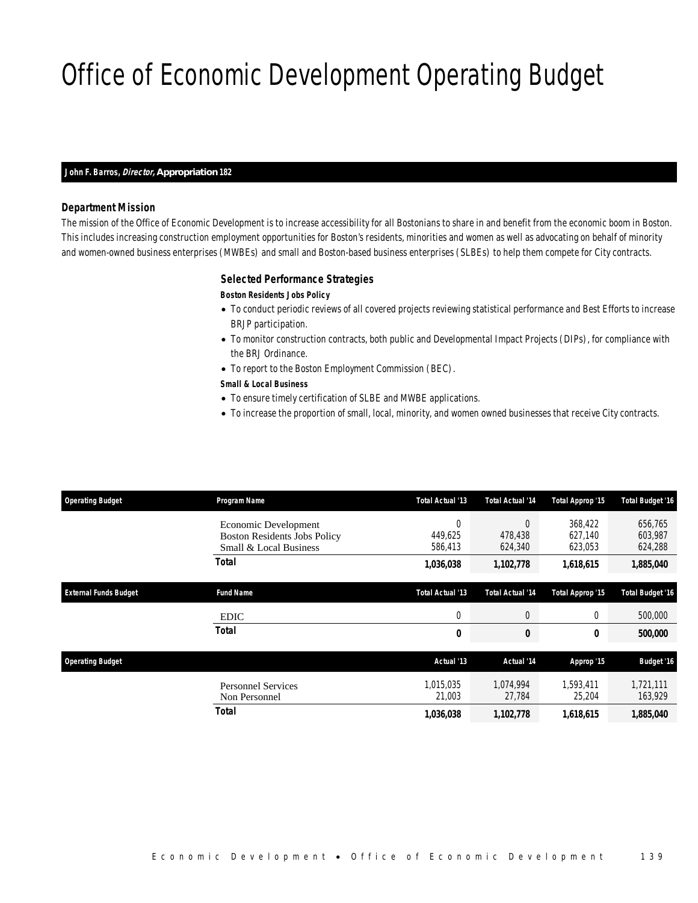# Office of Economic Development Operating Budget

**John F. Barros, *Director,* Appropriation 182**

### Department Mission

The mission of the Office of Economic Development is to increase accessibility for all Bostonians to share in and benefit from the economic boom in Boston. This includes increasing construction employment opportunities for Boston's residents, minorities and women as well as advocating on behalf of minority and women-owned business enterprises (MWBEs) and small and Boston-based business enterprises (SLBEs) to help them compete for City contracts.

### Selected Performance Strategies

**Boston Residents Jobs Policy**

- To conduct periodic reviews of all covered projects reviewing statistical performance and Best Efforts to increase BRJP participation.
- To monitor construction contracts, both public and Developmental Impact Projects (DIPs), for compliance with the BRJ Ordinance.
- To report to the Boston Employment Commission (BEC).

**Small & Local Business**

- To ensure timely certification of SLBE and MWBE applications.
- To increase the proportion of small, local, minority, and women owned businesses that receive City contracts.

| Operating Budget | Program Name | Total Actual '13 | Total Actual '14 | Total Approp '15 | Total Budget '16 |
|---|---|---|---|---|---|
| | Economic Development | 0 | 0 | 368,422 | 656,765 |
| | Boston Residents Jobs Policy | 449,625 | 478,438 | 627,140 | 603,987 |
| | Small & Local Business | 586,413 | 624,340 | 623,053 | 624,288 |
| | **Total** | **1,036,038** | **1,102,778** | **1,618,615** | **1,885,040** |

| External Funds Budget | Fund Name | Total Actual '13 | Total Actual '14 | Total Approp '15 | Total Budget '16 |
|---|---|---|---|---|---|
| | EDIC | 0 | 0 | 0 | 500,000 |
| | **Total** | **0** | **0** | **0** | **500,000** |

| Operating Budget | | Actual '13 | Actual '14 | Approp '15 | Budget '16 |
|---|---|---|---|---|---|
| | Personnel Services | 1,015,035 | 1,074,994 | 1,593,411 | 1,721,111 |
| | Non Personnel | 21,003 | 27,784 | 25,204 | 163,929 |
| | **Total** | **1,036,038** | **1,102,778** | **1,618,615** | **1,885,040** |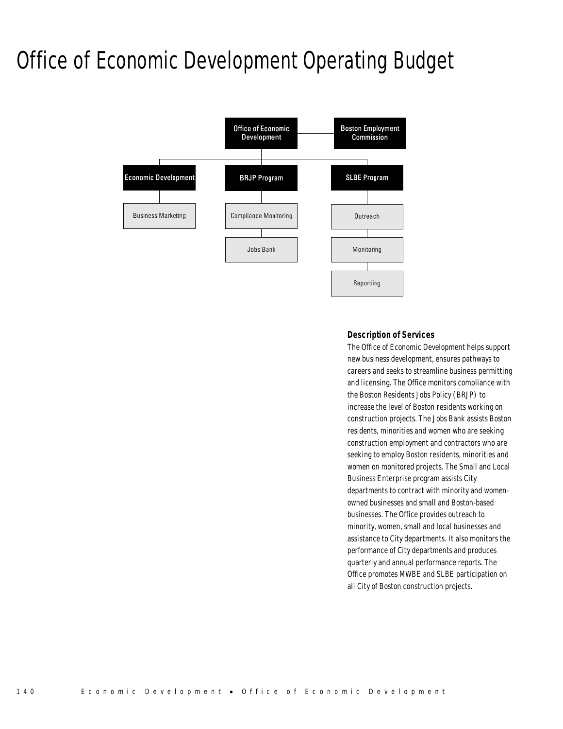# Office of Economic Development Operating Budget

- Office of Economic Development
  - Boston Employment Commission
  - Economic Development
    - Business Marketing
  - BRJP Program
    - Compliance Monitoring
    - Jobs Bank
  - SLBE Program
    - Outreach
    - Monitoring
    - Reportiing

### Description of Services

The Office of Economic Development helps support new business development, ensures pathways to careers and seeks to streamline business permitting and licensing. The Office monitors compliance with the Boston Residents Jobs Policy (BRJP) to increase the level of Boston residents working on construction projects. The Jobs Bank assists Boston residents, minorities and women who are seeking construction employment and contractors who are seeking to employ Boston residents, minorities and women on monitored projects. The Small and Local Business Enterprise program assists City departments to contract with minority and women-owned businesses and small and Boston-based businesses. The Office provides outreach to minority, women, small and local businesses and assistance to City departments. It also monitors the performance of City departments and produces quarterly and annual performance reports. The Office promotes MWBE and SLBE participation on all City of Boston construction projects.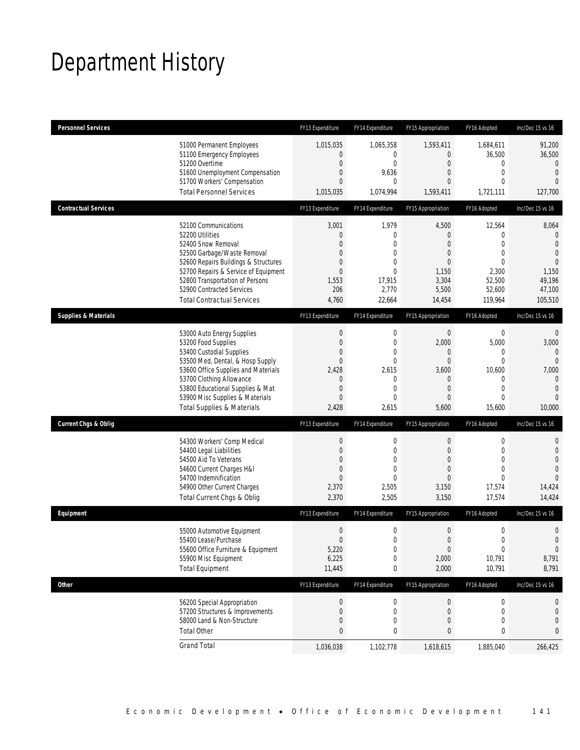# Department History

| Personnel Services | FY13 Expenditure | FY14 Expenditure | FY15 Appropriation | FY16 Adopted | Inc/Dec 15 vs 16 |
|---|---|---|---|---|---|
| 51000 Permanent Employees | 1,015,035 | 1,065,358 | 1,593,411 | 1,684,611 | 91,200 |
| 51100 Emergency Employees | 0 | 0 | 0 | 36,500 | 36,500 |
| 51200 Overtime | 0 | 0 | 0 | 0 | 0 |
| 51600 Unemployment Compensation | 0 | 9,636 | 0 | 0 | 0 |
| 51700 Workers' Compensation | 0 | 0 | 0 | 0 | 0 |
| Total Personnel Services | 1,015,035 | 1,074,994 | 1,593,411 | 1,721,111 | 127,700 |
| **Contractual Services** | **FY13 Expenditure** | **FY14 Expenditure** | **FY15 Appropriation** | **FY16 Adopted** | **Inc/Dec 15 vs 16** |
| 52100 Communications | 3,001 | 1,979 | 4,500 | 12,564 | 8,064 |
| 52200 Utilities | 0 | 0 | 0 | 0 | 0 |
| 52400 Snow Removal | 0 | 0 | 0 | 0 | 0 |
| 52500 Garbage/Waste Removal | 0 | 0 | 0 | 0 | 0 |
| 52600 Repairs Buildings & Structures | 0 | 0 | 0 | 0 | 0 |
| 52700 Repairs & Service of Equipment | 0 | 0 | 1,150 | 2,300 | 1,150 |
| 52800 Transportation of Persons | 1,553 | 17,915 | 3,304 | 52,500 | 49,196 |
| 52900 Contracted Services | 206 | 2,770 | 5,500 | 52,600 | 47,100 |
| Total Contractual Services | 4,760 | 22,664 | 14,454 | 119,964 | 105,510 |
| **Supplies & Materials** | **FY13 Expenditure** | **FY14 Expenditure** | **FY15 Appropriation** | **FY16 Adopted** | **Inc/Dec 15 vs 16** |
| 53000 Auto Energy Supplies | 0 | 0 | 0 | 0 | 0 |
| 53200 Food Supplies | 0 | 0 | 2,000 | 5,000 | 3,000 |
| 53400 Custodial Supplies | 0 | 0 | 0 | 0 | 0 |
| 53500 Med, Dental, & Hosp Supply | 0 | 0 | 0 | 0 | 0 |
| 53600 Office Supplies and Materials | 2,428 | 2,615 | 3,600 | 10,600 | 7,000 |
| 53700 Clothing Allowance | 0 | 0 | 0 | 0 | 0 |
| 53800 Educational Supplies & Mat | 0 | 0 | 0 | 0 | 0 |
| 53900 Misc Supplies & Materials | 0 | 0 | 0 | 0 | 0 |
| Total Supplies & Materials | 2,428 | 2,615 | 5,600 | 15,600 | 10,000 |
| **Current Chgs & Oblig** | **FY13 Expenditure** | **FY14 Expenditure** | **FY15 Appropriation** | **FY16 Adopted** | **Inc/Dec 15 vs 16** |
| 54300 Workers' Comp Medical | 0 | 0 | 0 | 0 | 0 |
| 54400 Legal Liabilities | 0 | 0 | 0 | 0 | 0 |
| 54500 Aid To Veterans | 0 | 0 | 0 | 0 | 0 |
| 54600 Current Charges H&I | 0 | 0 | 0 | 0 | 0 |
| 54700 Indemnification | 0 | 0 | 0 | 0 | 0 |
| 54900 Other Current Charges | 2,370 | 2,505 | 3,150 | 17,574 | 14,424 |
| Total Current Chgs & Oblig | 2,370 | 2,505 | 3,150 | 17,574 | 14,424 |
| **Equipment** | **FY13 Expenditure** | **FY14 Expenditure** | **FY15 Appropriation** | **FY16 Adopted** | **Inc/Dec 15 vs 16** |
| 55000 Automotive Equipment | 0 | 0 | 0 | 0 | 0 |
| 55400 Lease/Purchase | 0 | 0 | 0 | 0 | 0 |
| 55600 Office Furniture & Equipment | 5,220 | 0 | 0 | 0 | 0 |
| 55900 Misc Equipment | 6,225 | 0 | 2,000 | 10,791 | 8,791 |
| Total Equipment | 11,445 | 0 | 2,000 | 10,791 | 8,791 |
| **Other** | **FY13 Expenditure** | **FY14 Expenditure** | **FY15 Appropriation** | **FY16 Adopted** | **Inc/Dec 15 vs 16** |
| 56200 Special Appropriation | 0 | 0 | 0 | 0 | 0 |
| 57200 Structures & Improvements | 0 | 0 | 0 | 0 | 0 |
| 58000 Land & Non-Structure | 0 | 0 | 0 | 0 | 0 |
| Total Other | 0 | 0 | 0 | 0 | 0 |
| Grand Total | 1,036,038 | 1,102,778 | 1,618,615 | 1,885,040 | 266,425 |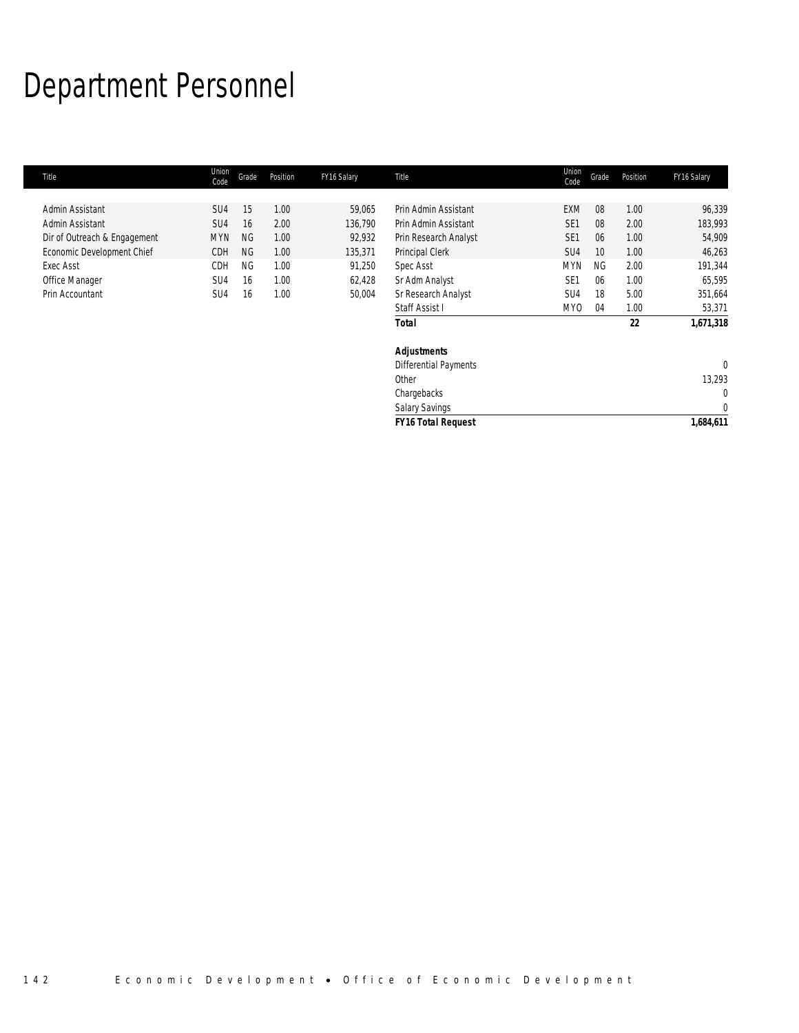# Department Personnel

| Title | Union Code | Grade | Position | FY16 Salary |
|---|---|---|---|---|
| Admin Assistant | SU4 | 15 | 1.00 | 59,065 |
| Admin Assistant | SU4 | 16 | 2.00 | 136,790 |
| Dir of Outreach & Engagement | MYN | NG | 1.00 | 92,932 |
| Economic Development Chief | CDH | NG | 1.00 | 135,371 |
| Exec Asst | CDH | NG | 1.00 | 91,250 |
| Office Manager | SU4 | 16 | 1.00 | 62,428 |
| Prin Accountant | SU4 | 16 | 1.00 | 50,004 |
| Prin Admin Assistant | EXM | 08 | 1.00 | 96,339 |
| Prin Admin Assistant | SE1 | 08 | 2.00 | 183,993 |
| Prin Research Analyst | SE1 | 06 | 1.00 | 54,909 |
| Principal Clerk | SU4 | 10 | 1.00 | 46,263 |
| Spec Asst | MYN | NG | 2.00 | 191,344 |
| Sr Adm Analyst | SE1 | 06 | 1.00 | 65,595 |
| Sr Research Analyst | SU4 | 18 | 5.00 | 351,664 |
| Staff Assist I | MYO | 04 | 1.00 | 53,371 |
| **Total** | | | **22** | **1,671,318** |
| | | | | |
| ***Adjustments*** | | | | |
| Differential Payments | | | | 0 |
| Other | | | | 13,293 |
| Chargebacks | | | | 0 |
| Salary Savings | | | | 0 |
| ***FY16 Total Request*** | | | | **1,684,611** |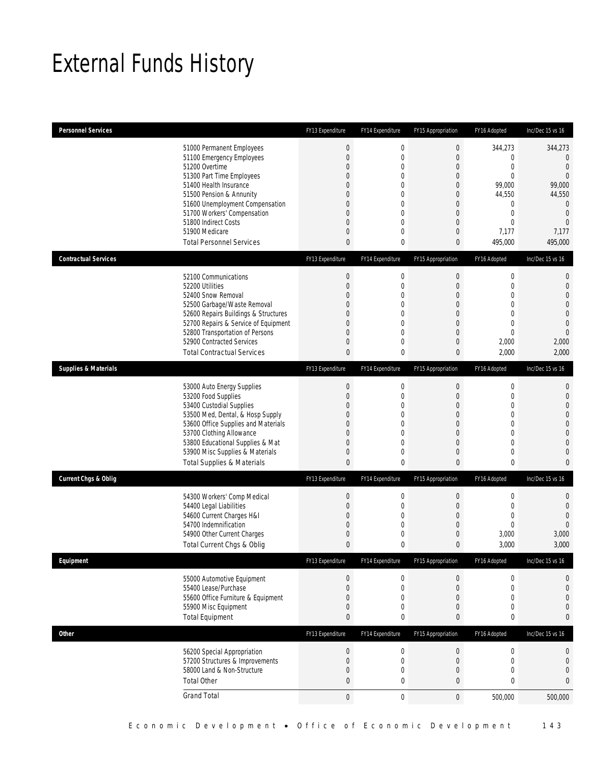# External Funds History

| Personnel Services | FY13 Expenditure | FY14 Expenditure | FY15 Appropriation | FY16 Adopted | Inc/Dec 15 vs 16 |
|---|---|---|---|---|---|
| 51000 Permanent Employees | 0 | 0 | 0 | 344,273 | 344,273 |
| 51100 Emergency Employees | 0 | 0 | 0 | 0 | 0 |
| 51200 Overtime | 0 | 0 | 0 | 0 | 0 |
| 51300 Part Time Employees | 0 | 0 | 0 | 0 | 0 |
| 51400 Health Insurance | 0 | 0 | 0 | 99,000 | 99,000 |
| 51500 Pension & Annunity | 0 | 0 | 0 | 44,550 | 44,550 |
| 51600 Unemployment Compensation | 0 | 0 | 0 | 0 | 0 |
| 51700 Workers' Compensation | 0 | 0 | 0 | 0 | 0 |
| 51800 Indirect Costs | 0 | 0 | 0 | 0 | 0 |
| 51900 Medicare | 0 | 0 | 0 | 7,177 | 7,177 |
| Total Personnel Services | 0 | 0 | 0 | 495,000 | 495,000 |

| Contractual Services | FY13 Expenditure | FY14 Expenditure | FY15 Appropriation | FY16 Adopted | Inc/Dec 15 vs 16 |
|---|---|---|---|---|---|
| 52100 Communications | 0 | 0 | 0 | 0 | 0 |
| 52200 Utilities | 0 | 0 | 0 | 0 | 0 |
| 52400 Snow Removal | 0 | 0 | 0 | 0 | 0 |
| 52500 Garbage/Waste Removal | 0 | 0 | 0 | 0 | 0 |
| 52600 Repairs Buildings & Structures | 0 | 0 | 0 | 0 | 0 |
| 52700 Repairs & Service of Equipment | 0 | 0 | 0 | 0 | 0 |
| 52800 Transportation of Persons | 0 | 0 | 0 | 0 | 0 |
| 52900 Contracted Services | 0 | 0 | 0 | 2,000 | 2,000 |
| Total Contractual Services | 0 | 0 | 0 | 2,000 | 2,000 |

| Supplies & Materials | FY13 Expenditure | FY14 Expenditure | FY15 Appropriation | FY16 Adopted | Inc/Dec 15 vs 16 |
|---|---|---|---|---|---|
| 53000 Auto Energy Supplies | 0 | 0 | 0 | 0 | 0 |
| 53200 Food Supplies | 0 | 0 | 0 | 0 | 0 |
| 53400 Custodial Supplies | 0 | 0 | 0 | 0 | 0 |
| 53500 Med, Dental, & Hosp Supply | 0 | 0 | 0 | 0 | 0 |
| 53600 Office Supplies and Materials | 0 | 0 | 0 | 0 | 0 |
| 53700 Clothing Allowance | 0 | 0 | 0 | 0 | 0 |
| 53800 Educational Supplies & Mat | 0 | 0 | 0 | 0 | 0 |
| 53900 Misc Supplies & Materials | 0 | 0 | 0 | 0 | 0 |
| Total Supplies & Materials | 0 | 0 | 0 | 0 | 0 |

| Current Chgs & Oblig | FY13 Expenditure | FY14 Expenditure | FY15 Appropriation | FY16 Adopted | Inc/Dec 15 vs 16 |
|---|---|---|---|---|---|
| 54300 Workers' Comp Medical | 0 | 0 | 0 | 0 | 0 |
| 54400 Legal Liabilities | 0 | 0 | 0 | 0 | 0 |
| 54600 Current Charges H&I | 0 | 0 | 0 | 0 | 0 |
| 54700 Indemnification | 0 | 0 | 0 | 0 | 0 |
| 54900 Other Current Charges | 0 | 0 | 0 | 3,000 | 3,000 |
| Total Current Chgs & Oblig | 0 | 0 | 0 | 3,000 | 3,000 |

| Equipment | FY13 Expenditure | FY14 Expenditure | FY15 Appropriation | FY16 Adopted | Inc/Dec 15 vs 16 |
|---|---|---|---|---|---|
| 55000 Automotive Equipment | 0 | 0 | 0 | 0 | 0 |
| 55400 Lease/Purchase | 0 | 0 | 0 | 0 | 0 |
| 55600 Office Furniture & Equipment | 0 | 0 | 0 | 0 | 0 |
| 55900 Misc Equipment | 0 | 0 | 0 | 0 | 0 |
| Total Equipment | 0 | 0 | 0 | 0 | 0 |

| Other | FY13 Expenditure | FY14 Expenditure | FY15 Appropriation | FY16 Adopted | Inc/Dec 15 vs 16 |
|---|---|---|---|---|---|
| 56200 Special Appropriation | 0 | 0 | 0 | 0 | 0 |
| 57200 Structures & Improvements | 0 | 0 | 0 | 0 | 0 |
| 58000 Land & Non-Structure | 0 | 0 | 0 | 0 | 0 |
| Total Other | 0 | 0 | 0 | 0 | 0 |
| Grand Total | 0 | 0 | 0 | 500,000 | 500,000 |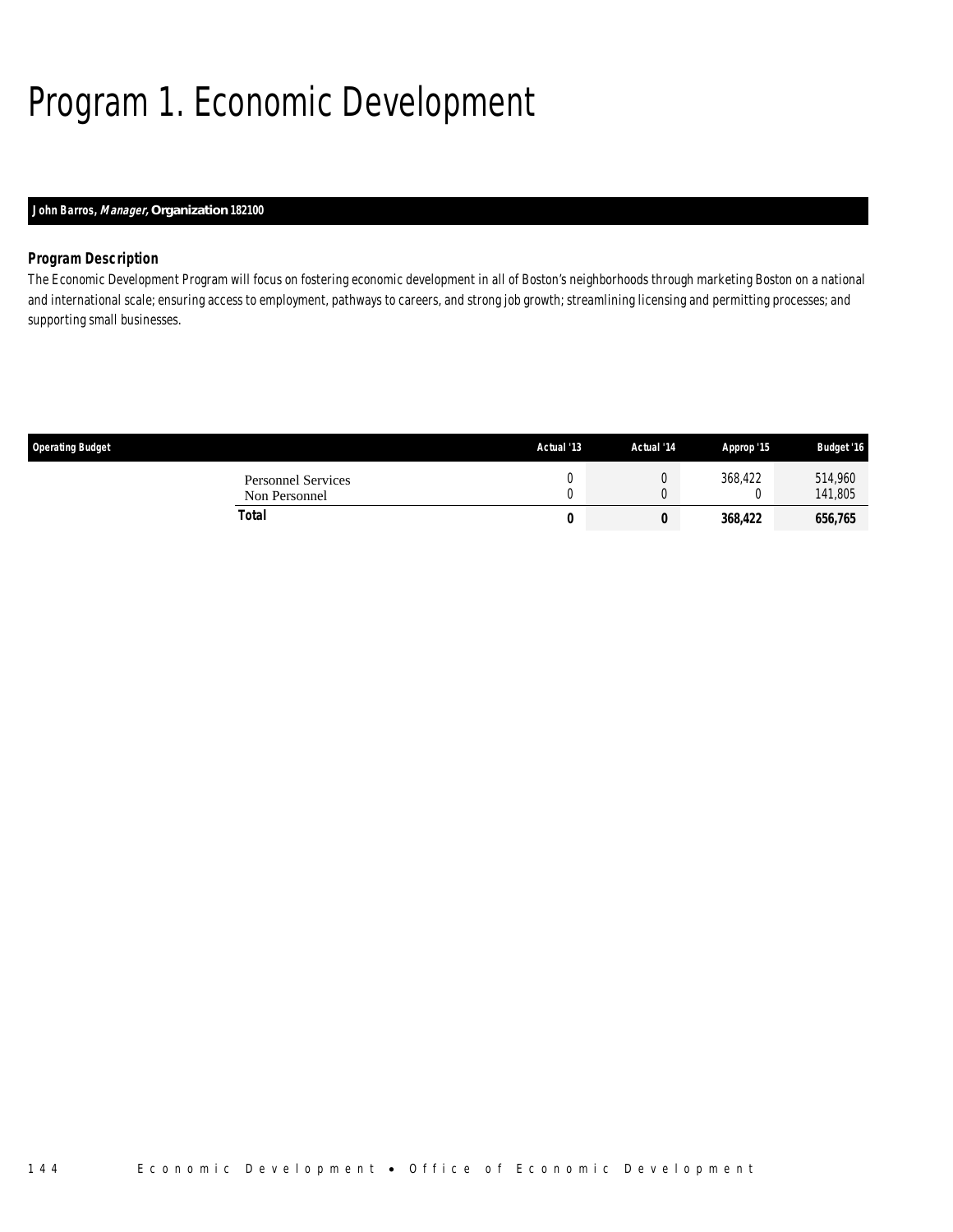# Program 1. Economic Development

**John Barros, *Manager,* Organization 182100**

### Program Description

*The Economic Development Program will focus on fostering economic development in all of Boston's neighborhoods through marketing Boston on a national and international scale; ensuring access to employment, pathways to careers, and strong job growth; streamlining licensing and permitting processes; and supporting small businesses.*

| Operating Budget | Actual '13 | Actual '14 | Approp '15 | Budget '16 |
|---|---|---|---|---|
| Personnel Services | 0 | 0 | 368,422 | 514,960 |
| Non Personnel | 0 | 0 | 0 | 141,805 |
| **Total** | **0** | **0** | **368,422** | **656,765** |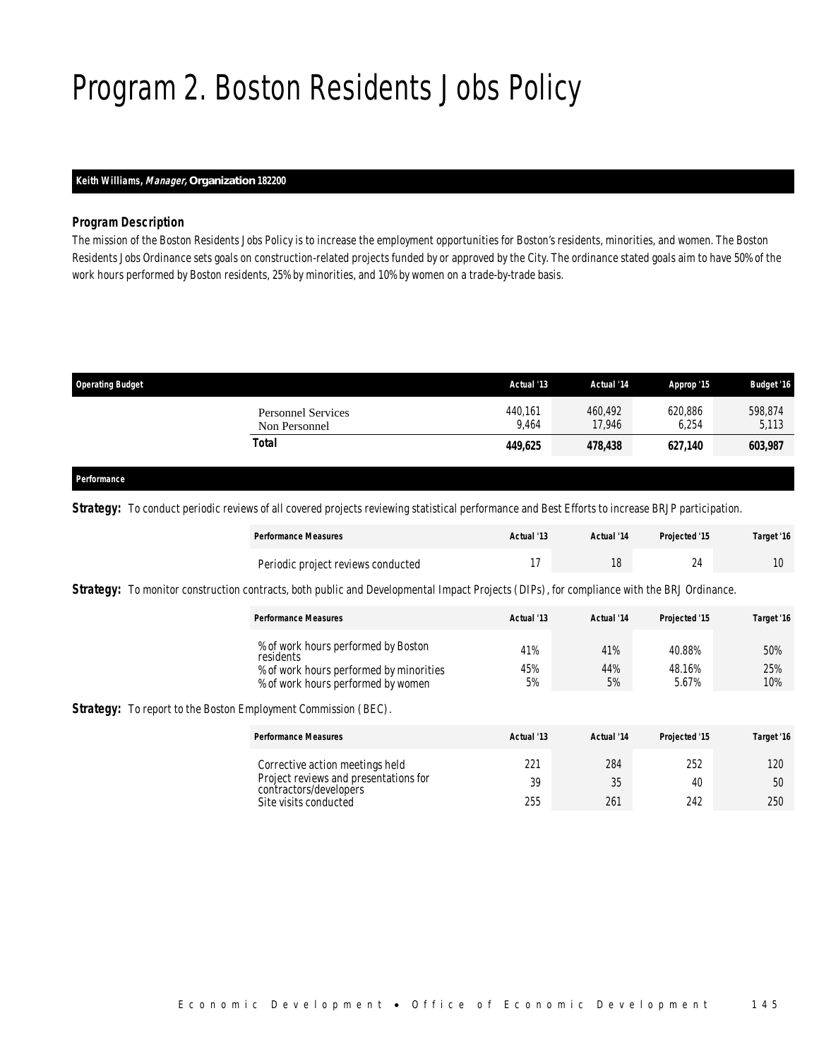# Program 2. Boston Residents Jobs Policy

**Keith Williams, *Manager,* Organization 182200**

### *Program Description*

The mission of the Boston Residents Jobs Policy is to increase the employment opportunities for Boston's residents, minorities, and women. The Boston Residents Jobs Ordinance sets goals on construction-related projects funded by or approved by the City. The ordinance stated goals aim to have 50% of the work hours performed by Boston residents, 25% by minorities, and 10% by women on a trade-by-trade basis.

| Operating Budget | Actual '13 | Actual '14 | Approp '15 | Budget '16 |
|---|---|---|---|---|
| Personnel Services | 440,161 | 460,492 | 620,886 | 598,874 |
| Non Personnel | 9,464 | 17,946 | 6,254 | 5,113 |
| **Total** | **449,625** | **478,438** | **627,140** | **603,987** |

### *Performance*

***Strategy:*** To conduct periodic reviews of all covered projects reviewing statistical performance and Best Efforts to increase BRJP participation.

| Performance Measures | Actual '13 | Actual '14 | Projected '15 | Target '16 |
|---|---|---|---|---|
| Periodic project reviews conducted | 17 | 18 | 24 | 10 |

***Strategy:*** To monitor construction contracts, both public and Developmental Impact Projects (DIPs), for compliance with the BRJ Ordinance.

| Performance Measures | Actual '13 | Actual '14 | Projected '15 | Target '16 |
|---|---|---|---|---|
| % of work hours performed by Boston residents | 41% | 41% | 40.88% | 50% |
| % of work hours performed by minorities | 45% | 44% | 48.16% | 25% |
| % of work hours performed by women | 5% | 5% | 5.67% | 10% |

***Strategy:*** To report to the Boston Employment Commission (BEC).

| Performance Measures | Actual '13 | Actual '14 | Projected '15 | Target '16 |
|---|---|---|---|---|
| Corrective action meetings held | 221 | 284 | 252 | 120 |
| Project reviews and presentations for contractors/developers | 39 | 35 | 40 | 50 |
| Site visits conducted | 255 | 261 | 242 | 250 |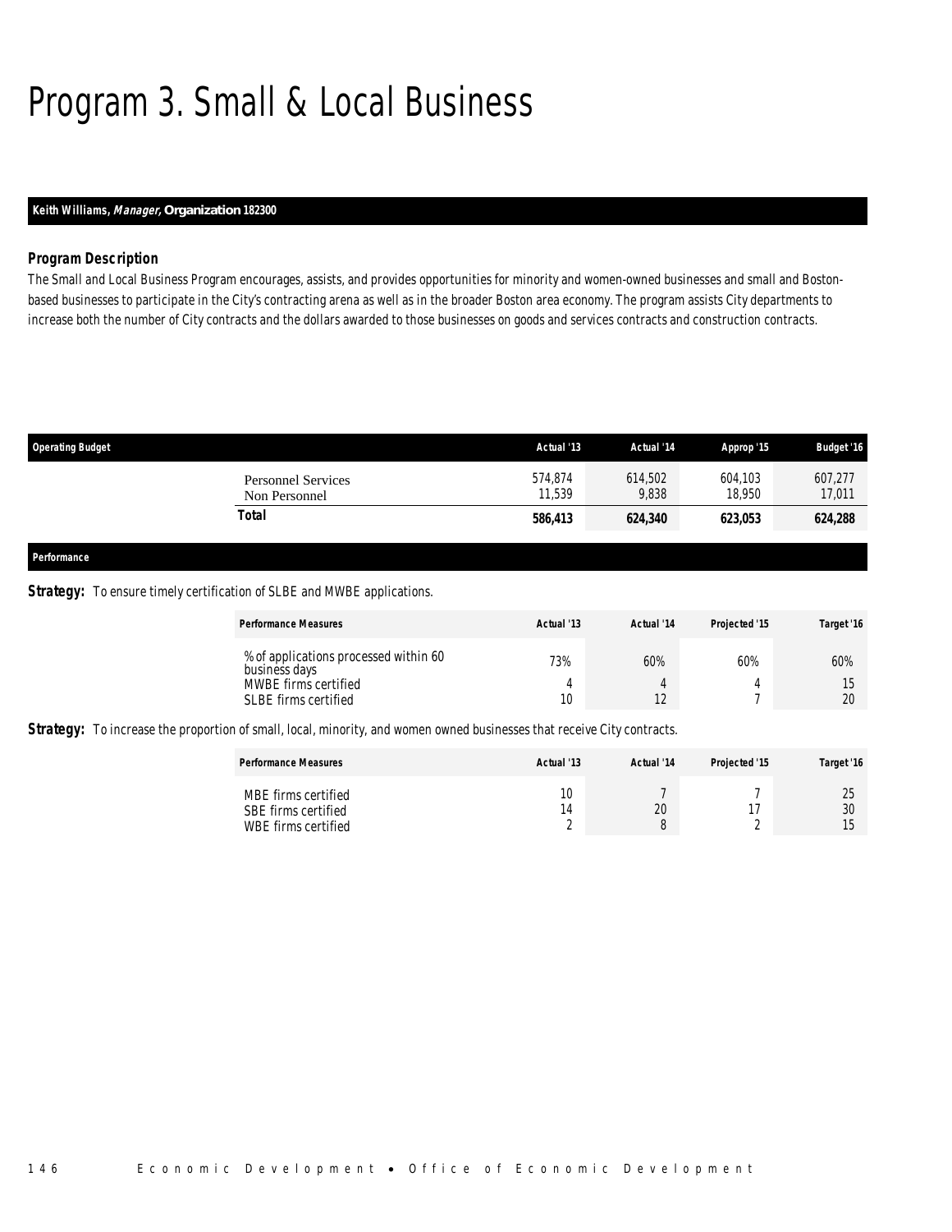# Program 3. Small & Local Business

**Keith Williams, *Manager*, Organization 182300**

### Program Description

The Small and Local Business Program encourages, assists, and provides opportunities for minority and women-owned businesses and small and Boston-based businesses to participate in the City's contracting arena as well as in the broader Boston area economy. The program assists City departments to increase both the number of City contracts and the dollars awarded to those businesses on goods and services contracts and construction contracts.

| Operating Budget | Actual '13 | Actual '14 | Approp '15 | Budget '16 |
|---|---|---|---|---|
| Personnel Services | 574,874 | 614,502 | 604,103 | 607,277 |
| Non Personnel | 11,539 | 9,838 | 18,950 | 17,011 |
| **Total** | **586,413** | **624,340** | **623,053** | **624,288** |

### Performance

**Strategy:** To ensure timely certification of SLBE and MWBE applications.

| Performance Measures | Actual '13 | Actual '14 | Projected '15 | Target '16 |
|---|---|---|---|---|
| % of applications processed within 60 business days | 73% | 60% | 60% | 60% |
| MWBE firms certified | 4 | 4 | 4 | 15 |
| SLBE firms certified | 10 | 12 | 7 | 20 |

**Strategy:** To increase the proportion of small, local, minority, and women owned businesses that receive City contracts.

| Performance Measures | Actual '13 | Actual '14 | Projected '15 | Target '16 |
|---|---|---|---|---|
| MBE firms certified | 10 | 7 | 7 | 25 |
| SBE firms certified | 14 | 20 | 17 | 30 |
| WBE firms certified | 2 | 8 | 2 | 15 |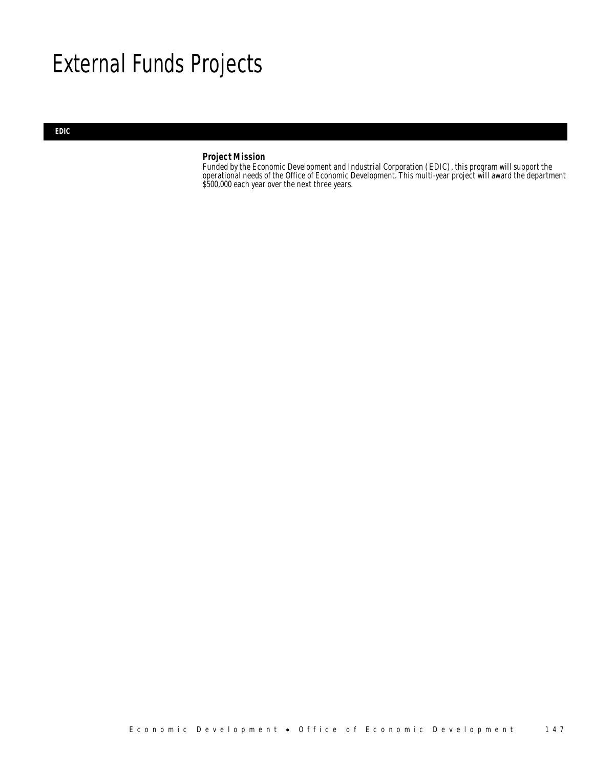# External Funds Projects

## EDIC

**Project Mission**

Funded by the Economic Development and Industrial Corporation (EDIC), this program will support the operational needs of the Office of Economic Development. This multi-year project will award the department $500,000 each year over the next three years.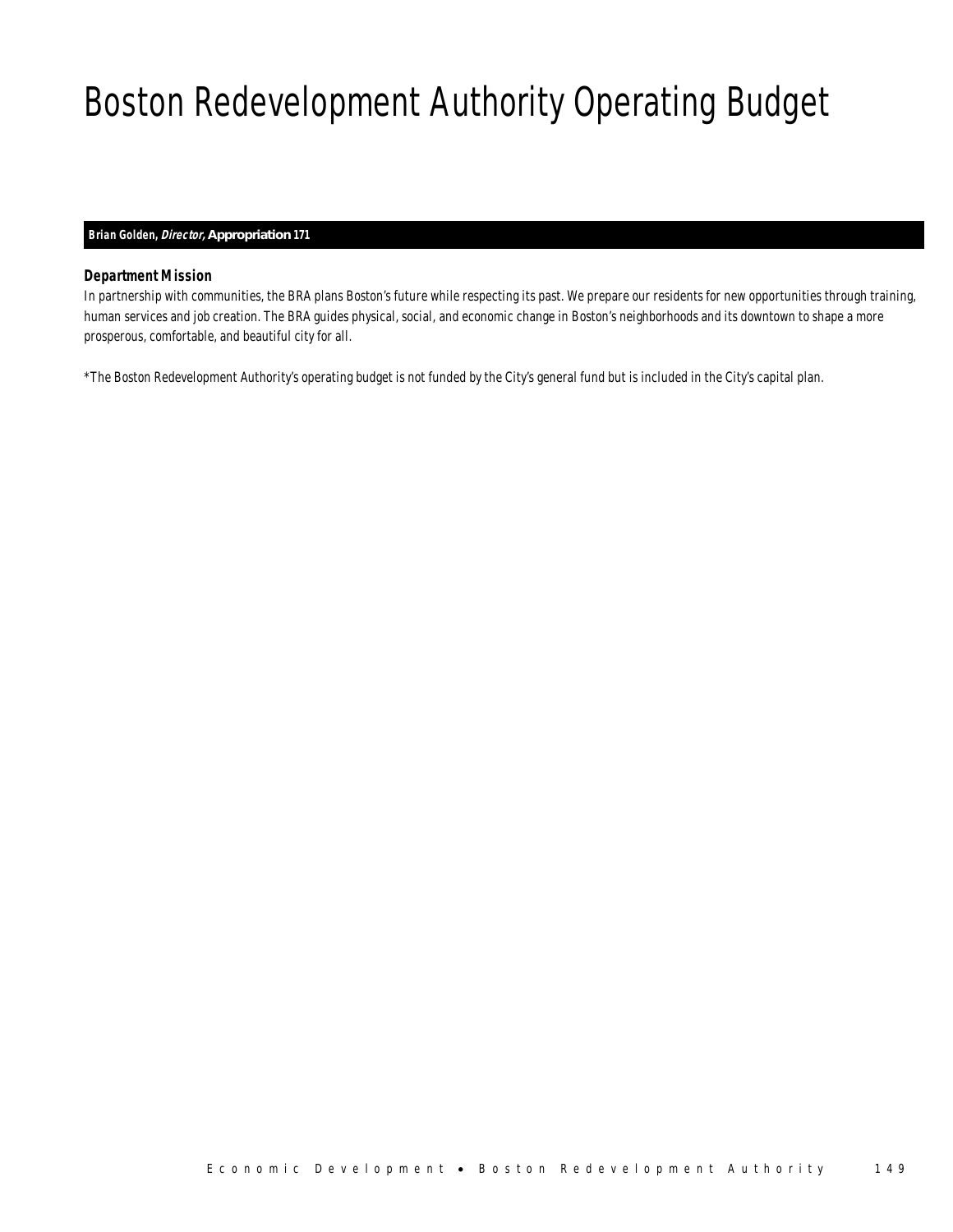# Boston Redevelopment Authority Operating Budget

**Brian Golden, *Director,* Appropriation 171**

### *Department Mission*

*In partnership with communities, the BRA plans Boston's future while respecting its past. We prepare our residents for new opportunities through training, human services and job creation. The BRA guides physical, social, and economic change in Boston's neighborhoods and its downtown to shape a more prosperous, comfortable, and beautiful city for all.*

*\*The Boston Redevelopment Authority's operating budget is not funded by the City's general fund but is included in the City's capital plan.*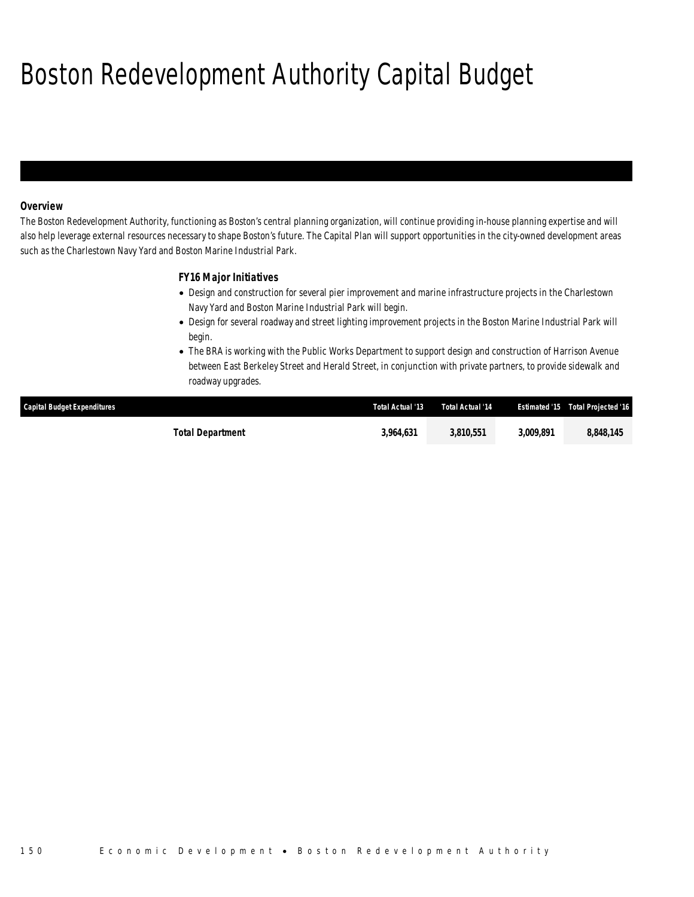# Boston Redevelopment Authority Capital Budget

### Overview

The Boston Redevelopment Authority, functioning as Boston's central planning organization, will continue providing in-house planning expertise and will also help leverage external resources necessary to shape Boston's future. The Capital Plan will support opportunities in the city-owned development areas such as the Charlestown Navy Yard and Boston Marine Industrial Park.

### FY16 Major Initiatives

- Design and construction for several pier improvement and marine infrastructure projects in the Charlestown Navy Yard and Boston Marine Industrial Park will begin.
- Design for several roadway and street lighting improvement projects in the Boston Marine Industrial Park will begin.
- The BRA is working with the Public Works Department to support design and construction of Harrison Avenue between East Berkeley Street and Herald Street, in conjunction with private partners, to provide sidewalk and roadway upgrades.

| Capital Budget Expenditures | Total Actual '13 | Total Actual '14 | Estimated '15 | Total Projected '16 |
|---|---|---|---|---|
| **Total Department** | **3,964,631** | **3,810,551** | **3,009,891** | **8,848,145** |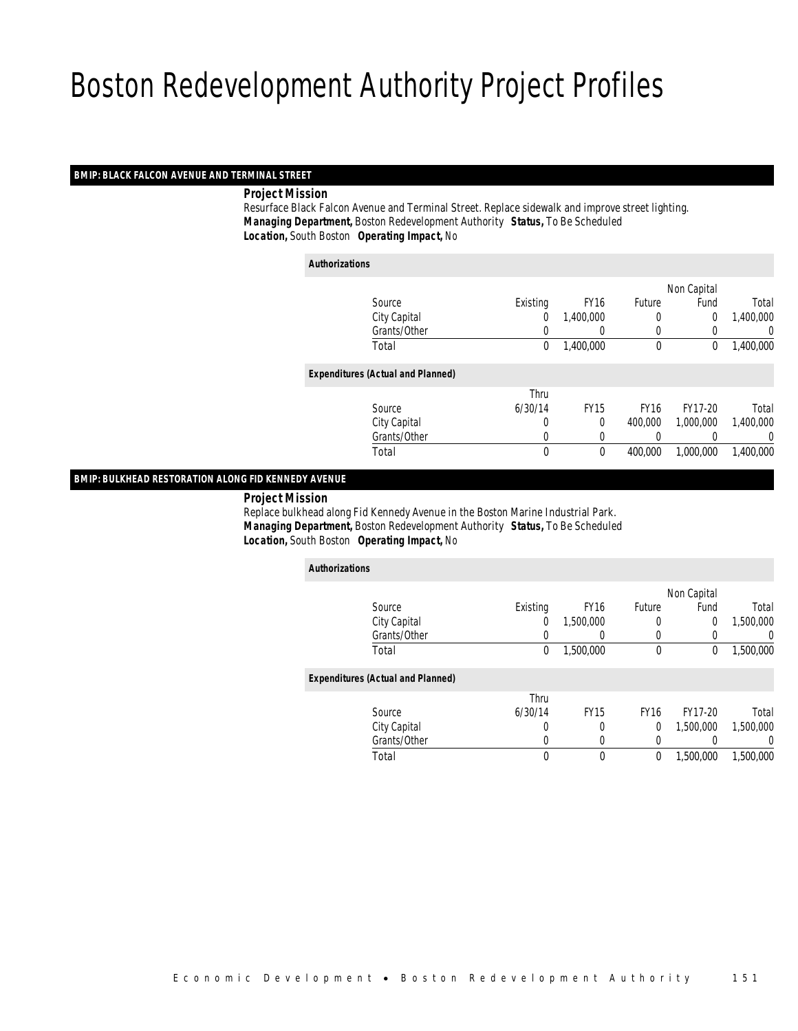# Boston Redevelopment Authority Project Profiles

## BMIP: BLACK FALCON AVENUE AND TERMINAL STREET

**Project Mission**

Resurface Black Falcon Avenue and Terminal Street. Replace sidewalk and improve street lighting.

***Managing Department,*** Boston Redevelopment Authority ***Status,*** To Be Scheduled

***Location,*** South Boston ***Operating Impact,*** No

***Authorizations***

| Source | Existing | FY16 | Future | Non Capital Fund | Total |
|---|---|---|---|---|---|
| City Capital | 0 | 1,400,000 | 0 | 0 | 1,400,000 |
| Grants/Other | 0 | 0 | 0 | 0 | 0 |
| Total | 0 | 1,400,000 | 0 | 0 | 1,400,000 |

***Expenditures (Actual and Planned)***

| Source | Thru 6/30/14 | FY15 | FY16 | FY17-20 | Total |
|---|---|---|---|---|---|
| City Capital | 0 | 0 | 400,000 | 1,000,000 | 1,400,000 |
| Grants/Other | 0 | 0 | 0 | 0 | 0 |
| Total | 0 | 0 | 400,000 | 1,000,000 | 1,400,000 |

## BMIP: BULKHEAD RESTORATION ALONG FID KENNEDY AVENUE

**Project Mission**

Replace bulkhead along Fid Kennedy Avenue in the Boston Marine Industrial Park.

***Managing Department,*** Boston Redevelopment Authority ***Status,*** To Be Scheduled

***Location,*** South Boston ***Operating Impact,*** No

***Authorizations***

| Source | Existing | FY16 | Future | Non Capital Fund | Total |
|---|---|---|---|---|---|
| City Capital | 0 | 1,500,000 | 0 | 0 | 1,500,000 |
| Grants/Other | 0 | 0 | 0 | 0 | 0 |
| Total | 0 | 1,500,000 | 0 | 0 | 1,500,000 |

***Expenditures (Actual and Planned)***

| Source | Thru 6/30/14 | FY15 | FY16 | FY17-20 | Total |
|---|---|---|---|---|---|
| City Capital | 0 | 0 | 0 | 1,500,000 | 1,500,000 |
| Grants/Other | 0 | 0 | 0 | 0 | 0 |
| Total | 0 | 0 | 0 | 1,500,000 | 1,500,000 |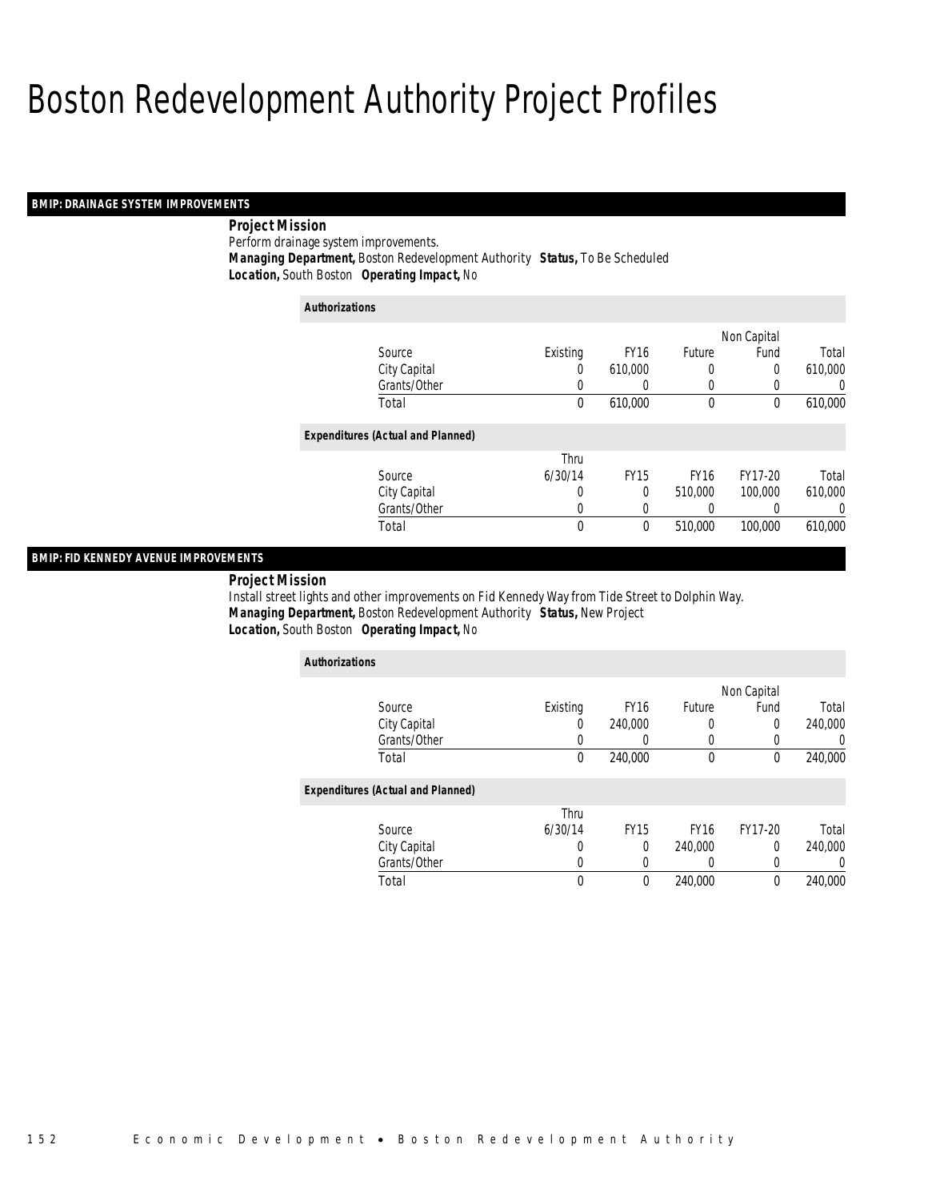# Boston Redevelopment Authority Project Profiles

## BMIP: DRAINAGE SYSTEM IMPROVEMENTS

**Project Mission**

Perform drainage system improvements.

***Managing Department,*** Boston Redevelopment Authority ***Status,*** To Be Scheduled

***Location,*** South Boston ***Operating Impact,*** No

***Authorizations***

| Source | Existing | FY16 | Future | Non Capital Fund | Total |
|---|---|---|---|---|---|
| City Capital | 0 | 610,000 | 0 | 0 | 610,000 |
| Grants/Other | 0 | 0 | 0 | 0 | 0 |
| Total | 0 | 610,000 | 0 | 0 | 610,000 |

***Expenditures (Actual and Planned)***

| Source | Thru 6/30/14 | FY15 | FY16 | FY17-20 | Total |
|---|---|---|---|---|---|
| City Capital | 0 | 0 | 510,000 | 100,000 | 610,000 |
| Grants/Other | 0 | 0 | 0 | 0 | 0 |
| Total | 0 | 0 | 510,000 | 100,000 | 610,000 |

## BMIP: FID KENNEDY AVENUE IMPROVEMENTS

**Project Mission**

Install street lights and other improvements on Fid Kennedy Way from Tide Street to Dolphin Way.

***Managing Department,*** Boston Redevelopment Authority ***Status,*** New Project

***Location,*** South Boston ***Operating Impact,*** No

***Authorizations***

| Source | Existing | FY16 | Future | Non Capital Fund | Total |
|---|---|---|---|---|---|
| City Capital | 0 | 240,000 | 0 | 0 | 240,000 |
| Grants/Other | 0 | 0 | 0 | 0 | 0 |
| Total | 0 | 240,000 | 0 | 0 | 240,000 |

***Expenditures (Actual and Planned)***

| Source | Thru 6/30/14 | FY15 | FY16 | FY17-20 | Total |
|---|---|---|---|---|---|
| City Capital | 0 | 0 | 240,000 | 0 | 240,000 |
| Grants/Other | 0 | 0 | 0 | 0 | 0 |
| Total | 0 | 0 | 240,000 | 0 | 240,000 |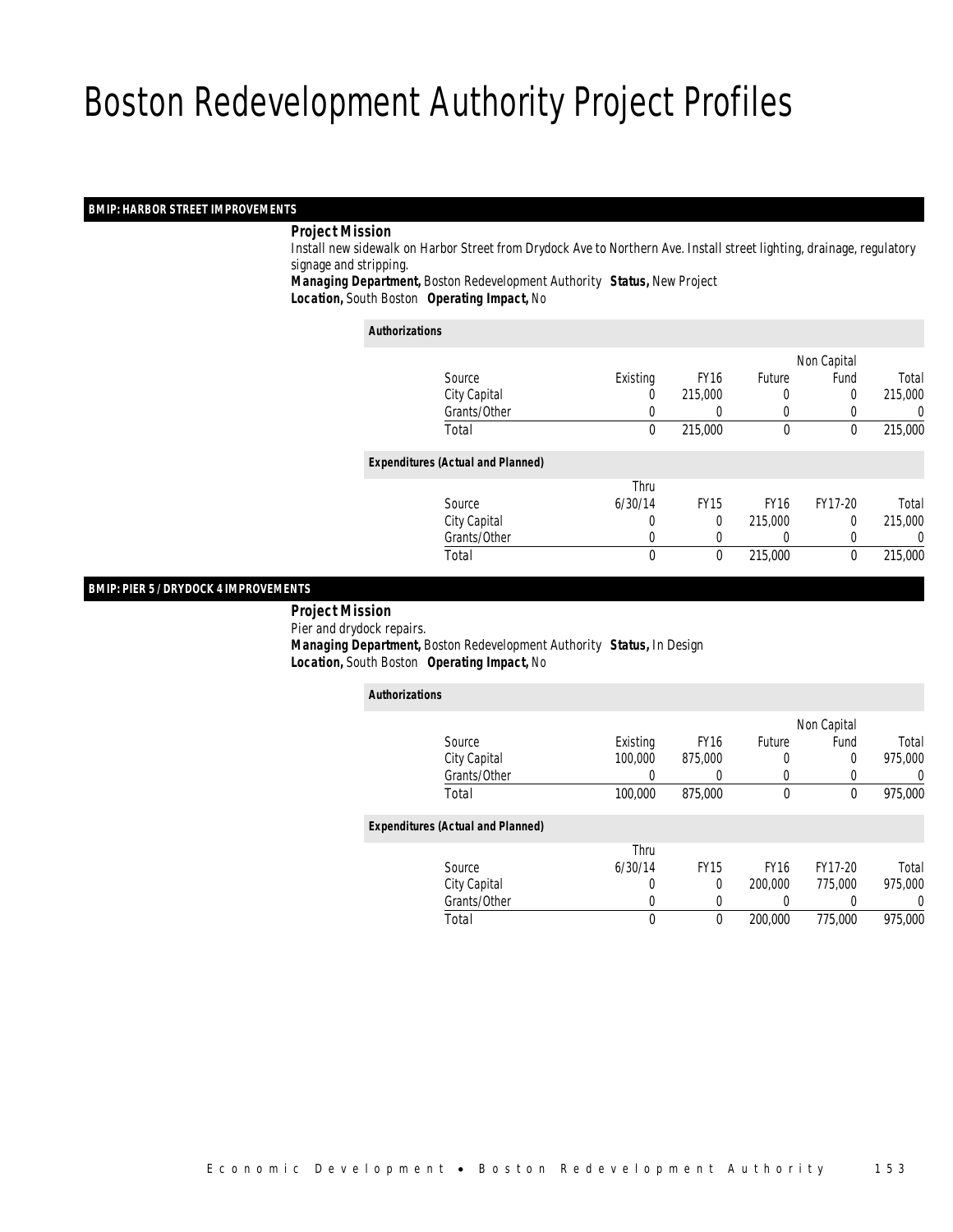# Boston Redevelopment Authority Project Profiles

## BMIP: HARBOR STREET IMPROVEMENTS

***Project Mission***

Install new sidewalk on Harbor Street from Drydock Ave to Northern Ave. Install street lighting, drainage, regulatory signage and stripping.

***Managing Department,*** Boston Redevelopment Authority ***Status,*** New Project

***Location,*** South Boston ***Operating Impact,*** No

***Authorizations***

| Source | Existing | FY16 | Future | Non Capital Fund | Total |
|---|---|---|---|---|---|
| City Capital | 0 | 215,000 | 0 | 0 | 215,000 |
| Grants/Other | 0 | 0 | 0 | 0 | 0 |
| Total | 0 | 215,000 | 0 | 0 | 215,000 |

***Expenditures (Actual and Planned)***

| Source | Thru 6/30/14 | FY15 | FY16 | FY17-20 | Total |
|---|---|---|---|---|---|
| City Capital | 0 | 0 | 215,000 | 0 | 215,000 |
| Grants/Other | 0 | 0 | 0 | 0 | 0 |
| Total | 0 | 0 | 215,000 | 0 | 215,000 |

## BMIP: PIER 5 / DRYDOCK 4 IMPROVEMENTS

***Project Mission***

Pier and drydock repairs.

***Managing Department,*** Boston Redevelopment Authority ***Status,*** In Design

***Location,*** South Boston ***Operating Impact,*** No

***Authorizations***

| Source | Existing | FY16 | Future | Non Capital Fund | Total |
|---|---|---|---|---|---|
| City Capital | 100,000 | 875,000 | 0 | 0 | 975,000 |
| Grants/Other | 0 | 0 | 0 | 0 | 0 |
| Total | 100,000 | 875,000 | 0 | 0 | 975,000 |

***Expenditures (Actual and Planned)***

| Source | Thru 6/30/14 | FY15 | FY16 | FY17-20 | Total |
|---|---|---|---|---|---|
| City Capital | 0 | 0 | 200,000 | 775,000 | 975,000 |
| Grants/Other | 0 | 0 | 0 | 0 | 0 |
| Total | 0 | 0 | 200,000 | 775,000 | 975,000 |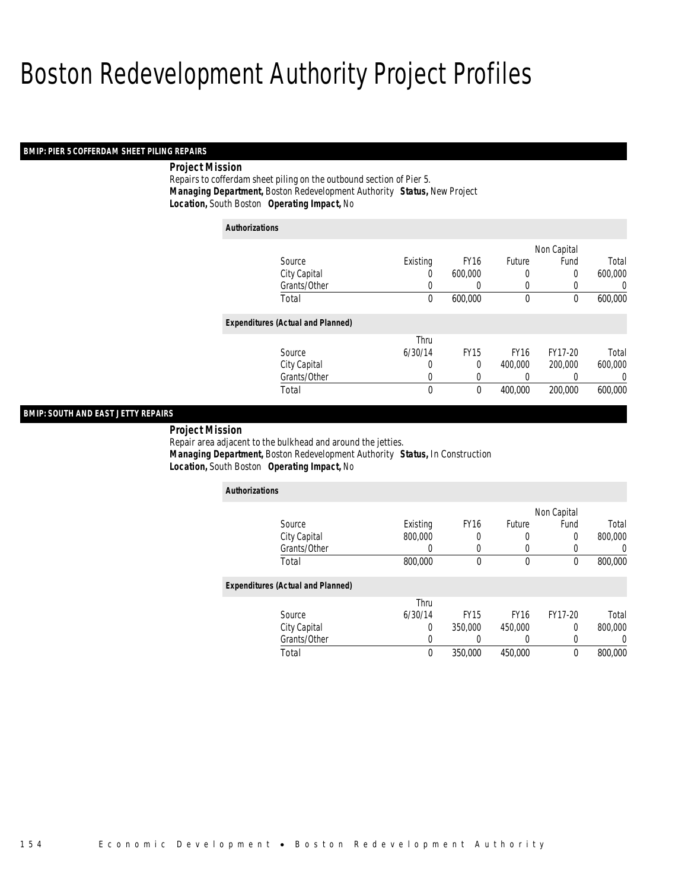# Boston Redevelopment Authority Project Profiles

## BMIP: PIER 5 COFFERDAM SHEET PILING REPAIRS

**Project Mission**

Repairs to cofferdam sheet piling on the outbound section of Pier 5.

***Managing Department,*** Boston Redevelopment Authority ***Status,*** New Project

***Location,*** South Boston ***Operating Impact,*** No

***Authorizations***

| Source | Existing | FY16 | Future | Non Capital Fund | Total |
|---|---|---|---|---|---|
| City Capital | 0 | 600,000 | 0 | 0 | 600,000 |
| Grants/Other | 0 | 0 | 0 | 0 | 0 |
| Total | 0 | 600,000 | 0 | 0 | 600,000 |

***Expenditures (Actual and Planned)***

| Source | Thru 6/30/14 | FY15 | FY16 | FY17-20 | Total |
|---|---|---|---|---|---|
| City Capital | 0 | 0 | 400,000 | 200,000 | 600,000 |
| Grants/Other | 0 | 0 | 0 | 0 | 0 |
| Total | 0 | 0 | 400,000 | 200,000 | 600,000 |

## BMIP: SOUTH AND EAST JETTY REPAIRS

**Project Mission**

Repair area adjacent to the bulkhead and around the jetties.

***Managing Department,*** Boston Redevelopment Authority ***Status,*** In Construction

***Location,*** South Boston ***Operating Impact,*** No

***Authorizations***

| Source | Existing | FY16 | Future | Non Capital Fund | Total |
|---|---|---|---|---|---|
| City Capital | 800,000 | 0 | 0 | 0 | 800,000 |
| Grants/Other | 0 | 0 | 0 | 0 | 0 |
| Total | 800,000 | 0 | 0 | 0 | 800,000 |

***Expenditures (Actual and Planned)***

| Source | Thru 6/30/14 | FY15 | FY16 | FY17-20 | Total |
|---|---|---|---|---|---|
| City Capital | 0 | 350,000 | 450,000 | 0 | 800,000 |
| Grants/Other | 0 | 0 | 0 | 0 | 0 |
| Total | 0 | 350,000 | 450,000 | 0 | 800,000 |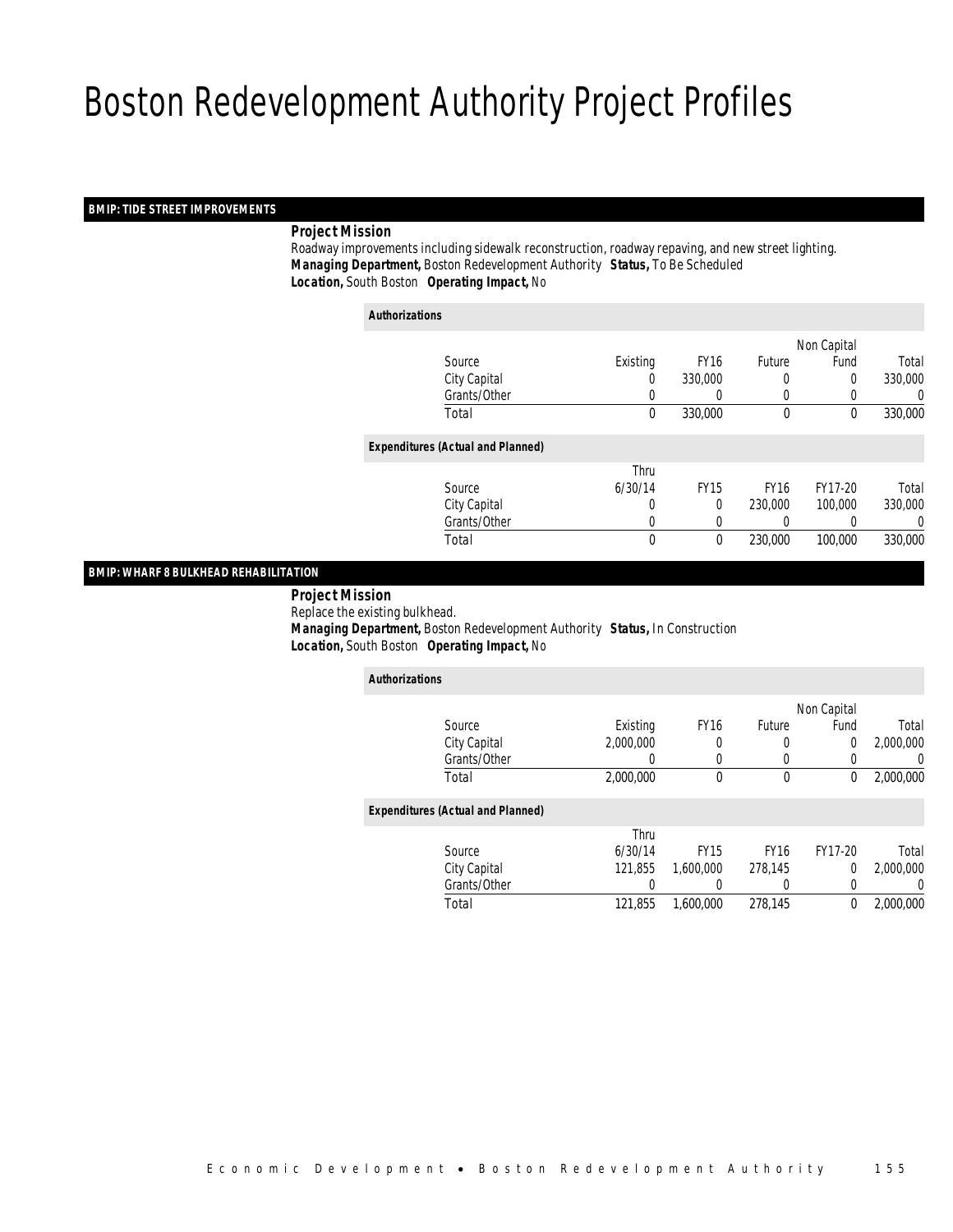# Boston Redevelopment Authority Project Profiles

## BMIP: TIDE STREET IMPROVEMENTS

***Project Mission***

Roadway improvements including sidewalk reconstruction, roadway repaving, and new street lighting.

***Managing Department,*** Boston Redevelopment Authority ***Status,*** To Be Scheduled

***Location,*** South Boston ***Operating Impact,*** No

***Authorizations***

| Source | Existing | FY16 | Future | Non Capital Fund | Total |
|---|---|---|---|---|---|
| City Capital | 0 | 330,000 | 0 | 0 | 330,000 |
| Grants/Other | 0 | 0 | 0 | 0 | 0 |
| Total | 0 | 330,000 | 0 | 0 | 330,000 |

***Expenditures (Actual and Planned)***

| Source | Thru 6/30/14 | FY15 | FY16 | FY17-20 | Total |
|---|---|---|---|---|---|
| City Capital | 0 | 0 | 230,000 | 100,000 | 330,000 |
| Grants/Other | 0 | 0 | 0 | 0 | 0 |
| Total | 0 | 0 | 230,000 | 100,000 | 330,000 |

## BMIP: WHARF 8 BULKHEAD REHABILITATION

***Project Mission***

Replace the existing bulkhead.

***Managing Department,*** Boston Redevelopment Authority ***Status,*** In Construction

***Location,*** South Boston ***Operating Impact,*** No

***Authorizations***

| Source | Existing | FY16 | Future | Non Capital Fund | Total |
|---|---|---|---|---|---|
| City Capital | 2,000,000 | 0 | 0 | 0 | 2,000,000 |
| Grants/Other | 0 | 0 | 0 | 0 | 0 |
| Total | 2,000,000 | 0 | 0 | 0 | 2,000,000 |

***Expenditures (Actual and Planned)***

| Source | Thru 6/30/14 | FY15 | FY16 | FY17-20 | Total |
|---|---|---|---|---|---|
| City Capital | 121,855 | 1,600,000 | 278,145 | 0 | 2,000,000 |
| Grants/Other | 0 | 0 | 0 | 0 | 0 |
| Total | 121,855 | 1,600,000 | 278,145 | 0 | 2,000,000 |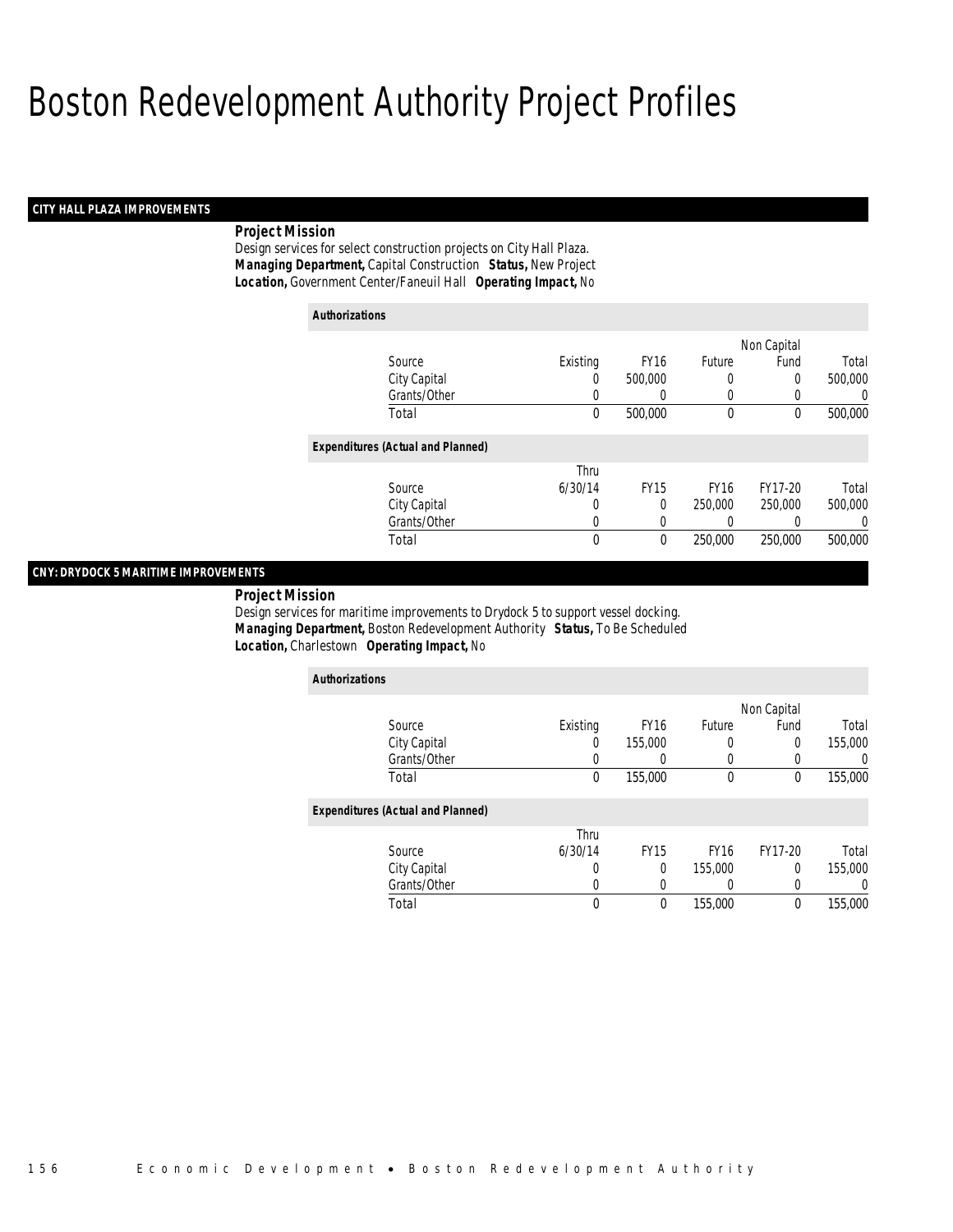# Boston Redevelopment Authority Project Profiles

## CITY HALL PLAZA IMPROVEMENTS

**Project Mission**

Design services for select construction projects on City Hall Plaza.

***Managing Department,*** Capital Construction ***Status,*** New Project

***Location,*** Government Center/Faneuil Hall ***Operating Impact,*** No

***Authorizations***

| Source | Existing | FY16 | Future | Non Capital Fund | Total |
|---|---|---|---|---|---|
| City Capital | 0 | 500,000 | 0 | 0 | 500,000 |
| Grants/Other | 0 | 0 | 0 | 0 | 0 |
| Total | 0 | 500,000 | 0 | 0 | 500,000 |

***Expenditures (Actual and Planned)***

| Source | Thru 6/30/14 | FY15 | FY16 | FY17-20 | Total |
|---|---|---|---|---|---|
| City Capital | 0 | 0 | 250,000 | 250,000 | 500,000 |
| Grants/Other | 0 | 0 | 0 | 0 | 0 |
| Total | 0 | 0 | 250,000 | 250,000 | 500,000 |

## CNY: DRYDOCK 5 MARITIME IMPROVEMENTS

**Project Mission**

Design services for maritime improvements to Drydock 5 to support vessel docking.

***Managing Department,*** Boston Redevelopment Authority ***Status,*** To Be Scheduled

***Location,*** Charlestown ***Operating Impact,*** No

***Authorizations***

| Source | Existing | FY16 | Future | Non Capital Fund | Total |
|---|---|---|---|---|---|
| City Capital | 0 | 155,000 | 0 | 0 | 155,000 |
| Grants/Other | 0 | 0 | 0 | 0 | 0 |
| Total | 0 | 155,000 | 0 | 0 | 155,000 |

***Expenditures (Actual and Planned)***

| Source | Thru 6/30/14 | FY15 | FY16 | FY17-20 | Total |
|---|---|---|---|---|---|
| City Capital | 0 | 0 | 155,000 | 0 | 155,000 |
| Grants/Other | 0 | 0 | 0 | 0 | 0 |
| Total | 0 | 0 | 155,000 | 0 | 155,000 |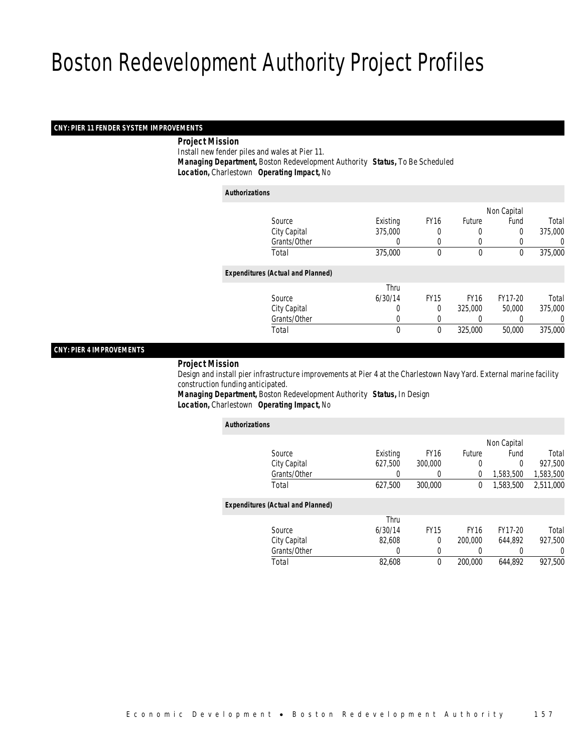# Boston Redevelopment Authority Project Profiles

## CNY: PIER 11 FENDER SYSTEM IMPROVEMENTS

***Project Mission***

Install new fender piles and wales at Pier 11.

***Managing Department,*** Boston Redevelopment Authority ***Status,*** To Be Scheduled

***Location,*** Charlestown ***Operating Impact,*** No

***Authorizations***

| Source | Existing | FY16 | Future | Non Capital Fund | Total |
|---|---|---|---|---|---|
| City Capital | 375,000 | 0 | 0 | 0 | 375,000 |
| Grants/Other | 0 | 0 | 0 | 0 | 0 |
| Total | 375,000 | 0 | 0 | 0 | 375,000 |

***Expenditures (Actual and Planned)***

| Source | Thru 6/30/14 | FY15 | FY16 | FY17-20 | Total |
|---|---|---|---|---|---|
| City Capital | 0 | 0 | 325,000 | 50,000 | 375,000 |
| Grants/Other | 0 | 0 | 0 | 0 | 0 |
| Total | 0 | 0 | 325,000 | 50,000 | 375,000 |

## CNY: PIER 4 IMPROVEMENTS

***Project Mission***

Design and install pier infrastructure improvements at Pier 4 at the Charlestown Navy Yard. External marine facility construction funding anticipated.

***Managing Department,*** Boston Redevelopment Authority ***Status,*** In Design

***Location,*** Charlestown ***Operating Impact,*** No

***Authorizations***

| Source | Existing | FY16 | Future | Non Capital Fund | Total |
|---|---|---|---|---|---|
| City Capital | 627,500 | 300,000 | 0 | 0 | 927,500 |
| Grants/Other | 0 | 0 | 0 | 1,583,500 | 1,583,500 |
| Total | 627,500 | 300,000 | 0 | 1,583,500 | 2,511,000 |

***Expenditures (Actual and Planned)***

| Source | Thru 6/30/14 | FY15 | FY16 | FY17-20 | Total |
|---|---|---|---|---|---|
| City Capital | 82,608 | 0 | 200,000 | 644,892 | 927,500 |
| Grants/Other | 0 | 0 | 0 | 0 | 0 |
| Total | 82,608 | 0 | 200,000 | 644,892 | 927,500 |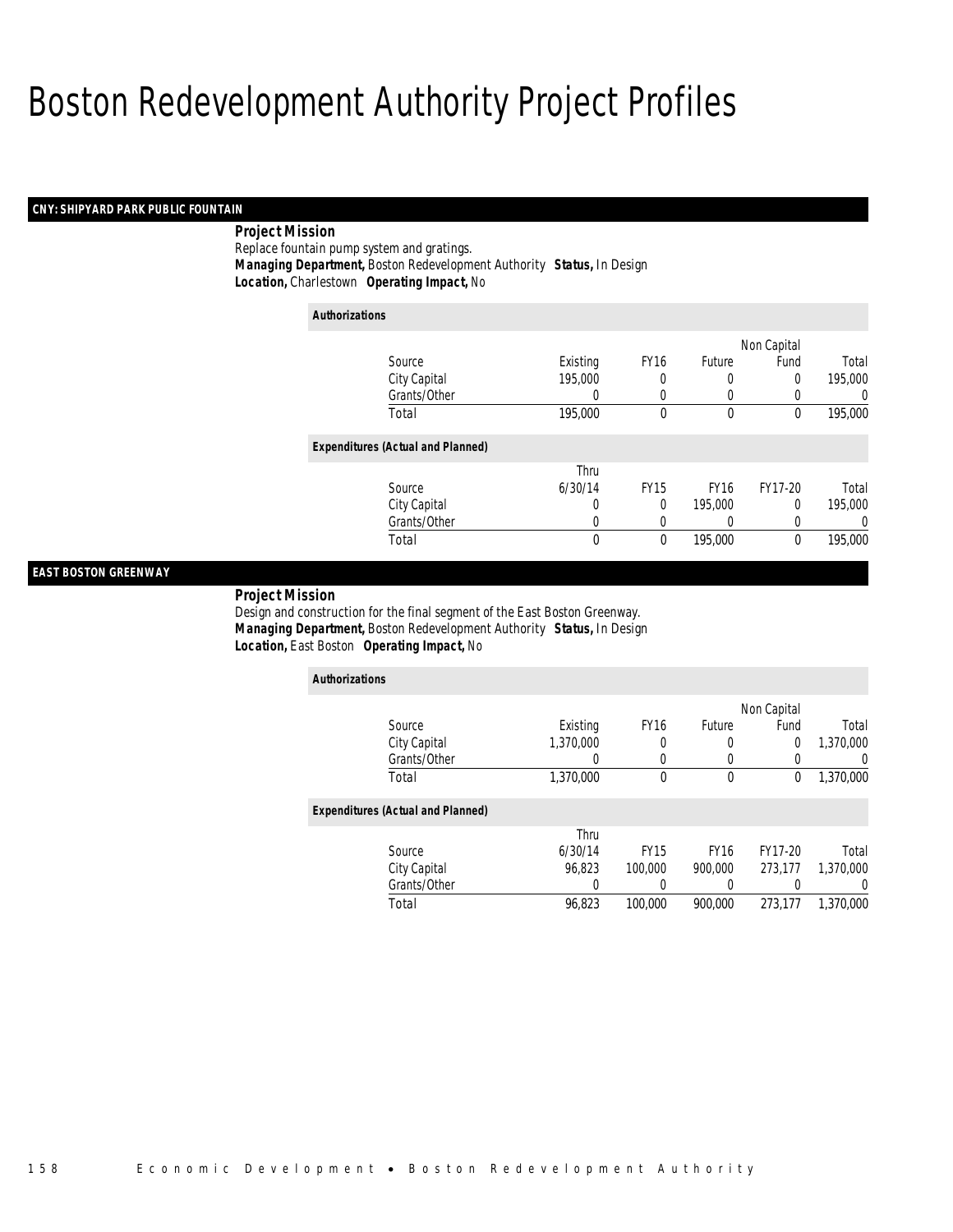# Boston Redevelopment Authority Project Profiles

## CNY: SHIPYARD PARK PUBLIC FOUNTAIN

**Project Mission**

Replace fountain pump system and gratings.

**Managing Department,** Boston Redevelopment Authority **Status,** In Design

**Location,** Charlestown **Operating Impact,** No

*Authorizations*

| Source | Existing | FY16 | Future | Non Capital Fund | Total |
|---|---|---|---|---|---|
| City Capital | 195,000 | 0 | 0 | 0 | 195,000 |
| Grants/Other | 0 | 0 | 0 | 0 | 0 |
| Total | 195,000 | 0 | 0 | 0 | 195,000 |

*Expenditures (Actual and Planned)*

| Source | Thru 6/30/14 | FY15 | FY16 | FY17-20 | Total |
|---|---|---|---|---|---|
| City Capital | 0 | 0 | 195,000 | 0 | 195,000 |
| Grants/Other | 0 | 0 | 0 | 0 | 0 |
| Total | 0 | 0 | 195,000 | 0 | 195,000 |

## EAST BOSTON GREENWAY

**Project Mission**

Design and construction for the final segment of the East Boston Greenway.

**Managing Department,** Boston Redevelopment Authority **Status,** In Design

**Location,** East Boston **Operating Impact,** No

*Authorizations*

| Source | Existing | FY16 | Future | Non Capital Fund | Total |
|---|---|---|---|---|---|
| City Capital | 1,370,000 | 0 | 0 | 0 | 1,370,000 |
| Grants/Other | 0 | 0 | 0 | 0 | 0 |
| Total | 1,370,000 | 0 | 0 | 0 | 1,370,000 |

*Expenditures (Actual and Planned)*

| Source | Thru 6/30/14 | FY15 | FY16 | FY17-20 | Total |
|---|---|---|---|---|---|
| City Capital | 96,823 | 100,000 | 900,000 | 273,177 | 1,370,000 |
| Grants/Other | 0 | 0 | 0 | 0 | 0 |
| Total | 96,823 | 100,000 | 900,000 | 273,177 | 1,370,000 |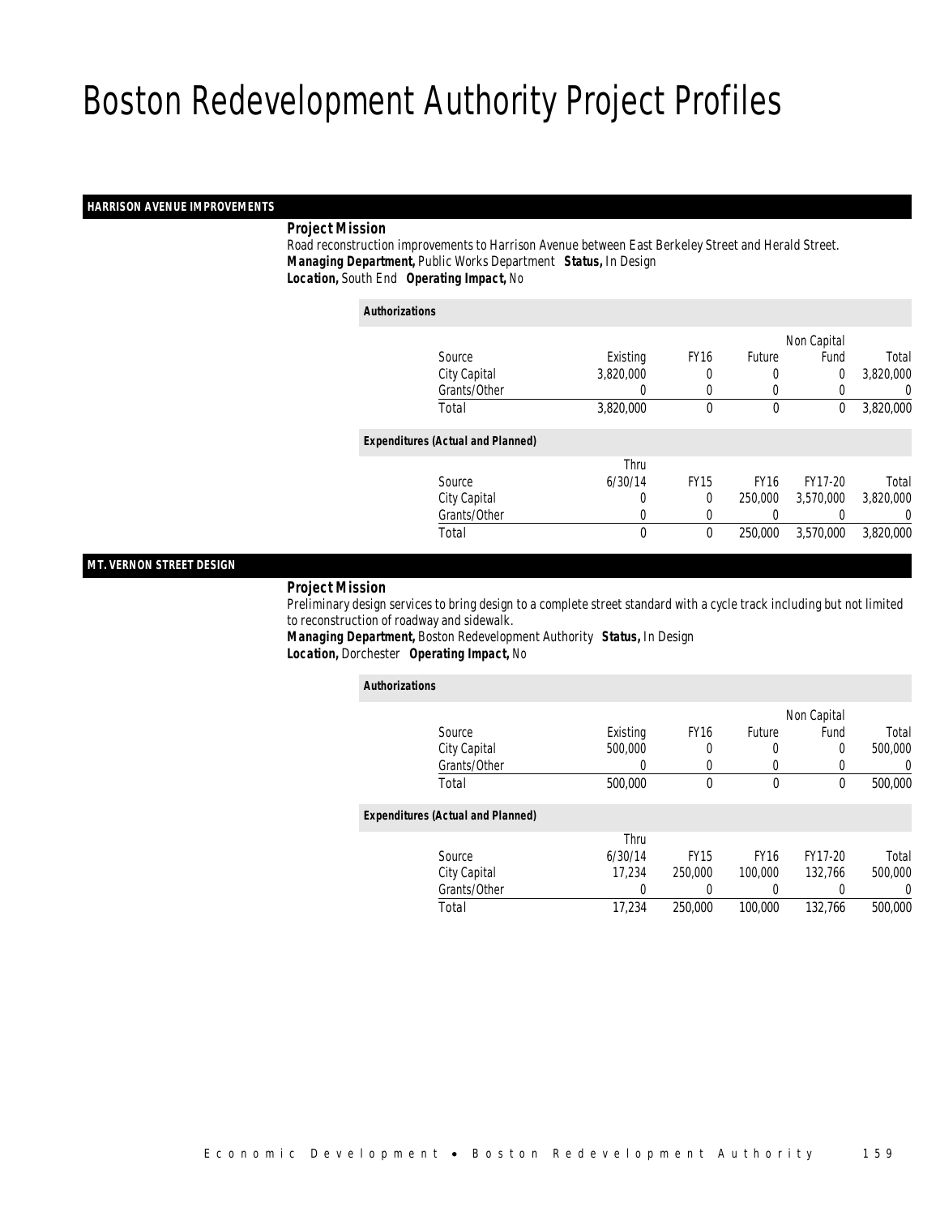# Boston Redevelopment Authority Project Profiles

## HARRISON AVENUE IMPROVEMENTS

***Project Mission***

Road reconstruction improvements to Harrison Avenue between East Berkeley Street and Herald Street.

***Managing Department,*** Public Works Department ***Status,*** In Design

***Location,*** South End ***Operating Impact,*** No

***Authorizations***

| Source | Existing | FY16 | Future | Non Capital Fund | Total |
|---|---|---|---|---|---|
| City Capital | 3,820,000 | 0 | 0 | 0 | 3,820,000 |
| Grants/Other | 0 | 0 | 0 | 0 | 0 |
| Total | 3,820,000 | 0 | 0 | 0 | 3,820,000 |

***Expenditures (Actual and Planned)***

| Source | Thru 6/30/14 | FY15 | FY16 | FY17-20 | Total |
|---|---|---|---|---|---|
| City Capital | 0 | 0 | 250,000 | 3,570,000 | 3,820,000 |
| Grants/Other | 0 | 0 | 0 | 0 | 0 |
| Total | 0 | 0 | 250,000 | 3,570,000 | 3,820,000 |

## MT. VERNON STREET DESIGN

***Project Mission***

Preliminary design services to bring design to a complete street standard with a cycle track including but not limited to reconstruction of roadway and sidewalk.

***Managing Department,*** Boston Redevelopment Authority ***Status,*** In Design

***Location,*** Dorchester ***Operating Impact,*** No

***Authorizations***

| Source | Existing | FY16 | Future | Non Capital Fund | Total |
|---|---|---|---|---|---|
| City Capital | 500,000 | 0 | 0 | 0 | 500,000 |
| Grants/Other | 0 | 0 | 0 | 0 | 0 |
| Total | 500,000 | 0 | 0 | 0 | 500,000 |

***Expenditures (Actual and Planned)***

| Source | Thru 6/30/14 | FY15 | FY16 | FY17-20 | Total |
|---|---|---|---|---|---|
| City Capital | 17,234 | 250,000 | 100,000 | 132,766 | 500,000 |
| Grants/Other | 0 | 0 | 0 | 0 | 0 |
| Total | 17,234 | 250,000 | 100,000 | 132,766 | 500,000 |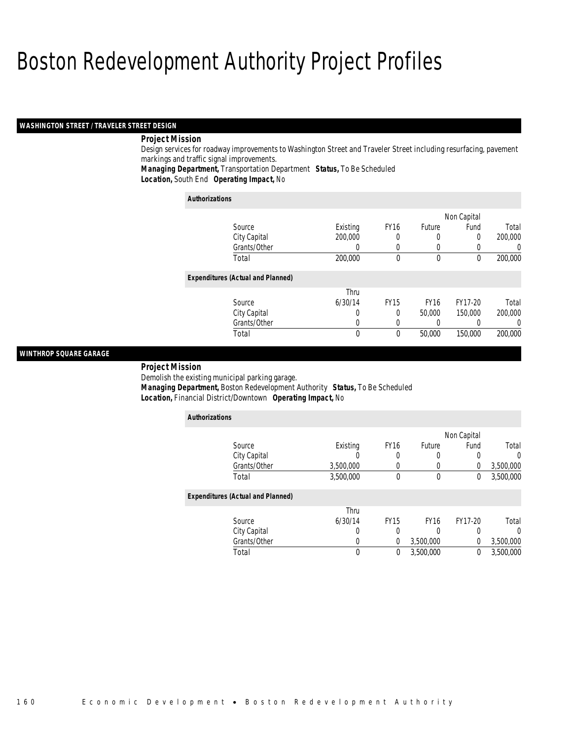# Boston Redevelopment Authority Project Profiles

## WASHINGTON STREET / TRAVELER STREET DESIGN

***Project Mission***

Design services for roadway improvements to Washington Street and Traveler Street including resurfacing, pavement markings and traffic signal improvements.

***Managing Department,*** Transportation Department ***Status,*** To Be Scheduled

***Location,*** South End ***Operating Impact,*** No

***Authorizations***

| Source | Existing | FY16 | Future | Non Capital Fund | Total |
|---|---|---|---|---|---|
| City Capital | 200,000 | 0 | 0 | 0 | 200,000 |
| Grants/Other | 0 | 0 | 0 | 0 | 0 |
| Total | 200,000 | 0 | 0 | 0 | 200,000 |

***Expenditures (Actual and Planned)***

| Source | Thru 6/30/14 | FY15 | FY16 | FY17-20 | Total |
|---|---|---|---|---|---|
| City Capital | 0 | 0 | 50,000 | 150,000 | 200,000 |
| Grants/Other | 0 | 0 | 0 | 0 | 0 |
| Total | 0 | 0 | 50,000 | 150,000 | 200,000 |

## WINTHROP SQUARE GARAGE

***Project Mission***

Demolish the existing municipal parking garage.

***Managing Department,*** Boston Redevelopment Authority ***Status,*** To Be Scheduled

***Location,*** Financial District/Downtown ***Operating Impact,*** No

***Authorizations***

| Source | Existing | FY16 | Future | Non Capital Fund | Total |
|---|---|---|---|---|---|
| City Capital | 0 | 0 | 0 | 0 | 0 |
| Grants/Other | 3,500,000 | 0 | 0 | 0 | 3,500,000 |
| Total | 3,500,000 | 0 | 0 | 0 | 3,500,000 |

***Expenditures (Actual and Planned)***

| Source | Thru 6/30/14 | FY15 | FY16 | FY17-20 | Total |
|---|---|---|---|---|---|
| City Capital | 0 | 0 | 0 | 0 | 0 |
| Grants/Other | 0 | 0 | 3,500,000 | 0 | 3,500,000 |
| Total | 0 | 0 | 3,500,000 | 0 | 3,500,000 |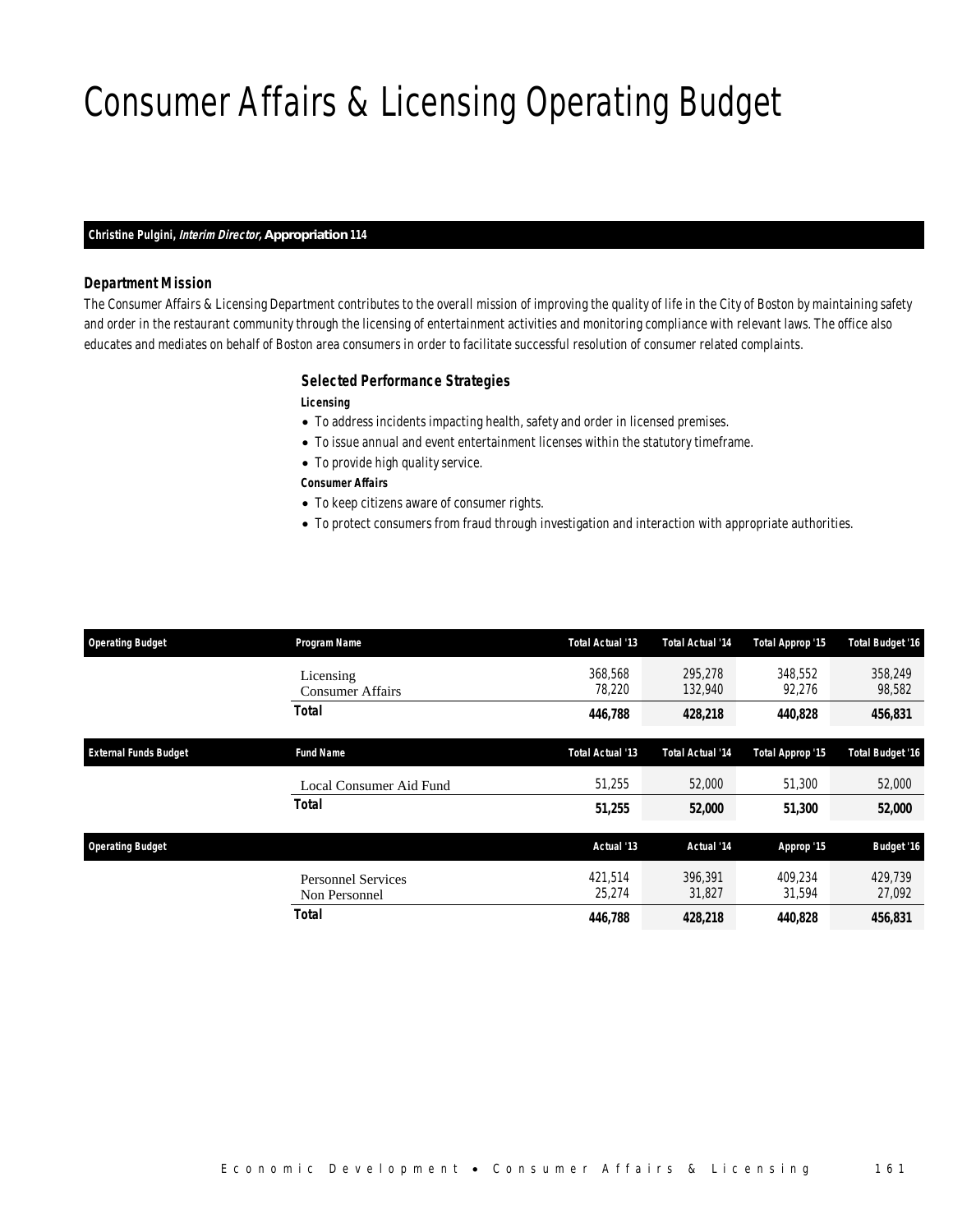# Consumer Affairs & Licensing Operating Budget

**Christine Pulgini, *Interim Director,* Appropriation 114**

### Department Mission

The Consumer Affairs & Licensing Department contributes to the overall mission of improving the quality of life in the City of Boston by maintaining safety and order in the restaurant community through the licensing of entertainment activities and monitoring compliance with relevant laws. The office also educates and mediates on behalf of Boston area consumers in order to facilitate successful resolution of consumer related complaints.

### Selected Performance Strategies

**Licensing**

- To address incidents impacting health, safety and order in licensed premises.
- To issue annual and event entertainment licenses within the statutory timeframe.
- To provide high quality service.

**Consumer Affairs**

- To keep citizens aware of consumer rights.
- To protect consumers from fraud through investigation and interaction with appropriate authorities.

| Operating Budget | Program Name | Total Actual '13 | Total Actual '14 | Total Approp '15 | Total Budget '16 |
|---|---|---|---|---|---|
| | Licensing | 368,568 | 295,278 | 348,552 | 358,249 |
| | Consumer Affairs | 78,220 | 132,940 | 92,276 | 98,582 |
| | **Total** | **446,788** | **428,218** | **440,828** | **456,831** |

| External Funds Budget | Fund Name | Total Actual '13 | Total Actual '14 | Total Approp '15 | Total Budget '16 |
|---|---|---|---|---|---|
| | Local Consumer Aid Fund | 51,255 | 52,000 | 51,300 | 52,000 |
| | **Total** | **51,255** | **52,000** | **51,300** | **52,000** |

| Operating Budget | | Actual '13 | Actual '14 | Approp '15 | Budget '16 |
|---|---|---|---|---|---|
| | Personnel Services | 421,514 | 396,391 | 409,234 | 429,739 |
| | Non Personnel | 25,274 | 31,827 | 31,594 | 27,092 |
| | **Total** | **446,788** | **428,218** | **440,828** | **456,831** |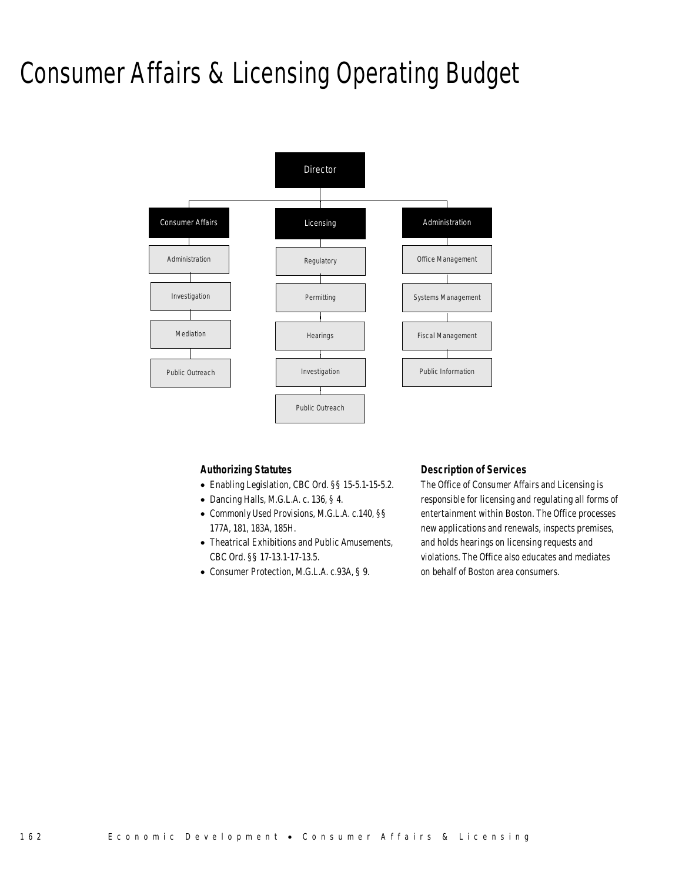# Consumer Affairs & Licensing Operating Budget

- Director
  - Consumer Affairs
    - Administration
    - Investigation
    - Mediation
    - Public Outreach
  - Licensing
    - Regulatory
    - Permitting
    - Hearings
    - Investigation
    - Public Outreach
  - Administration
    - Office Management
    - Systems Management
    - Fiscal Management
    - Public Information

### Authorizing Statutes

- Enabling Legislation, CBC Ord. §§ 15-5.1-15-5.2.
- Dancing Halls, M.G.L.A. c. 136, § 4.
- Commonly Used Provisions, M.G.L.A. c.140, §§ 177A, 181, 183A, 185H.
- Theatrical Exhibitions and Public Amusements, CBC Ord. §§ 17-13.1-17-13.5.
- Consumer Protection, M.G.L.A. c.93A, § 9.

### Description of Services

The Office of Consumer Affairs and Licensing is responsible for licensing and regulating all forms of entertainment within Boston. The Office processes new applications and renewals, inspects premises, and holds hearings on licensing requests and violations. The Office also educates and mediates on behalf of Boston area consumers.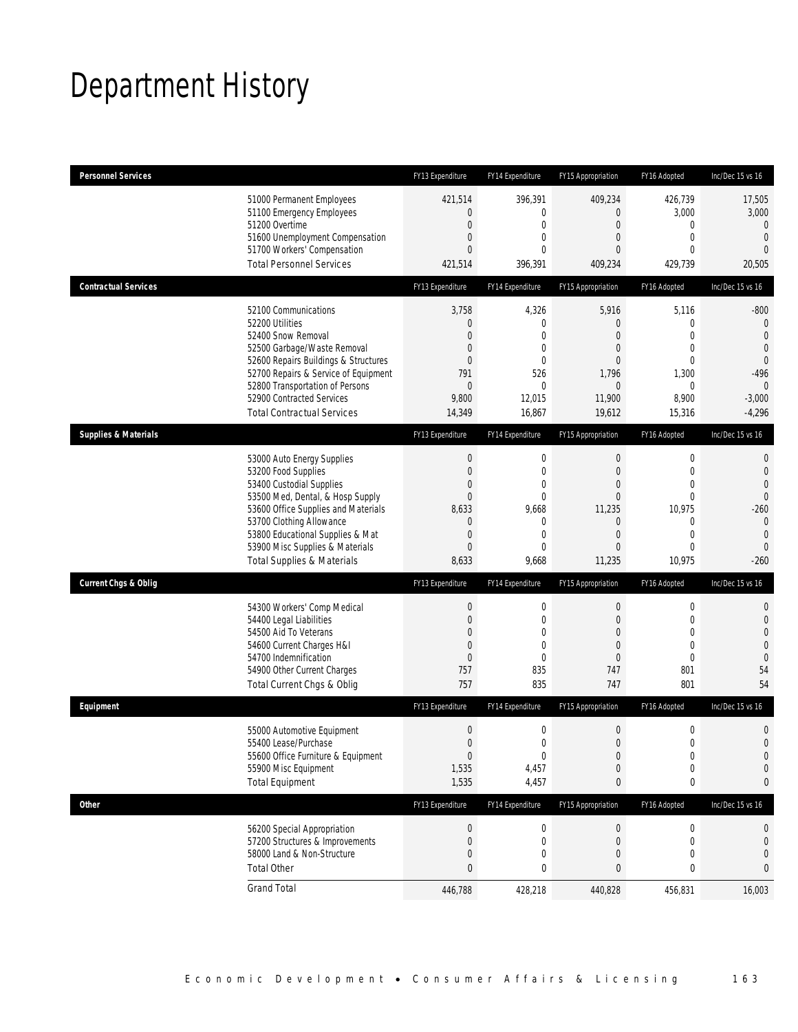# Department History

| Personnel Services | FY13 Expenditure | FY14 Expenditure | FY15 Appropriation | FY16 Adopted | Inc/Dec 15 vs 16 |
|---|---|---|---|---|---|
| 51000 Permanent Employees | 421,514 | 396,391 | 409,234 | 426,739 | 17,505 |
| 51100 Emergency Employees | 0 | 0 | 0 | 3,000 | 3,000 |
| 51200 Overtime | 0 | 0 | 0 | 0 | 0 |
| 51600 Unemployment Compensation | 0 | 0 | 0 | 0 | 0 |
| 51700 Workers' Compensation | 0 | 0 | 0 | 0 | 0 |
| Total Personnel Services | 421,514 | 396,391 | 409,234 | 429,739 | 20,505 |

| Contractual Services | FY13 Expenditure | FY14 Expenditure | FY15 Appropriation | FY16 Adopted | Inc/Dec 15 vs 16 |
|---|---|---|---|---|---|
| 52100 Communications | 3,758 | 4,326 | 5,916 | 5,116 | -800 |
| 52200 Utilities | 0 | 0 | 0 | 0 | 0 |
| 52400 Snow Removal | 0 | 0 | 0 | 0 | 0 |
| 52500 Garbage/Waste Removal | 0 | 0 | 0 | 0 | 0 |
| 52600 Repairs Buildings & Structures | 0 | 0 | 0 | 0 | 0 |
| 52700 Repairs & Service of Equipment | 791 | 526 | 1,796 | 1,300 | -496 |
| 52800 Transportation of Persons | 0 | 0 | 0 | 0 | 0 |
| 52900 Contracted Services | 9,800 | 12,015 | 11,900 | 8,900 | -3,000 |
| Total Contractual Services | 14,349 | 16,867 | 19,612 | 15,316 | -4,296 |

| Supplies & Materials | FY13 Expenditure | FY14 Expenditure | FY15 Appropriation | FY16 Adopted | Inc/Dec 15 vs 16 |
|---|---|---|---|---|---|
| 53000 Auto Energy Supplies | 0 | 0 | 0 | 0 | 0 |
| 53200 Food Supplies | 0 | 0 | 0 | 0 | 0 |
| 53400 Custodial Supplies | 0 | 0 | 0 | 0 | 0 |
| 53500 Med, Dental, & Hosp Supply | 0 | 0 | 0 | 0 | 0 |
| 53600 Office Supplies and Materials | 8,633 | 9,668 | 11,235 | 10,975 | -260 |
| 53700 Clothing Allowance | 0 | 0 | 0 | 0 | 0 |
| 53800 Educational Supplies & Mat | 0 | 0 | 0 | 0 | 0 |
| 53900 Misc Supplies & Materials | 0 | 0 | 0 | 0 | 0 |
| Total Supplies & Materials | 8,633 | 9,668 | 11,235 | 10,975 | -260 |

| Current Chgs & Oblig | FY13 Expenditure | FY14 Expenditure | FY15 Appropriation | FY16 Adopted | Inc/Dec 15 vs 16 |
|---|---|---|---|---|---|
| 54300 Workers' Comp Medical | 0 | 0 | 0 | 0 | 0 |
| 54400 Legal Liabilities | 0 | 0 | 0 | 0 | 0 |
| 54500 Aid To Veterans | 0 | 0 | 0 | 0 | 0 |
| 54600 Current Charges H&I | 0 | 0 | 0 | 0 | 0 |
| 54700 Indemnification | 0 | 0 | 0 | 0 | 0 |
| 54900 Other Current Charges | 757 | 835 | 747 | 801 | 54 |
| Total Current Chgs & Oblig | 757 | 835 | 747 | 801 | 54 |

| Equipment | FY13 Expenditure | FY14 Expenditure | FY15 Appropriation | FY16 Adopted | Inc/Dec 15 vs 16 |
|---|---|---|---|---|---|
| 55000 Automotive Equipment | 0 | 0 | 0 | 0 | 0 |
| 55400 Lease/Purchase | 0 | 0 | 0 | 0 | 0 |
| 55600 Office Furniture & Equipment | 0 | 0 | 0 | 0 | 0 |
| 55900 Misc Equipment | 1,535 | 4,457 | 0 | 0 | 0 |
| Total Equipment | 1,535 | 4,457 | 0 | 0 | 0 |

| Other | FY13 Expenditure | FY14 Expenditure | FY15 Appropriation | FY16 Adopted | Inc/Dec 15 vs 16 |
|---|---|---|---|---|---|
| 56200 Special Appropriation | 0 | 0 | 0 | 0 | 0 |
| 57200 Structures & Improvements | 0 | 0 | 0 | 0 | 0 |
| 58000 Land & Non-Structure | 0 | 0 | 0 | 0 | 0 |
| Total Other | 0 | 0 | 0 | 0 | 0 |
| Grand Total | 446,788 | 428,218 | 440,828 | 456,831 | 16,003 |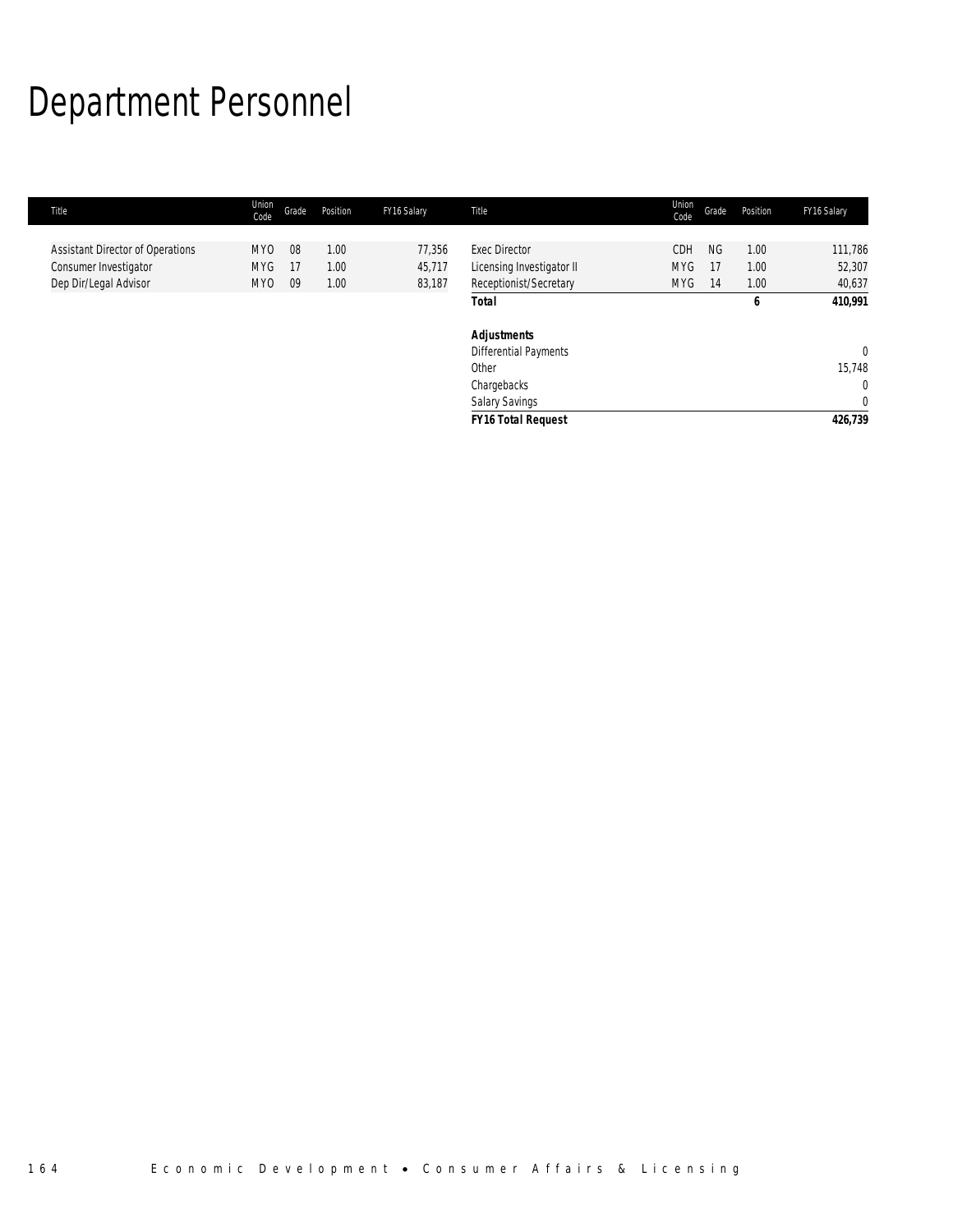# Department Personnel

| Title | Union Code | Grade | Position | FY16 Salary |
|---|---|---|---|---|
| Assistant Director of Operations | MYO | 08 | 1.00 | 77,356 |
| Consumer Investigator | MYG | 17 | 1.00 | 45,717 |
| Dep Dir/Legal Advisor | MYO | 09 | 1.00 | 83,187 |
| Exec Director | CDH | NG | 1.00 | 111,786 |
| Licensing Investigator II | MYG | 17 | 1.00 | 52,307 |
| Receptionist/Secretary | MYG | 14 | 1.00 | 40,637 |
| **Total** | | | **6** | **410,991** |
| | | | | |
| **Adjustments** | | | | |
| Differential Payments | | | | 0 |
| Other | | | | 15,748 |
| Chargebacks | | | | 0 |
| Salary Savings | | | | 0 |
| **FY16 Total Request** | | | | **426,739** |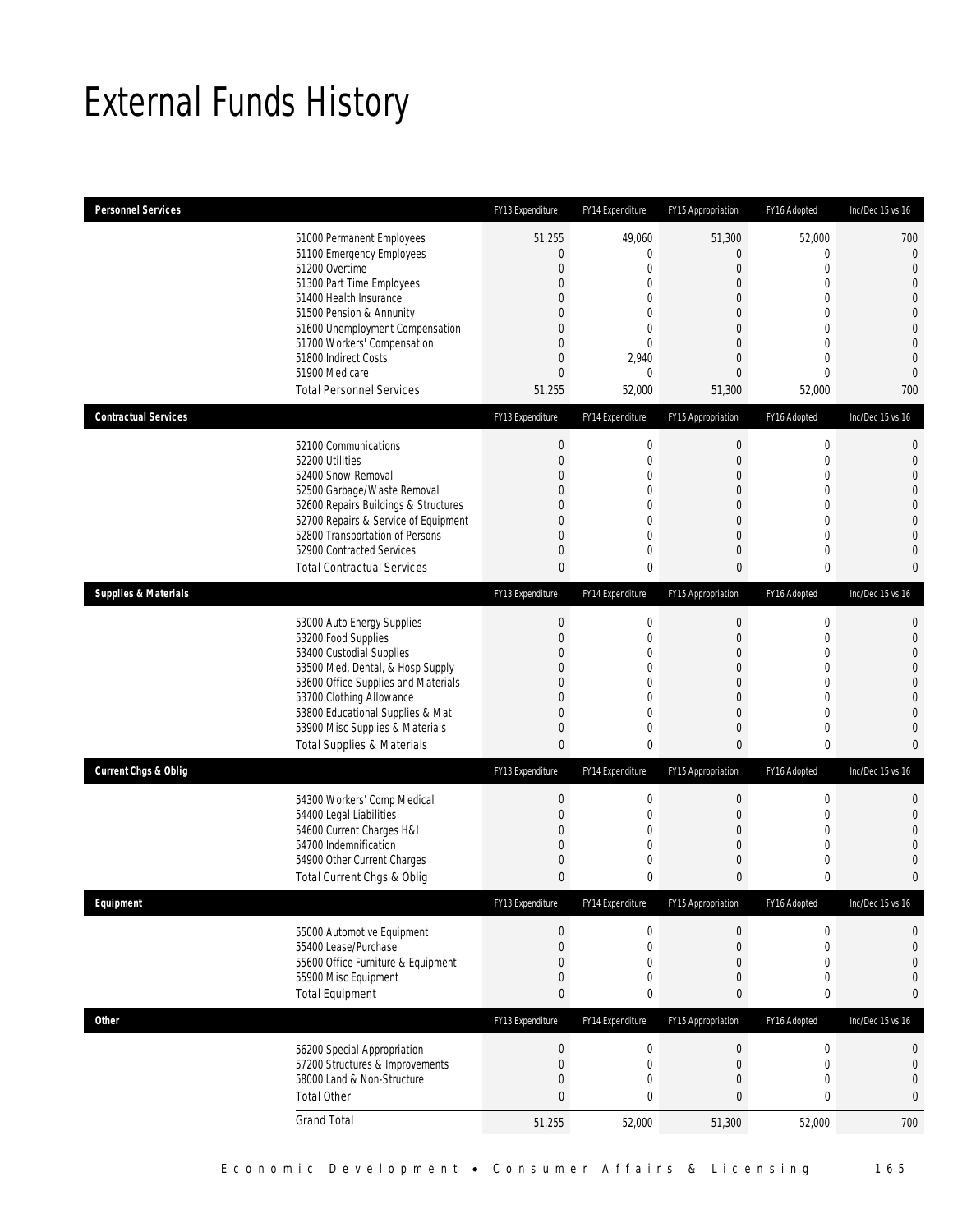# External Funds History

| Personnel Services | FY13 Expenditure | FY14 Expenditure | FY15 Appropriation | FY16 Adopted | Inc/Dec 15 vs 16 |
|---|---|---|---|---|---|
| 51000 Permanent Employees | 51,255 | 49,060 | 51,300 | 52,000 | 700 |
| 51100 Emergency Employees | 0 | 0 | 0 | 0 | 0 |
| 51200 Overtime | 0 | 0 | 0 | 0 | 0 |
| 51300 Part Time Employees | 0 | 0 | 0 | 0 | 0 |
| 51400 Health Insurance | 0 | 0 | 0 | 0 | 0 |
| 51500 Pension & Annunity | 0 | 0 | 0 | 0 | 0 |
| 51600 Unemployment Compensation | 0 | 0 | 0 | 0 | 0 |
| 51700 Workers' Compensation | 0 | 0 | 0 | 0 | 0 |
| 51800 Indirect Costs | 0 | 2,940 | 0 | 0 | 0 |
| 51900 Medicare | 0 | 0 | 0 | 0 | 0 |
| Total Personnel Services | 51,255 | 52,000 | 51,300 | 52,000 | 700 |

| Contractual Services | FY13 Expenditure | FY14 Expenditure | FY15 Appropriation | FY16 Adopted | Inc/Dec 15 vs 16 |
|---|---|---|---|---|---|
| 52100 Communications | 0 | 0 | 0 | 0 | 0 |
| 52200 Utilities | 0 | 0 | 0 | 0 | 0 |
| 52400 Snow Removal | 0 | 0 | 0 | 0 | 0 |
| 52500 Garbage/Waste Removal | 0 | 0 | 0 | 0 | 0 |
| 52600 Repairs Buildings & Structures | 0 | 0 | 0 | 0 | 0 |
| 52700 Repairs & Service of Equipment | 0 | 0 | 0 | 0 | 0 |
| 52800 Transportation of Persons | 0 | 0 | 0 | 0 | 0 |
| 52900 Contracted Services | 0 | 0 | 0 | 0 | 0 |
| Total Contractual Services | 0 | 0 | 0 | 0 | 0 |

| Supplies & Materials | FY13 Expenditure | FY14 Expenditure | FY15 Appropriation | FY16 Adopted | Inc/Dec 15 vs 16 |
|---|---|---|---|---|---|
| 53000 Auto Energy Supplies | 0 | 0 | 0 | 0 | 0 |
| 53200 Food Supplies | 0 | 0 | 0 | 0 | 0 |
| 53400 Custodial Supplies | 0 | 0 | 0 | 0 | 0 |
| 53500 Med, Dental, & Hosp Supply | 0 | 0 | 0 | 0 | 0 |
| 53600 Office Supplies and Materials | 0 | 0 | 0 | 0 | 0 |
| 53700 Clothing Allowance | 0 | 0 | 0 | 0 | 0 |
| 53800 Educational Supplies & Mat | 0 | 0 | 0 | 0 | 0 |
| 53900 Misc Supplies & Materials | 0 | 0 | 0 | 0 | 0 |
| Total Supplies & Materials | 0 | 0 | 0 | 0 | 0 |

| Current Chgs & Oblig | FY13 Expenditure | FY14 Expenditure | FY15 Appropriation | FY16 Adopted | Inc/Dec 15 vs 16 |
|---|---|---|---|---|---|
| 54300 Workers' Comp Medical | 0 | 0 | 0 | 0 | 0 |
| 54400 Legal Liabilities | 0 | 0 | 0 | 0 | 0 |
| 54600 Current Charges H&I | 0 | 0 | 0 | 0 | 0 |
| 54700 Indemnification | 0 | 0 | 0 | 0 | 0 |
| 54900 Other Current Charges | 0 | 0 | 0 | 0 | 0 |
| Total Current Chgs & Oblig | 0 | 0 | 0 | 0 | 0 |

| Equipment | FY13 Expenditure | FY14 Expenditure | FY15 Appropriation | FY16 Adopted | Inc/Dec 15 vs 16 |
|---|---|---|---|---|---|
| 55000 Automotive Equipment | 0 | 0 | 0 | 0 | 0 |
| 55400 Lease/Purchase | 0 | 0 | 0 | 0 | 0 |
| 55600 Office Furniture & Equipment | 0 | 0 | 0 | 0 | 0 |
| 55900 Misc Equipment | 0 | 0 | 0 | 0 | 0 |
| Total Equipment | 0 | 0 | 0 | 0 | 0 |

| Other | FY13 Expenditure | FY14 Expenditure | FY15 Appropriation | FY16 Adopted | Inc/Dec 15 vs 16 |
|---|---|---|---|---|---|
| 56200 Special Appropriation | 0 | 0 | 0 | 0 | 0 |
| 57200 Structures & Improvements | 0 | 0 | 0 | 0 | 0 |
| 58000 Land & Non-Structure | 0 | 0 | 0 | 0 | 0 |
| Total Other | 0 | 0 | 0 | 0 | 0 |
| Grand Total | 51,255 | 52,000 | 51,300 | 52,000 | 700 |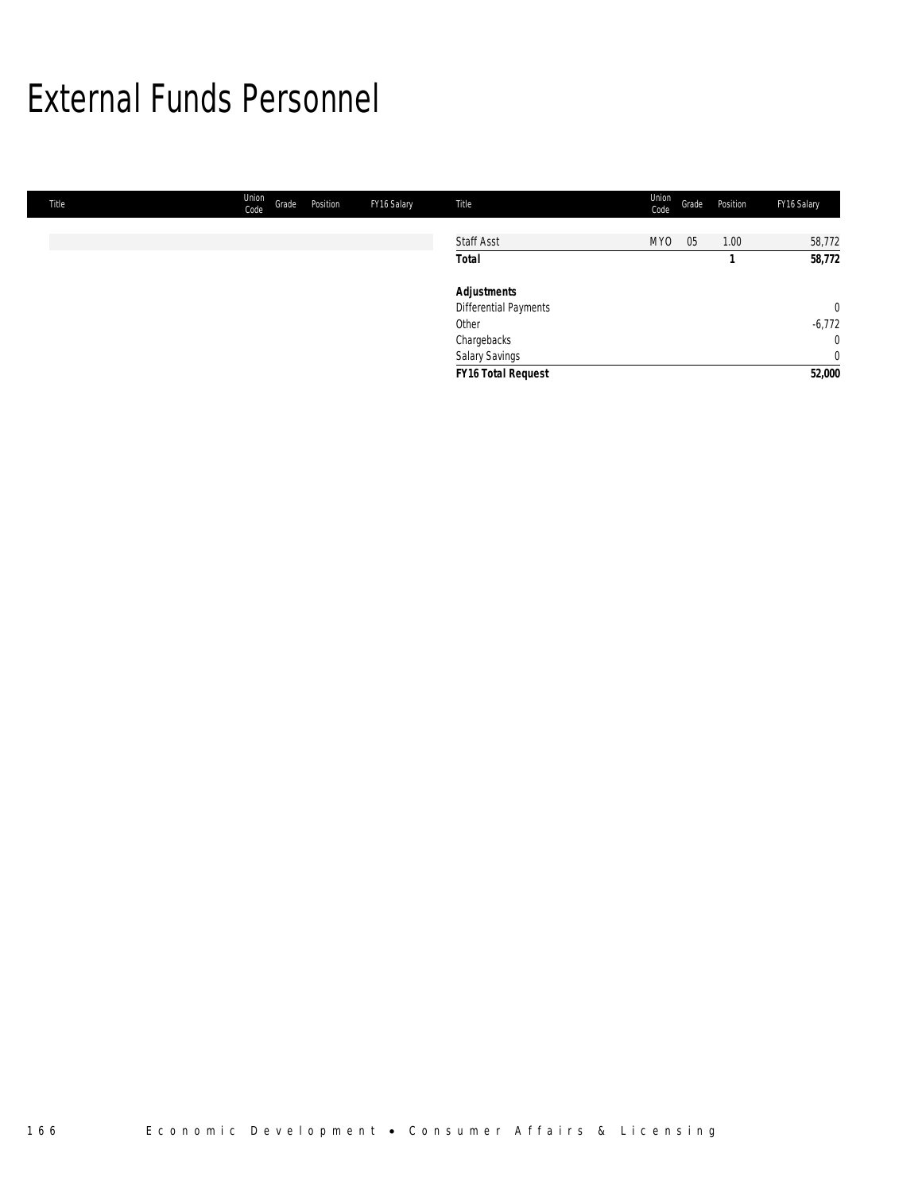# External Funds Personnel

| Title | Union Code | Grade | Position | FY16 Salary |
|---|---|---|---|---|
| Staff Asst | MYO | 05 | 1.00 | 58,772 |
| **Total** | | | **1** | **58,772** |
| ***Adjustments*** | | | | |
| Differential Payments | | | | 0 |
| Other | | | | -6,772 |
| Chargebacks | | | | 0 |
| Salary Savings | | | | 0 |
| ***FY16 Total Request*** | | | | **52,000** |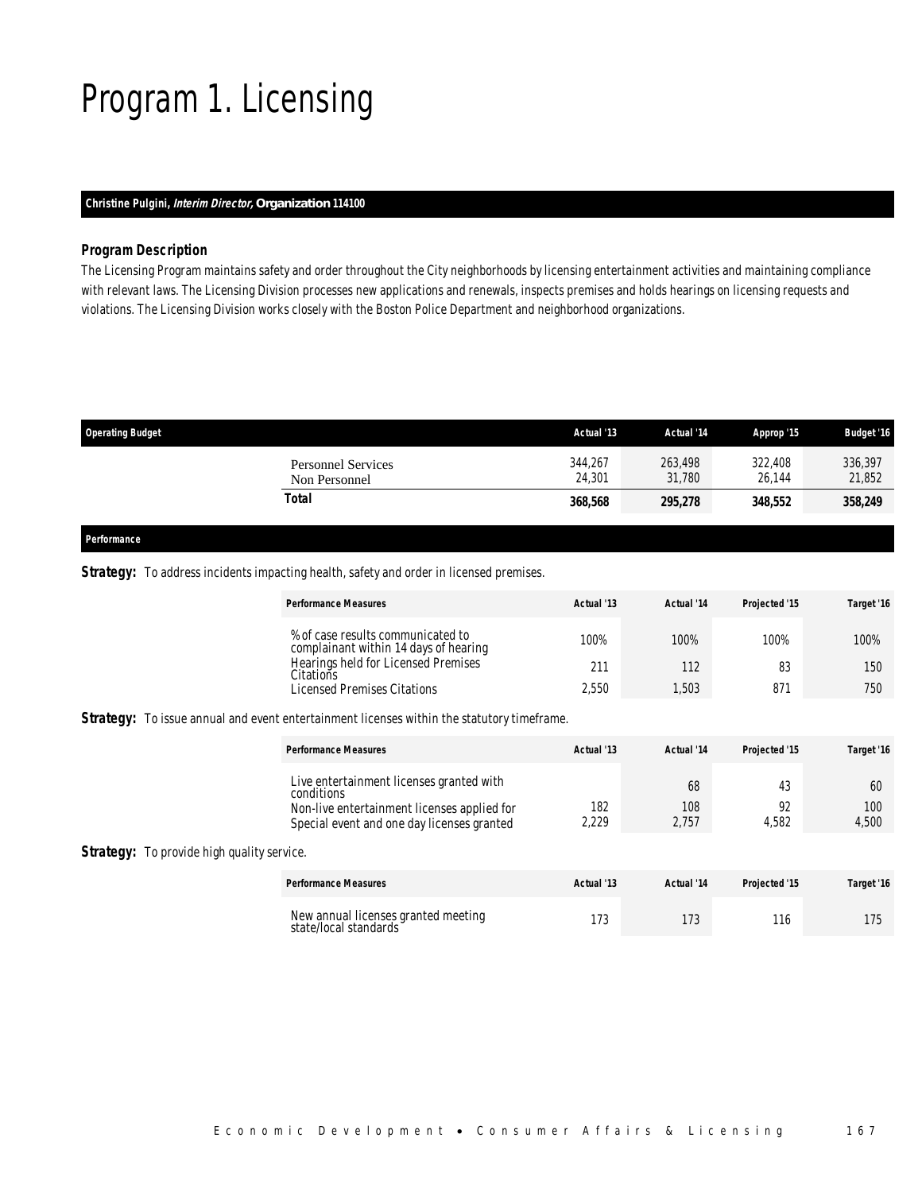# Program 1. Licensing

**Christine Pulgini, *Interim Director,* Organization 114100**

### *Program Description*

The Licensing Program maintains safety and order throughout the City neighborhoods by licensing entertainment activities and maintaining compliance with relevant laws. The Licensing Division processes new applications and renewals, inspects premises and holds hearings on licensing requests and violations. The Licensing Division works closely with the Boston Police Department and neighborhood organizations.

| Operating Budget | Actual '13 | Actual '14 | Approp '15 | Budget '16 |
|---|---|---|---|---|
| Personnel Services | 344,267 | 263,498 | 322,408 | 336,397 |
| Non Personnel | 24,301 | 31,780 | 26,144 | 21,852 |
| **Total** | **368,568** | **295,278** | **348,552** | **358,249** |

### *Performance*

**Strategy:** To address incidents impacting health, safety and order in licensed premises.

| Performance Measures | Actual '13 | Actual '14 | Projected '15 | Target '16 |
|---|---|---|---|---|
| % of case results communicated to complainant within 14 days of hearing | 100% | 100% | 100% | 100% |
| Hearings held for Licensed Premises Citations | 211 | 112 | 83 | 150 |
| Licensed Premises Citations | 2,550 | 1,503 | 871 | 750 |

**Strategy:** To issue annual and event entertainment licenses within the statutory timeframe.

| Performance Measures | Actual '13 | Actual '14 | Projected '15 | Target '16 |
|---|---|---|---|---|
| Live entertainment licenses granted with conditions | | 68 | 43 | 60 |
| Non-live entertainment licenses applied for | 182 | 108 | 92 | 100 |
| Special event and one day licenses granted | 2,229 | 2,757 | 4,582 | 4,500 |

**Strategy:** To provide high quality service.

| Performance Measures | Actual '13 | Actual '14 | Projected '15 | Target '16 |
|---|---|---|---|---|
| New annual licenses granted meeting state/local standards | 173 | 173 | 116 | 175 |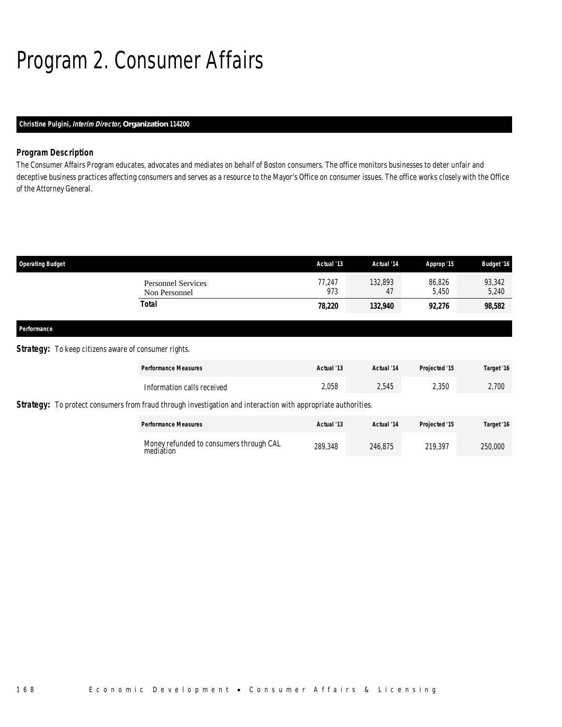# Program 2. Consumer Affairs

**Christine Pulgini, *Interim Director,* Organization 114200**

### Program Description

The Consumer Affairs Program educates, advocates and mediates on behalf of Boston consumers. The office monitors businesses to deter unfair and deceptive business practices affecting consumers and serves as a resource to the Mayor's Office on consumer issues. The office works closely with the Office of the Attorney General.

| Operating Budget | Actual '13 | Actual '14 | Approp '15 | Budget '16 |
|---|---|---|---|---|
| Personnel Services | 77,247 | 132,893 | 86,826 | 93,342 |
| Non Personnel | 973 | 47 | 5,450 | 5,240 |
| **Total** | **78,220** | **132,940** | **92,276** | **98,582** |

### Performance

**Strategy:** To keep citizens aware of consumer rights.

| Performance Measures | Actual '13 | Actual '14 | Projected '15 | Target '16 |
|---|---|---|---|---|
| Information calls received | 2,058 | 2,545 | 2,350 | 2,700 |

**Strategy:** To protect consumers from fraud through investigation and interaction with appropriate authorities.

| Performance Measures | Actual '13 | Actual '14 | Projected '15 | Target '16 |
|---|---|---|---|---|
| Money refunded to consumers through CAL mediation | 289,348 | 246,875 | 219,397 | 250,000 |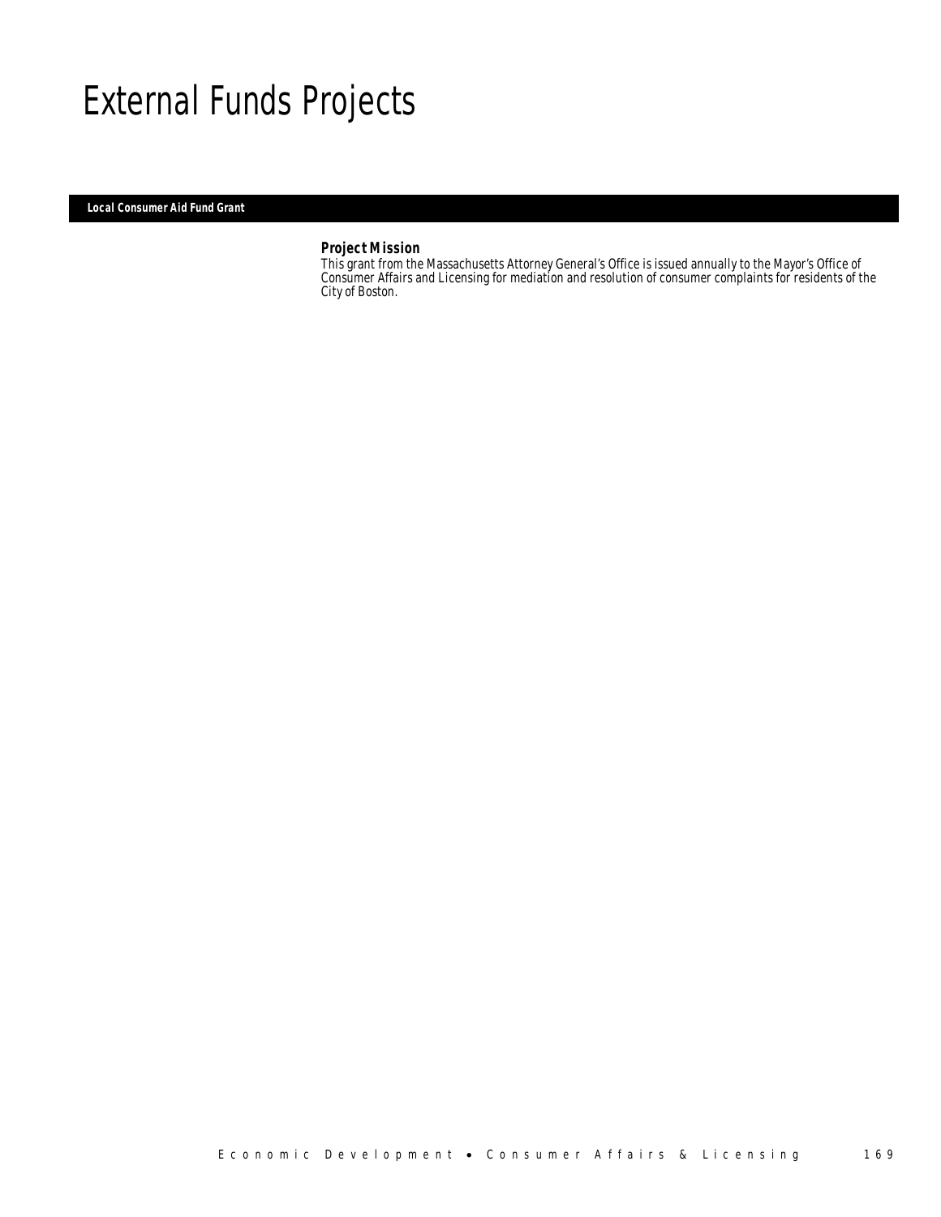# External Funds Projects

## Local Consumer Aid Fund Grant

### Project Mission

This grant from the Massachusetts Attorney General's Office is issued annually to the Mayor's Office of Consumer Affairs and Licensing for mediation and resolution of consumer complaints for residents of the City of Boston.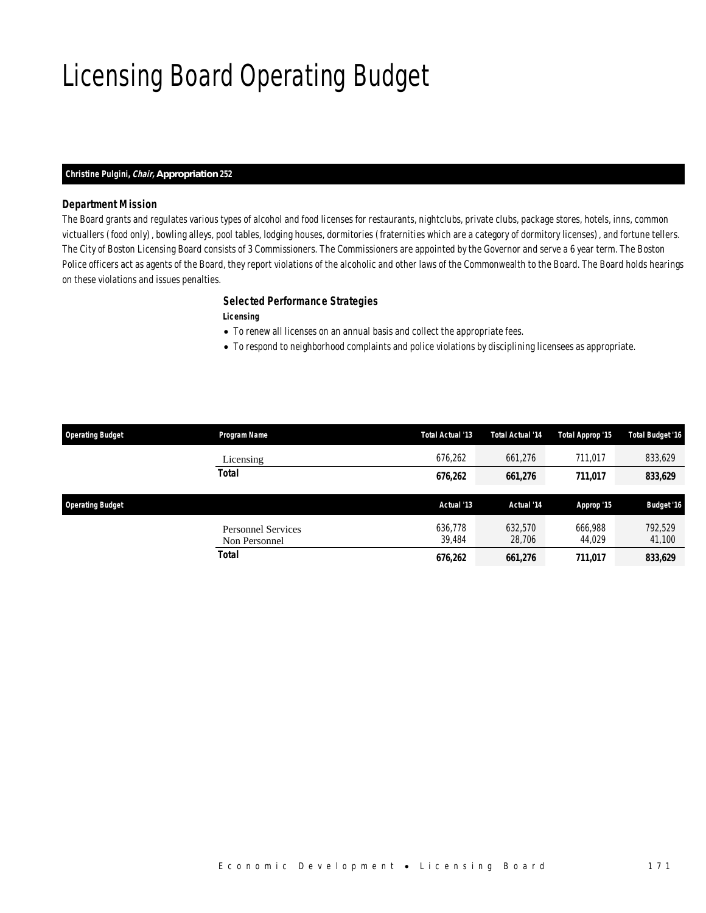# Licensing Board Operating Budget

**Christine Pulgini, *Chair*, Appropriation 252**

### *Department Mission*

The Board grants and regulates various types of alcohol and food licenses for restaurants, nightclubs, private clubs, package stores, hotels, inns, common victuallers (food only), bowling alleys, pool tables, lodging houses, dormitories (fraternities which are a category of dormitory licenses), and fortune tellers. The City of Boston Licensing Board consists of 3 Commissioners. The Commissioners are appointed by the Governor and serve a 6 year term. The Boston Police officers act as agents of the Board, they report violations of the alcoholic and other laws of the Commonwealth to the Board. The Board holds hearings on these violations and issues penalties.

### *Selected Performance Strategies*

***Licensing***

- To renew all licenses on an annual basis and collect the appropriate fees.
- To respond to neighborhood complaints and police violations by disciplining licensees as appropriate.

| Operating Budget | Program Name | Total Actual '13 | Total Actual '14 | Total Approp '15 | Total Budget '16 |
|---|---|---|---|---|---|
| | Licensing | 676,262 | 661,276 | 711,017 | 833,629 |
| | **Total** | **676,262** | **661,276** | **711,017** | **833,629** |

| Operating Budget | | Actual '13 | Actual '14 | Approp '15 | Budget '16 |
|---|---|---|---|---|---|
| | Personnel Services | 636,778 | 632,570 | 666,988 | 792,529 |
| | Non Personnel | 39,484 | 28,706 | 44,029 | 41,100 |
| | **Total** | **676,262** | **661,276** | **711,017** | **833,629** |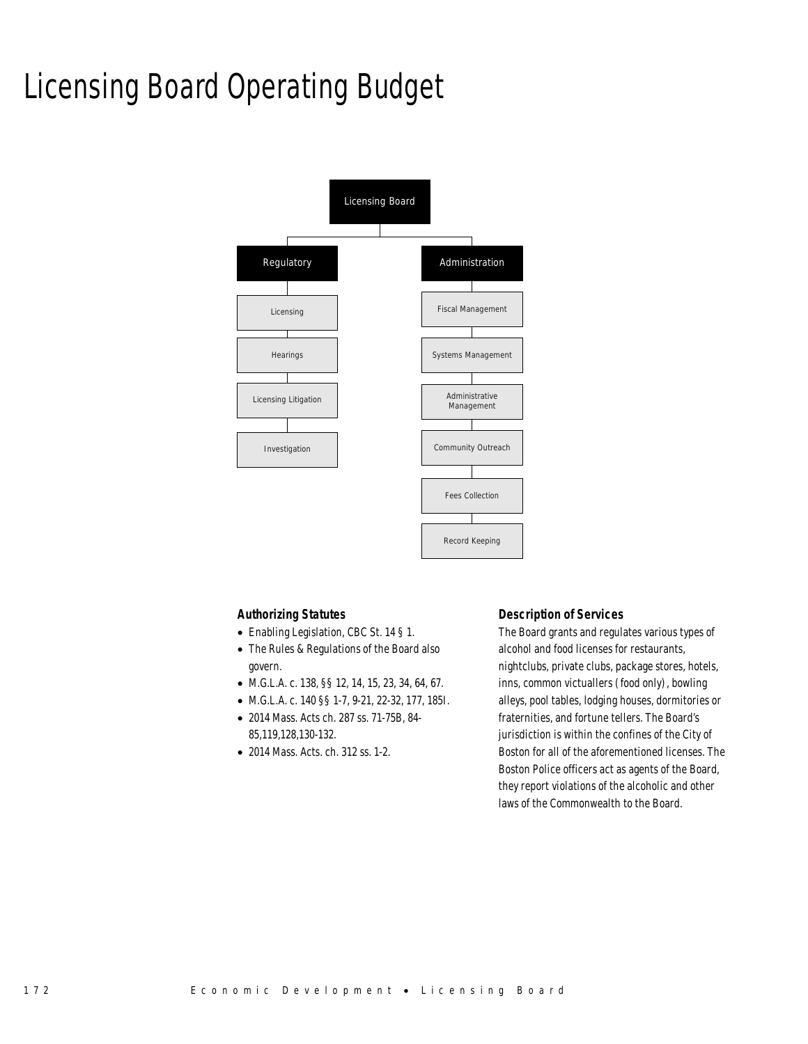# Licensing Board Operating Budget

- Licensing Board
  - Regulatory
    - Licensing
    - Hearings
    - Licensing Litigation
    - Investigation
  - Administration
    - Fiscal Management
    - Systems Management
    - Administrative Management
    - Community Outreach
    - Fees Collection
    - Record Keeping

### *Authorizing Statutes*

- Enabling Legislation, CBC St. 14 § 1.
- The Rules & Regulations of the Board also govern.
- M.G.L.A. c. 138, §§ 12, 14, 15, 23, 34, 64, 67.
- M.G.L.A. c. 140 §§ 1-7, 9-21, 22-32, 177, 185I.
- 2014 Mass. Acts ch. 287 ss. 71-75B, 84-85,119,128,130-132.
- 2014 Mass. Acts. ch. 312 ss. 1-2.

### *Description of Services*

The Board grants and regulates various types of alcohol and food licenses for restaurants, nightclubs, private clubs, package stores, hotels, inns, common victuallers (food only), bowling alleys, pool tables, lodging houses, dormitories or fraternities, and fortune tellers. The Board's jurisdiction is within the confines of the City of Boston for all of the aforementioned licenses. The Boston Police officers act as agents of the Board, they report violations of the alcoholic and other laws of the Commonwealth to the Board.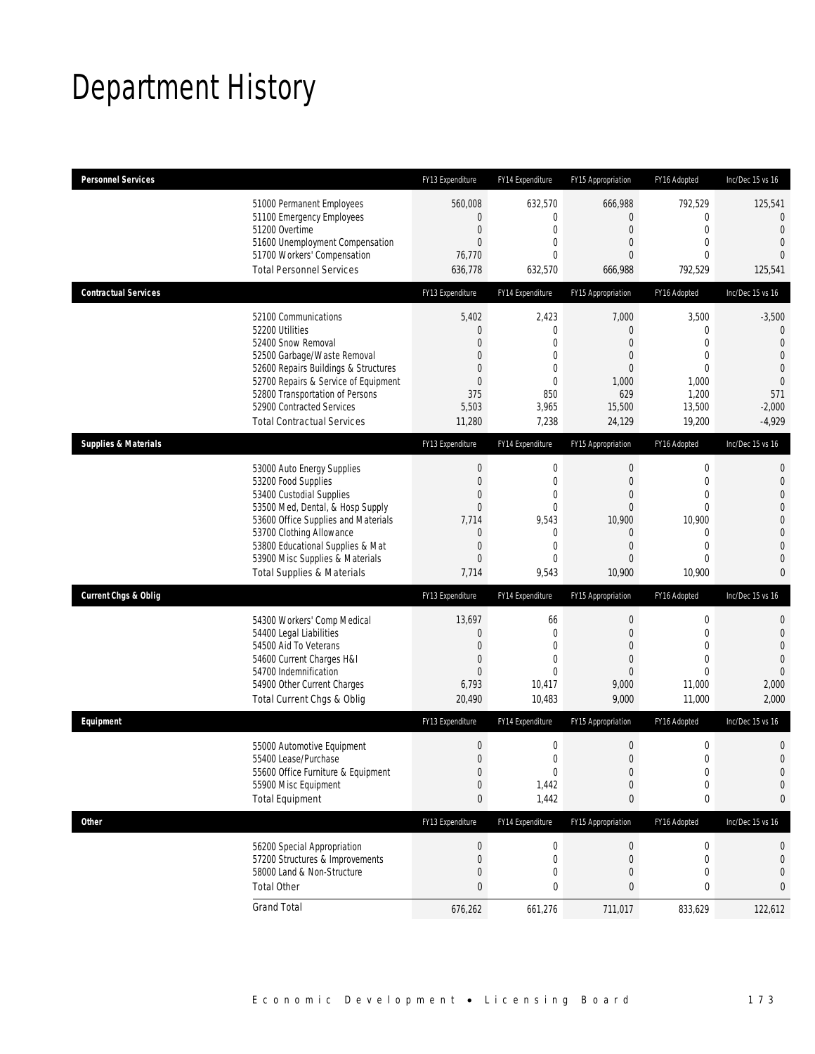# Department History

| Personnel Services | FY13 Expenditure | FY14 Expenditure | FY15 Appropriation | FY16 Adopted | Inc/Dec 15 vs 16 |
|---|---|---|---|---|---|
| 51000 Permanent Employees | 560,008 | 632,570 | 666,988 | 792,529 | 125,541 |
| 51100 Emergency Employees | 0 | 0 | 0 | 0 | 0 |
| 51200 Overtime | 0 | 0 | 0 | 0 | 0 |
| 51600 Unemployment Compensation | 0 | 0 | 0 | 0 | 0 |
| 51700 Workers' Compensation | 76,770 | 0 | 0 | 0 | 0 |
| Total Personnel Services | 636,778 | 632,570 | 666,988 | 792,529 | 125,541 |
| **Contractual Services** | **FY13 Expenditure** | **FY14 Expenditure** | **FY15 Appropriation** | **FY16 Adopted** | **Inc/Dec 15 vs 16** |
| 52100 Communications | 5,402 | 2,423 | 7,000 | 3,500 | -3,500 |
| 52200 Utilities | 0 | 0 | 0 | 0 | 0 |
| 52400 Snow Removal | 0 | 0 | 0 | 0 | 0 |
| 52500 Garbage/Waste Removal | 0 | 0 | 0 | 0 | 0 |
| 52600 Repairs Buildings & Structures | 0 | 0 | 0 | 0 | 0 |
| 52700 Repairs & Service of Equipment | 0 | 0 | 1,000 | 1,000 | 0 |
| 52800 Transportation of Persons | 375 | 850 | 629 | 1,200 | 571 |
| 52900 Contracted Services | 5,503 | 3,965 | 15,500 | 13,500 | -2,000 |
| Total Contractual Services | 11,280 | 7,238 | 24,129 | 19,200 | -4,929 |
| **Supplies & Materials** | **FY13 Expenditure** | **FY14 Expenditure** | **FY15 Appropriation** | **FY16 Adopted** | **Inc/Dec 15 vs 16** |
| 53000 Auto Energy Supplies | 0 | 0 | 0 | 0 | 0 |
| 53200 Food Supplies | 0 | 0 | 0 | 0 | 0 |
| 53400 Custodial Supplies | 0 | 0 | 0 | 0 | 0 |
| 53500 Med, Dental, & Hosp Supply | 0 | 0 | 0 | 0 | 0 |
| 53600 Office Supplies and Materials | 7,714 | 9,543 | 10,900 | 10,900 | 0 |
| 53700 Clothing Allowance | 0 | 0 | 0 | 0 | 0 |
| 53800 Educational Supplies & Mat | 0 | 0 | 0 | 0 | 0 |
| 53900 Misc Supplies & Materials | 0 | 0 | 0 | 0 | 0 |
| Total Supplies & Materials | 7,714 | 9,543 | 10,900 | 10,900 | 0 |
| **Current Chgs & Oblig** | **FY13 Expenditure** | **FY14 Expenditure** | **FY15 Appropriation** | **FY16 Adopted** | **Inc/Dec 15 vs 16** |
| 54300 Workers' Comp Medical | 13,697 | 66 | 0 | 0 | 0 |
| 54400 Legal Liabilities | 0 | 0 | 0 | 0 | 0 |
| 54500 Aid To Veterans | 0 | 0 | 0 | 0 | 0 |
| 54600 Current Charges H&I | 0 | 0 | 0 | 0 | 0 |
| 54700 Indemnification | 0 | 0 | 0 | 0 | 0 |
| 54900 Other Current Charges | 6,793 | 10,417 | 9,000 | 11,000 | 2,000 |
| Total Current Chgs & Oblig | 20,490 | 10,483 | 9,000 | 11,000 | 2,000 |
| **Equipment** | **FY13 Expenditure** | **FY14 Expenditure** | **FY15 Appropriation** | **FY16 Adopted** | **Inc/Dec 15 vs 16** |
| 55000 Automotive Equipment | 0 | 0 | 0 | 0 | 0 |
| 55400 Lease/Purchase | 0 | 0 | 0 | 0 | 0 |
| 55600 Office Furniture & Equipment | 0 | 0 | 0 | 0 | 0 |
| 55900 Misc Equipment | 0 | 1,442 | 0 | 0 | 0 |
| Total Equipment | 0 | 1,442 | 0 | 0 | 0 |
| **Other** | **FY13 Expenditure** | **FY14 Expenditure** | **FY15 Appropriation** | **FY16 Adopted** | **Inc/Dec 15 vs 16** |
| 56200 Special Appropriation | 0 | 0 | 0 | 0 | 0 |
| 57200 Structures & Improvements | 0 | 0 | 0 | 0 | 0 |
| 58000 Land & Non-Structure | 0 | 0 | 0 | 0 | 0 |
| Total Other | 0 | 0 | 0 | 0 | 0 |
| Grand Total | 676,262 | 661,276 | 711,017 | 833,629 | 122,612 |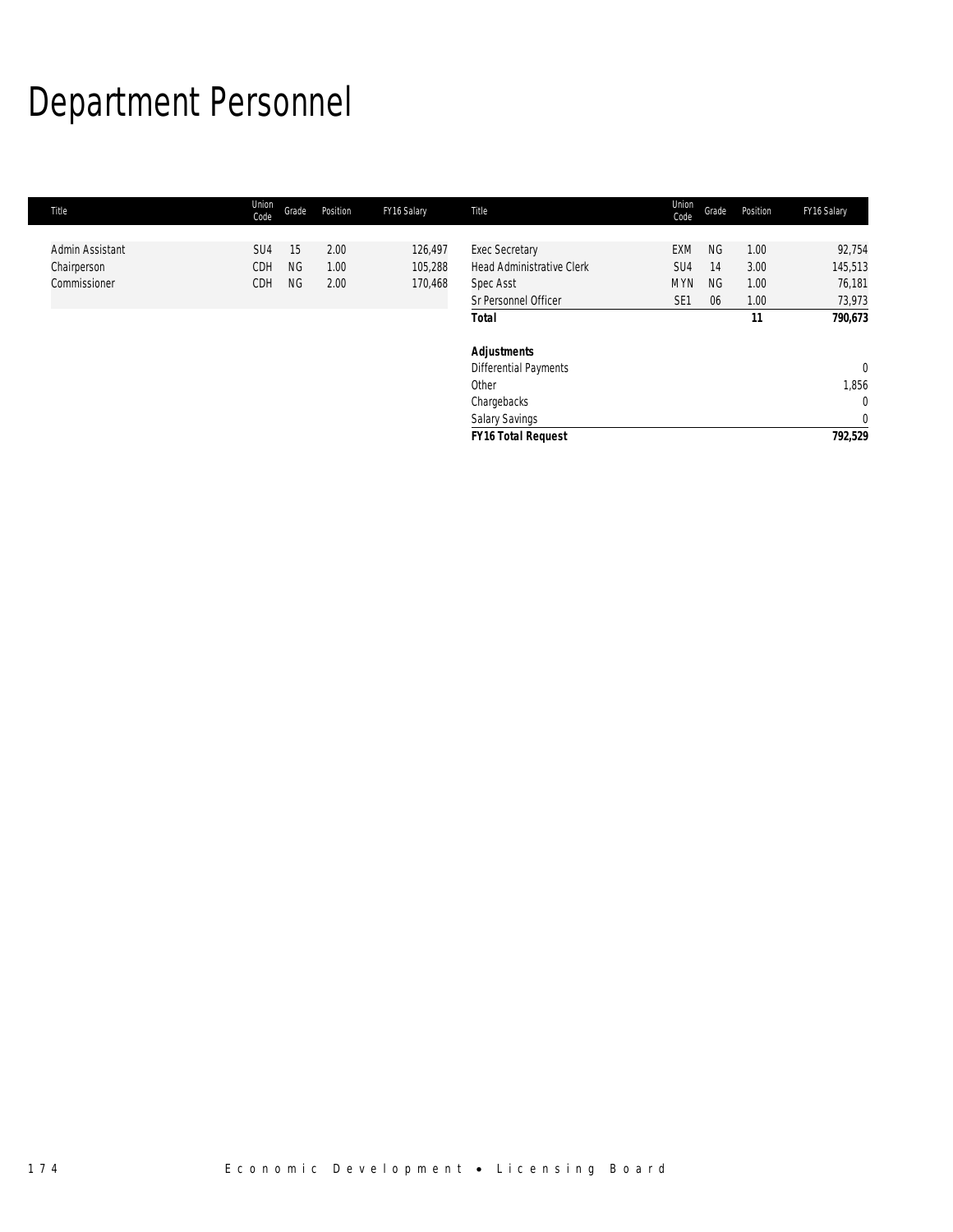# Department Personnel

| Title | Union Code | Grade | Position | FY16 Salary |
|---|---|---|---|---|
| Admin Assistant | SU4 | 15 | 2.00 | 126,497 |
| Chairperson | CDH | NG | 1.00 | 105,288 |
| Commissioner | CDH | NG | 2.00 | 170,468 |
| Exec Secretary | EXM | NG | 1.00 | 92,754 |
| Head Administrative Clerk | SU4 | 14 | 3.00 | 145,513 |
| Spec Asst | MYN | NG | 1.00 | 76,181 |
| Sr Personnel Officer | SE1 | 06 | 1.00 | 73,973 |
| **Total** | | | **11** | **790,673** |
| | | | | |
| **Adjustments** | | | | |
| Differential Payments | | | | 0 |
| Other | | | | 1,856 |
| Chargebacks | | | | 0 |
| Salary Savings | | | | 0 |
| ***FY16 Total Request*** | | | | **792,529** |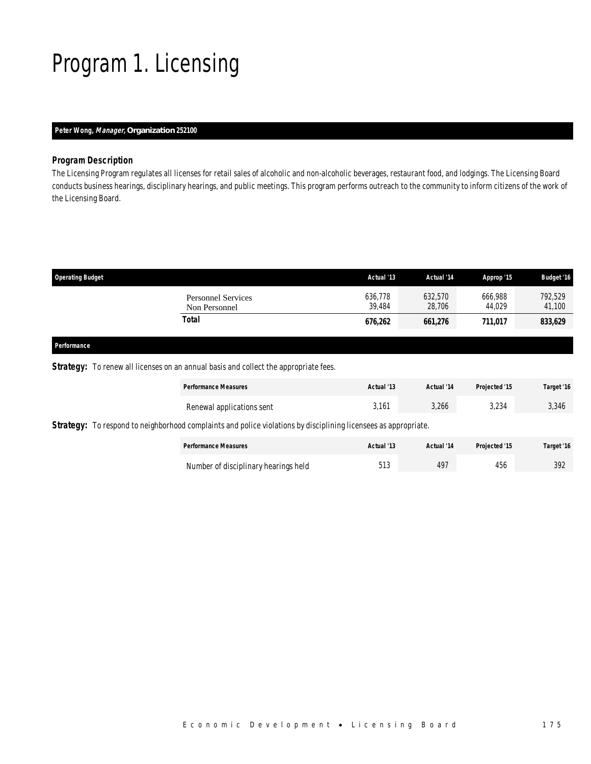# Program 1. Licensing

**Peter Wong, *Manager*, Organization 252100**

### Program Description

The Licensing Program regulates all licenses for retail sales of alcoholic and non-alcoholic beverages, restaurant food, and lodgings. The Licensing Board conducts business hearings, disciplinary hearings, and public meetings. This program performs outreach to the community to inform citizens of the work of the Licensing Board.

| Operating Budget | Actual '13 | Actual '14 | Approp '15 | Budget '16 |
|---|---|---|---|---|
| Personnel Services | 636,778 | 632,570 | 666,988 | 792,529 |
| Non Personnel | 39,484 | 28,706 | 44,029 | 41,100 |
| **Total** | **676,262** | **661,276** | **711,017** | **833,629** |

**Performance**

**Strategy:** To renew all licenses on an annual basis and collect the appropriate fees.

| Performance Measures | Actual '13 | Actual '14 | Projected '15 | Target '16 |
|---|---|---|---|---|
| Renewal applications sent | 3,161 | 3,266 | 3,234 | 3,346 |

**Strategy:** To respond to neighborhood complaints and police violations by disciplining licensees as appropriate.

| Performance Measures | Actual '13 | Actual '14 | Projected '15 | Target '16 |
|---|---|---|---|---|
| Number of disciplinary hearings held | 513 | 497 | 456 | 392 |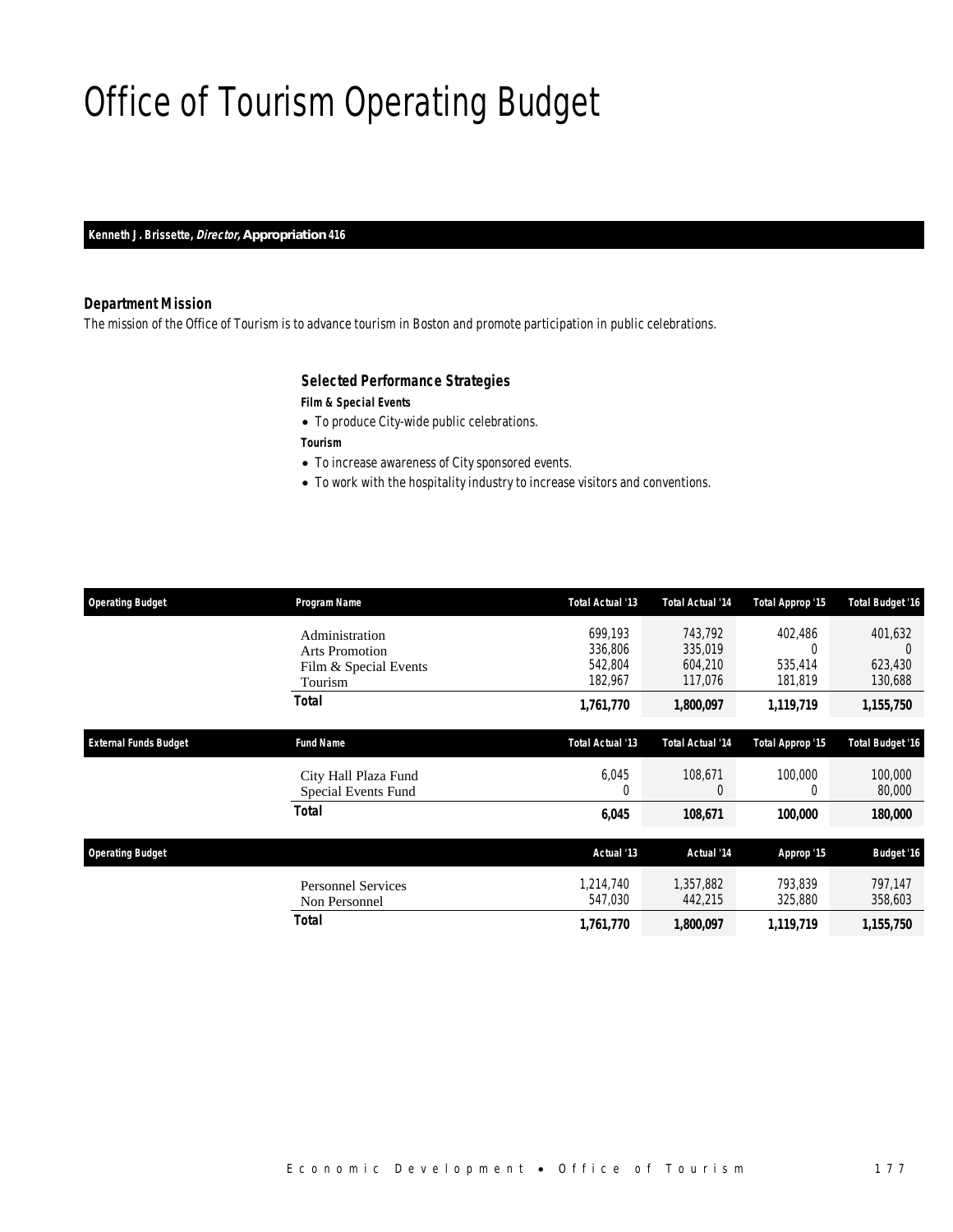# Office of Tourism Operating Budget

**Kenneth J. Brissette, *Director,* Appropriation 416**

### Department Mission

The mission of the Office of Tourism is to advance tourism in Boston and promote participation in public celebrations.

### Selected Performance Strategies

***Film & Special Events***

- To produce City-wide public celebrations.

***Tourism***

- To increase awareness of City sponsored events.
- To work with the hospitality industry to increase visitors and conventions.

| Operating Budget | Program Name | Total Actual '13 | Total Actual '14 | Total Approp '15 | Total Budget '16 |
|---|---|---|---|---|---|
| | Administration | 699,193 | 743,792 | 402,486 | 401,632 |
| | Arts Promotion | 336,806 | 335,019 | 0 | 0 |
| | Film & Special Events | 542,804 | 604,210 | 535,414 | 623,430 |
| | Tourism | 182,967 | 117,076 | 181,819 | 130,688 |
| | **Total** | **1,761,770** | **1,800,097** | **1,119,719** | **1,155,750** |

| External Funds Budget | Fund Name | Total Actual '13 | Total Actual '14 | Total Approp '15 | Total Budget '16 |
|---|---|---|---|---|---|
| | City Hall Plaza Fund | 6,045 | 108,671 | 100,000 | 100,000 |
| | Special Events Fund | 0 | 0 | 0 | 80,000 |
| | **Total** | **6,045** | **108,671** | **100,000** | **180,000** |

| Operating Budget | | Actual '13 | Actual '14 | Approp '15 | Budget '16 |
|---|---|---|---|---|---|
| | Personnel Services | 1,214,740 | 1,357,882 | 793,839 | 797,147 |
| | Non Personnel | 547,030 | 442,215 | 325,880 | 358,603 |
| | **Total** | **1,761,770** | **1,800,097** | **1,119,719** | **1,155,750** |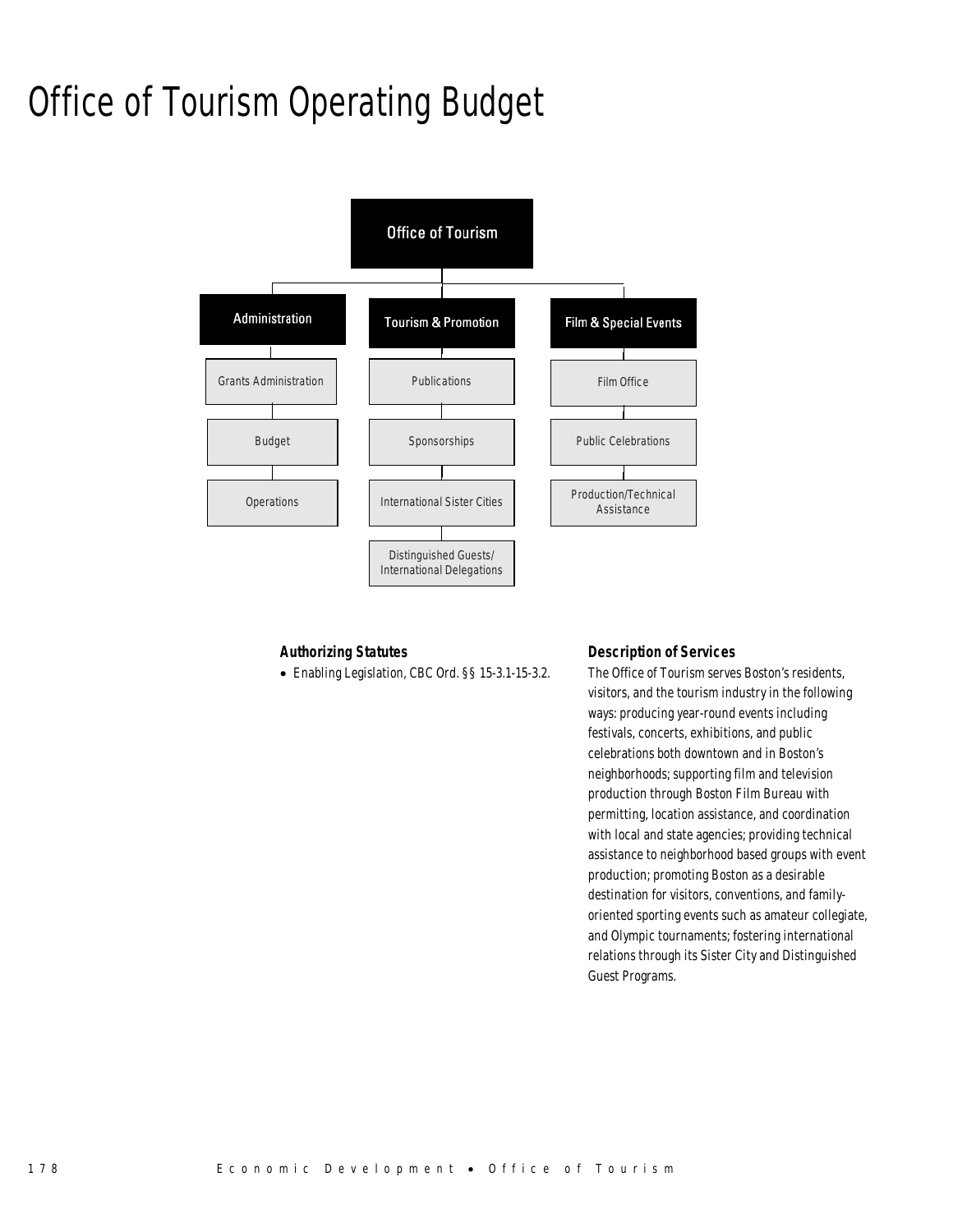# Office of Tourism Operating Budget

- Office of Tourism
  - Administration
    - Grants Administration
    - Budget
    - Operations
  - Tourism & Promotion
    - Publications
    - Sponsorships
    - International Sister Cities
    - Distinguished Guests/ International Delegations
  - Film & Special Events
    - Film Office
    - Public Celebrations
    - Production/Technical Assistance

### Authorizing Statutes

- Enabling Legislation, CBC Ord. §§ 15-3.1-15-3.2.

### Description of Services

The Office of Tourism serves Boston's residents, visitors, and the tourism industry in the following ways: producing year-round events including festivals, concerts, exhibitions, and public celebrations both downtown and in Boston's neighborhoods; supporting film and television production through Boston Film Bureau with permitting, location assistance, and coordination with local and state agencies; providing technical assistance to neighborhood based groups with event production; promoting Boston as a desirable destination for visitors, conventions, and family-oriented sporting events such as amateur collegiate, and Olympic tournaments; fostering international relations through its Sister City and Distinguished Guest Programs.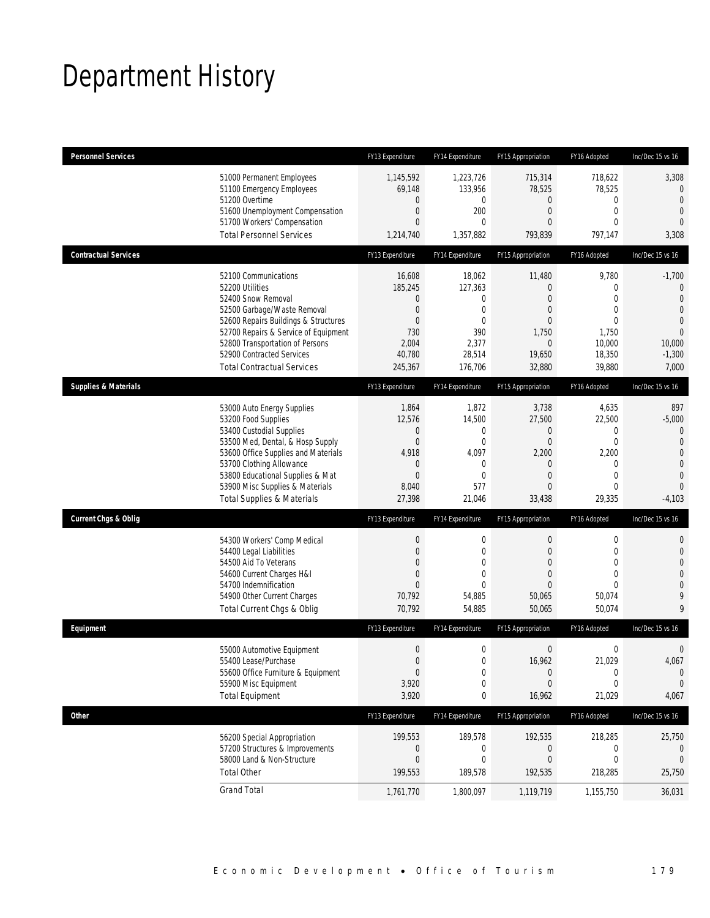# Department History

| Personnel Services | FY13 Expenditure | FY14 Expenditure | FY15 Appropriation | FY16 Adopted | Inc/Dec 15 vs 16 |
|---|---|---|---|---|---|
| 51000 Permanent Employees | 1,145,592 | 1,223,726 | 715,314 | 718,622 | 3,308 |
| 51100 Emergency Employees | 69,148 | 133,956 | 78,525 | 78,525 | 0 |
| 51200 Overtime | 0 | 0 | 0 | 0 | 0 |
| 51600 Unemployment Compensation | 0 | 200 | 0 | 0 | 0 |
| 51700 Workers' Compensation | 0 | 0 | 0 | 0 | 0 |
| Total Personnel Services | 1,214,740 | 1,357,882 | 793,839 | 797,147 | 3,308 |
| **Contractual Services** | FY13 Expenditure | FY14 Expenditure | FY15 Appropriation | FY16 Adopted | Inc/Dec 15 vs 16 |
| 52100 Communications | 16,608 | 18,062 | 11,480 | 9,780 | -1,700 |
| 52200 Utilities | 185,245 | 127,363 | 0 | 0 | 0 |
| 52400 Snow Removal | 0 | 0 | 0 | 0 | 0 |
| 52500 Garbage/Waste Removal | 0 | 0 | 0 | 0 | 0 |
| 52600 Repairs Buildings & Structures | 0 | 0 | 0 | 0 | 0 |
| 52700 Repairs & Service of Equipment | 730 | 390 | 1,750 | 1,750 | 0 |
| 52800 Transportation of Persons | 2,004 | 2,377 | 0 | 10,000 | 10,000 |
| 52900 Contracted Services | 40,780 | 28,514 | 19,650 | 18,350 | -1,300 |
| Total Contractual Services | 245,367 | 176,706 | 32,880 | 39,880 | 7,000 |
| **Supplies & Materials** | FY13 Expenditure | FY14 Expenditure | FY15 Appropriation | FY16 Adopted | Inc/Dec 15 vs 16 |
| 53000 Auto Energy Supplies | 1,864 | 1,872 | 3,738 | 4,635 | 897 |
| 53200 Food Supplies | 12,576 | 14,500 | 27,500 | 22,500 | -5,000 |
| 53400 Custodial Supplies | 0 | 0 | 0 | 0 | 0 |
| 53500 Med, Dental, & Hosp Supply | 0 | 0 | 0 | 0 | 0 |
| 53600 Office Supplies and Materials | 4,918 | 4,097 | 2,200 | 2,200 | 0 |
| 53700 Clothing Allowance | 0 | 0 | 0 | 0 | 0 |
| 53800 Educational Supplies & Mat | 0 | 0 | 0 | 0 | 0 |
| 53900 Misc Supplies & Materials | 8,040 | 577 | 0 | 0 | 0 |
| Total Supplies & Materials | 27,398 | 21,046 | 33,438 | 29,335 | -4,103 |
| **Current Chgs & Oblig** | FY13 Expenditure | FY14 Expenditure | FY15 Appropriation | FY16 Adopted | Inc/Dec 15 vs 16 |
| 54300 Workers' Comp Medical | 0 | 0 | 0 | 0 | 0 |
| 54400 Legal Liabilities | 0 | 0 | 0 | 0 | 0 |
| 54500 Aid To Veterans | 0 | 0 | 0 | 0 | 0 |
| 54600 Current Charges H&I | 0 | 0 | 0 | 0 | 0 |
| 54700 Indemnification | 0 | 0 | 0 | 0 | 0 |
| 54900 Other Current Charges | 70,792 | 54,885 | 50,065 | 50,074 | 9 |
| Total Current Chgs & Oblig | 70,792 | 54,885 | 50,065 | 50,074 | 9 |
| **Equipment** | FY13 Expenditure | FY14 Expenditure | FY15 Appropriation | FY16 Adopted | Inc/Dec 15 vs 16 |
| 55000 Automotive Equipment | 0 | 0 | 0 | 0 | 0 |
| 55400 Lease/Purchase | 0 | 0 | 16,962 | 21,029 | 4,067 |
| 55600 Office Furniture & Equipment | 0 | 0 | 0 | 0 | 0 |
| 55900 Misc Equipment | 3,920 | 0 | 0 | 0 | 0 |
| Total Equipment | 3,920 | 0 | 16,962 | 21,029 | 4,067 |
| **Other** | FY13 Expenditure | FY14 Expenditure | FY15 Appropriation | FY16 Adopted | Inc/Dec 15 vs 16 |
| 56200 Special Appropriation | 199,553 | 189,578 | 192,535 | 218,285 | 25,750 |
| 57200 Structures & Improvements | 0 | 0 | 0 | 0 | 0 |
| 58000 Land & Non-Structure | 0 | 0 | 0 | 0 | 0 |
| Total Other | 199,553 | 189,578 | 192,535 | 218,285 | 25,750 |
| Grand Total | 1,761,770 | 1,800,097 | 1,119,719 | 1,155,750 | 36,031 |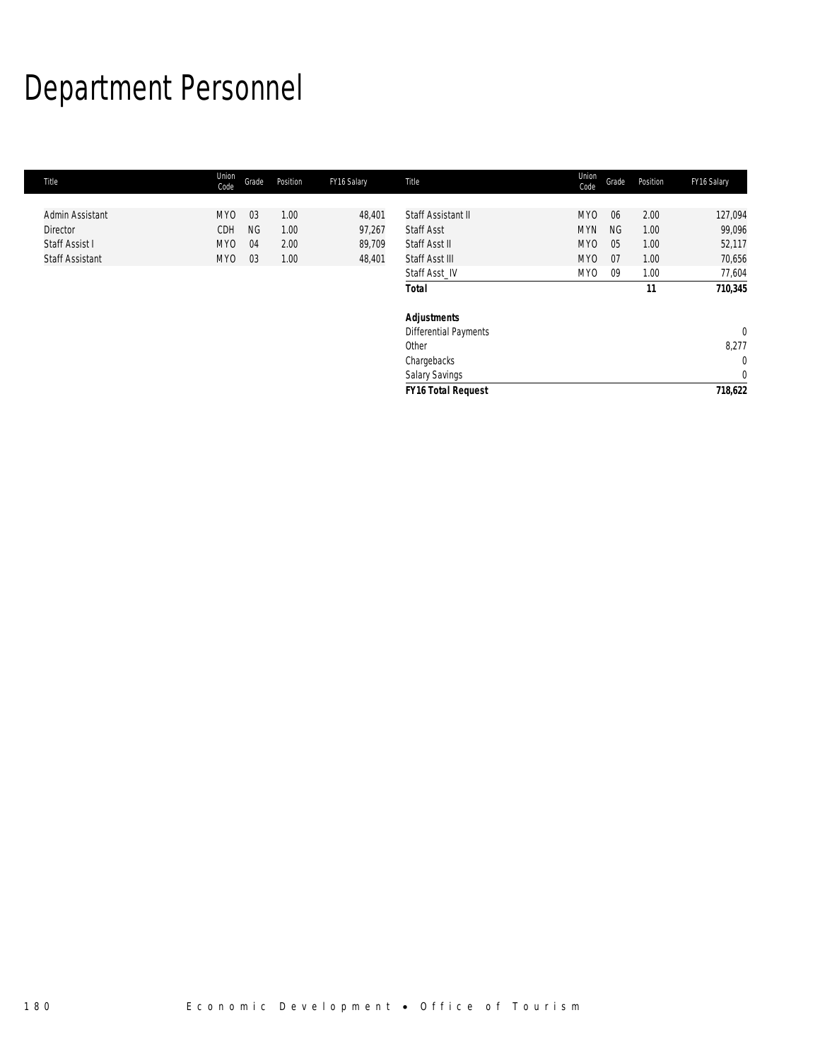# Department Personnel

| Title | Union Code | Grade | Position | FY16 Salary | Title | Union Code | Grade | Position | FY16 Salary |
|---|---|---|---|---|---|---|---|---|---|
| Admin Assistant | MYO | 03 | 1.00 | 48,401 | Staff Assistant II | MYO | 06 | 2.00 | 127,094 |
| Director | CDH | NG | 1.00 | 97,267 | Staff Asst | MYN | NG | 1.00 | 99,096 |
| Staff Assist I | MYO | 04 | 2.00 | 89,709 | Staff Asst II | MYO | 05 | 1.00 | 52,117 |
| Staff Assistant | MYO | 03 | 1.00 | 48,401 | Staff Asst III | MYO | 07 | 1.00 | 70,656 |
| | | | | | Staff Asst_IV | MYO | 09 | 1.00 | 77,604 |
| | | | | | **Total** | | | **11** | **710,345** |
| | | | | | | | | | |
| | | | | | ***Adjustments*** | | | | |
| | | | | | Differential Payments | | | | 0 |
| | | | | | Other | | | | 8,277 |
| | | | | | Chargebacks | | | | 0 |
| | | | | | Salary Savings | | | | 0 |
| | | | | | ***FY16 Total Request*** | | | | ***718,622*** |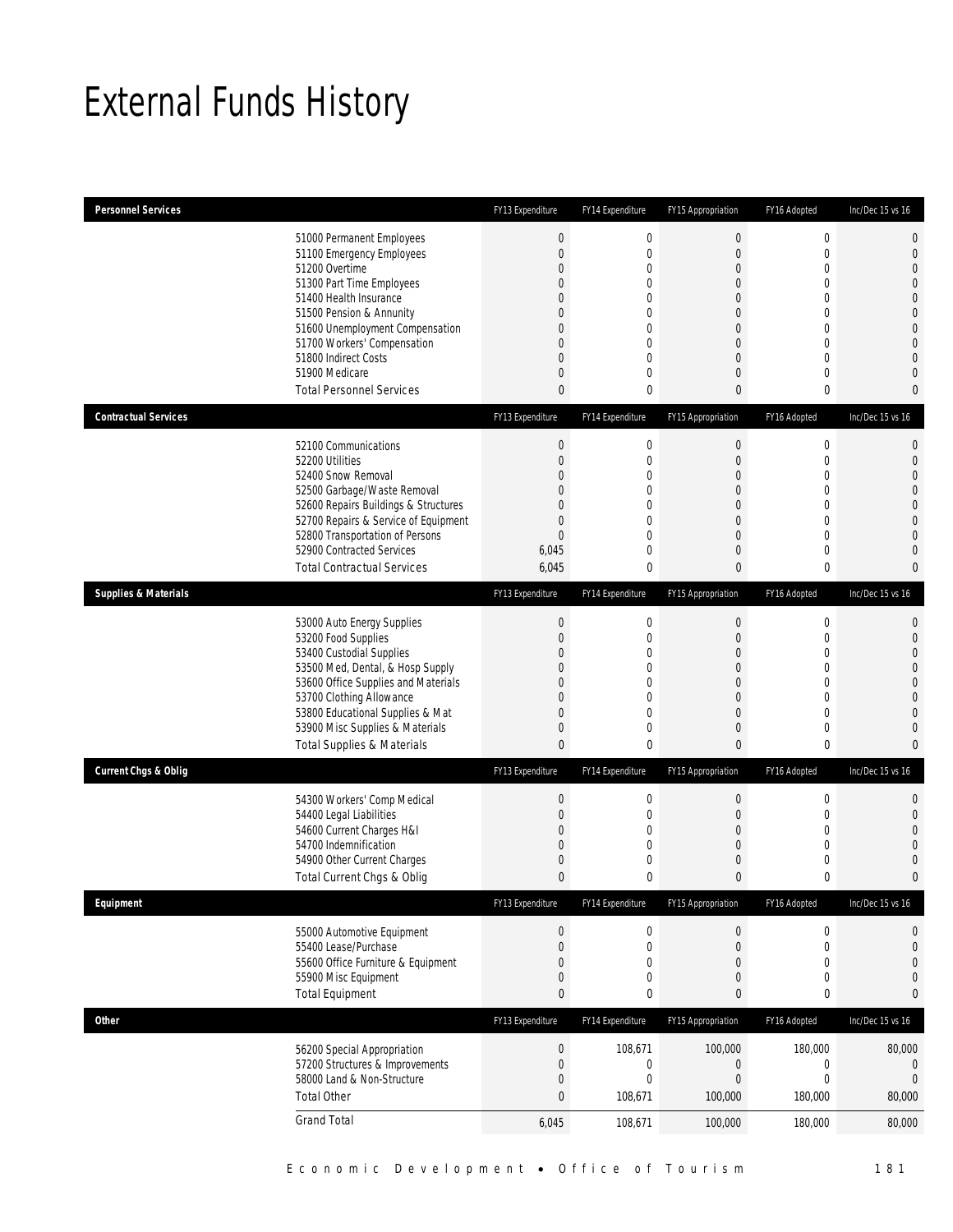# External Funds History

| Personnel Services | FY13 Expenditure | FY14 Expenditure | FY15 Appropriation | FY16 Adopted | Inc/Dec 15 vs 16 |
|---|---|---|---|---|---|
| 51000 Permanent Employees | 0 | 0 | 0 | 0 | 0 |
| 51100 Emergency Employees | 0 | 0 | 0 | 0 | 0 |
| 51200 Overtime | 0 | 0 | 0 | 0 | 0 |
| 51300 Part Time Employees | 0 | 0 | 0 | 0 | 0 |
| 51400 Health Insurance | 0 | 0 | 0 | 0 | 0 |
| 51500 Pension & Annunity | 0 | 0 | 0 | 0 | 0 |
| 51600 Unemployment Compensation | 0 | 0 | 0 | 0 | 0 |
| 51700 Workers' Compensation | 0 | 0 | 0 | 0 | 0 |
| 51800 Indirect Costs | 0 | 0 | 0 | 0 | 0 |
| 51900 Medicare | 0 | 0 | 0 | 0 | 0 |
| Total Personnel Services | 0 | 0 | 0 | 0 | 0 |

| Contractual Services | FY13 Expenditure | FY14 Expenditure | FY15 Appropriation | FY16 Adopted | Inc/Dec 15 vs 16 |
|---|---|---|---|---|---|
| 52100 Communications | 0 | 0 | 0 | 0 | 0 |
| 52200 Utilities | 0 | 0 | 0 | 0 | 0 |
| 52400 Snow Removal | 0 | 0 | 0 | 0 | 0 |
| 52500 Garbage/Waste Removal | 0 | 0 | 0 | 0 | 0 |
| 52600 Repairs Buildings & Structures | 0 | 0 | 0 | 0 | 0 |
| 52700 Repairs & Service of Equipment | 0 | 0 | 0 | 0 | 0 |
| 52800 Transportation of Persons | 0 | 0 | 0 | 0 | 0 |
| 52900 Contracted Services | 6,045 | 0 | 0 | 0 | 0 |
| Total Contractual Services | 6,045 | 0 | 0 | 0 | 0 |

| Supplies & Materials | FY13 Expenditure | FY14 Expenditure | FY15 Appropriation | FY16 Adopted | Inc/Dec 15 vs 16 |
|---|---|---|---|---|---|
| 53000 Auto Energy Supplies | 0 | 0 | 0 | 0 | 0 |
| 53200 Food Supplies | 0 | 0 | 0 | 0 | 0 |
| 53400 Custodial Supplies | 0 | 0 | 0 | 0 | 0 |
| 53500 Med, Dental, & Hosp Supply | 0 | 0 | 0 | 0 | 0 |
| 53600 Office Supplies and Materials | 0 | 0 | 0 | 0 | 0 |
| 53700 Clothing Allowance | 0 | 0 | 0 | 0 | 0 |
| 53800 Educational Supplies & Mat | 0 | 0 | 0 | 0 | 0 |
| 53900 Misc Supplies & Materials | 0 | 0 | 0 | 0 | 0 |
| Total Supplies & Materials | 0 | 0 | 0 | 0 | 0 |

| Current Chgs & Oblig | FY13 Expenditure | FY14 Expenditure | FY15 Appropriation | FY16 Adopted | Inc/Dec 15 vs 16 |
|---|---|---|---|---|---|
| 54300 Workers' Comp Medical | 0 | 0 | 0 | 0 | 0 |
| 54400 Legal Liabilities | 0 | 0 | 0 | 0 | 0 |
| 54600 Current Charges H&I | 0 | 0 | 0 | 0 | 0 |
| 54700 Indemnification | 0 | 0 | 0 | 0 | 0 |
| 54900 Other Current Charges | 0 | 0 | 0 | 0 | 0 |
| Total Current Chgs & Oblig | 0 | 0 | 0 | 0 | 0 |

| Equipment | FY13 Expenditure | FY14 Expenditure | FY15 Appropriation | FY16 Adopted | Inc/Dec 15 vs 16 |
|---|---|---|---|---|---|
| 55000 Automotive Equipment | 0 | 0 | 0 | 0 | 0 |
| 55400 Lease/Purchase | 0 | 0 | 0 | 0 | 0 |
| 55600 Office Furniture & Equipment | 0 | 0 | 0 | 0 | 0 |
| 55900 Misc Equipment | 0 | 0 | 0 | 0 | 0 |
| Total Equipment | 0 | 0 | 0 | 0 | 0 |

| Other | FY13 Expenditure | FY14 Expenditure | FY15 Appropriation | FY16 Adopted | Inc/Dec 15 vs 16 |
|---|---|---|---|---|---|
| 56200 Special Appropriation | 0 | 108,671 | 100,000 | 180,000 | 80,000 |
| 57200 Structures & Improvements | 0 | 0 | 0 | 0 | 0 |
| 58000 Land & Non-Structure | 0 | 0 | 0 | 0 | 0 |
| Total Other | 0 | 108,671 | 100,000 | 180,000 | 80,000 |
| Grand Total | 6,045 | 108,671 | 100,000 | 180,000 | 80,000 |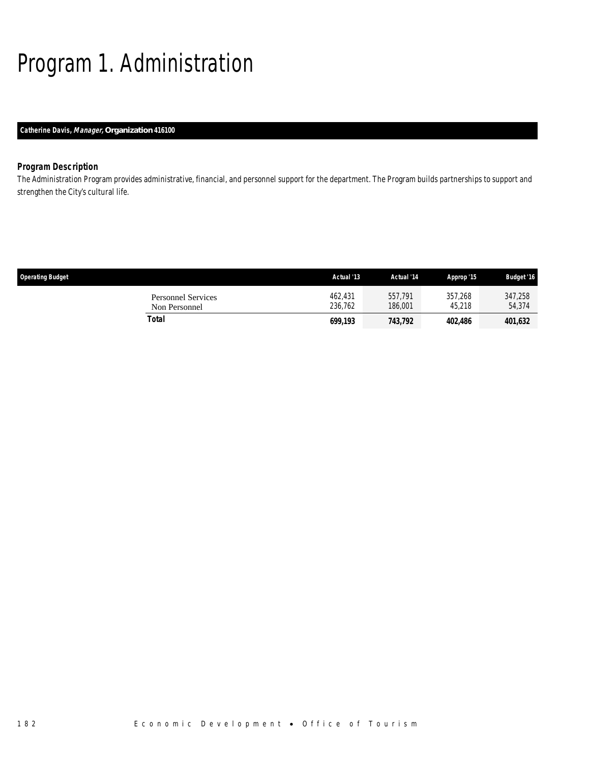# Program 1. Administration

**Catherine Davis, *Manager*, Organization 416100**

### *Program Description*

*The Administration Program provides administrative, financial, and personnel support for the department. The Program builds partnerships to support and strengthen the City's cultural life.*

| Operating Budget | Actual '13 | Actual '14 | Approp '15 | Budget '16 |
|---|---|---|---|---|
| Personnel Services | 462,431 | 557,791 | 357,268 | 347,258 |
| Non Personnel | 236,762 | 186,001 | 45,218 | 54,374 |
| **Total** | **699,193** | **743,792** | **402,486** | **401,632** |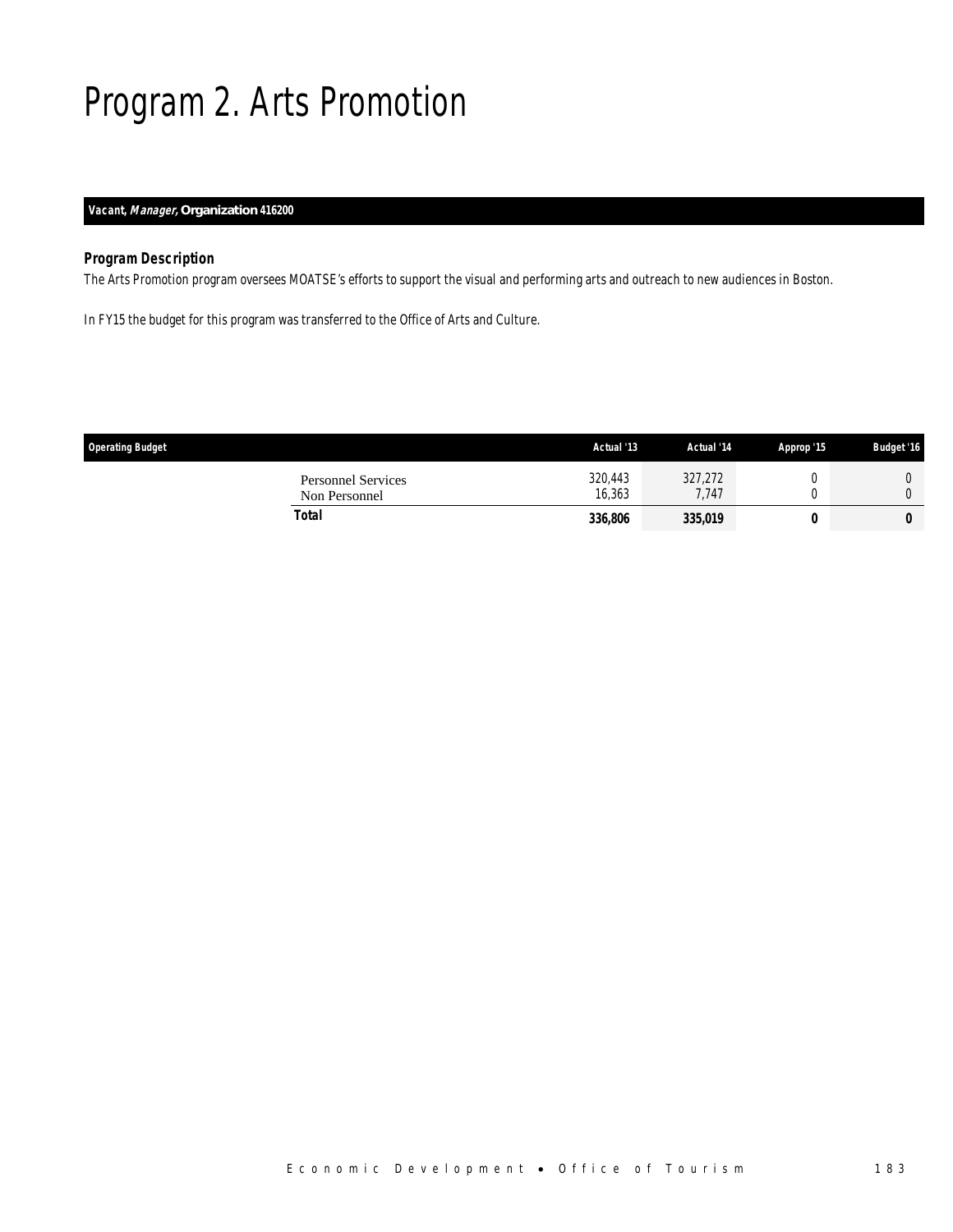# Program 2. Arts Promotion

***Vacant, Manager,* Organization 416200**

### *Program Description*

*The Arts Promotion program oversees MOATSE's efforts to support the visual and performing arts and outreach to new audiences in Boston.*

*In FY15 the budget for this program was transferred to the Office of Arts and Culture.*

| Operating Budget | Actual '13 | Actual '14 | Approp '15 | Budget '16 |
|---|---|---|---|---|
| Personnel Services | 320,443 | 327,272 | 0 | 0 |
| Non Personnel | 16,363 | 7,747 | 0 | 0 |
| **Total** | **336,806** | **335,019** | **0** | **0** |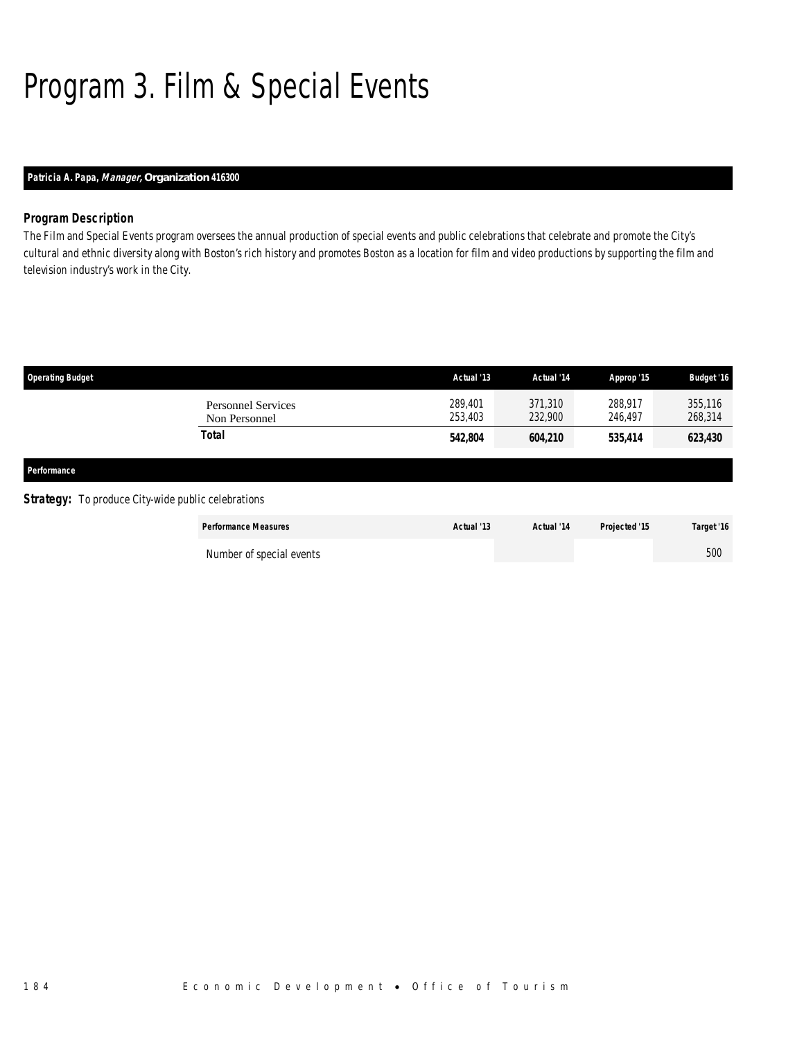# Program 3. Film & Special Events

**Patricia A. Papa, *Manager,* Organization 416300**

### Program Description

*The Film and Special Events program oversees the annual production of special events and public celebrations that celebrate and promote the City's cultural and ethnic diversity along with Boston's rich history and promotes Boston as a location for film and video productions by supporting the film and television industry's work in the City.*

| Operating Budget | Actual '13 | Actual '14 | Approp '15 | Budget '16 |
|---|---|---|---|---|
| Personnel Services | 289,401 | 371,310 | 288,917 | 355,116 |
| Non Personnel | 253,403 | 232,900 | 246,497 | 268,314 |
| **Total** | **542,804** | **604,210** | **535,414** | **623,430** |

**Performance**

**Strategy:** To produce City-wide public celebrations

| Performance Measures | Actual '13 | Actual '14 | Projected '15 | Target '16 |
|---|---|---|---|---|
| Number of special events | | | | 500 |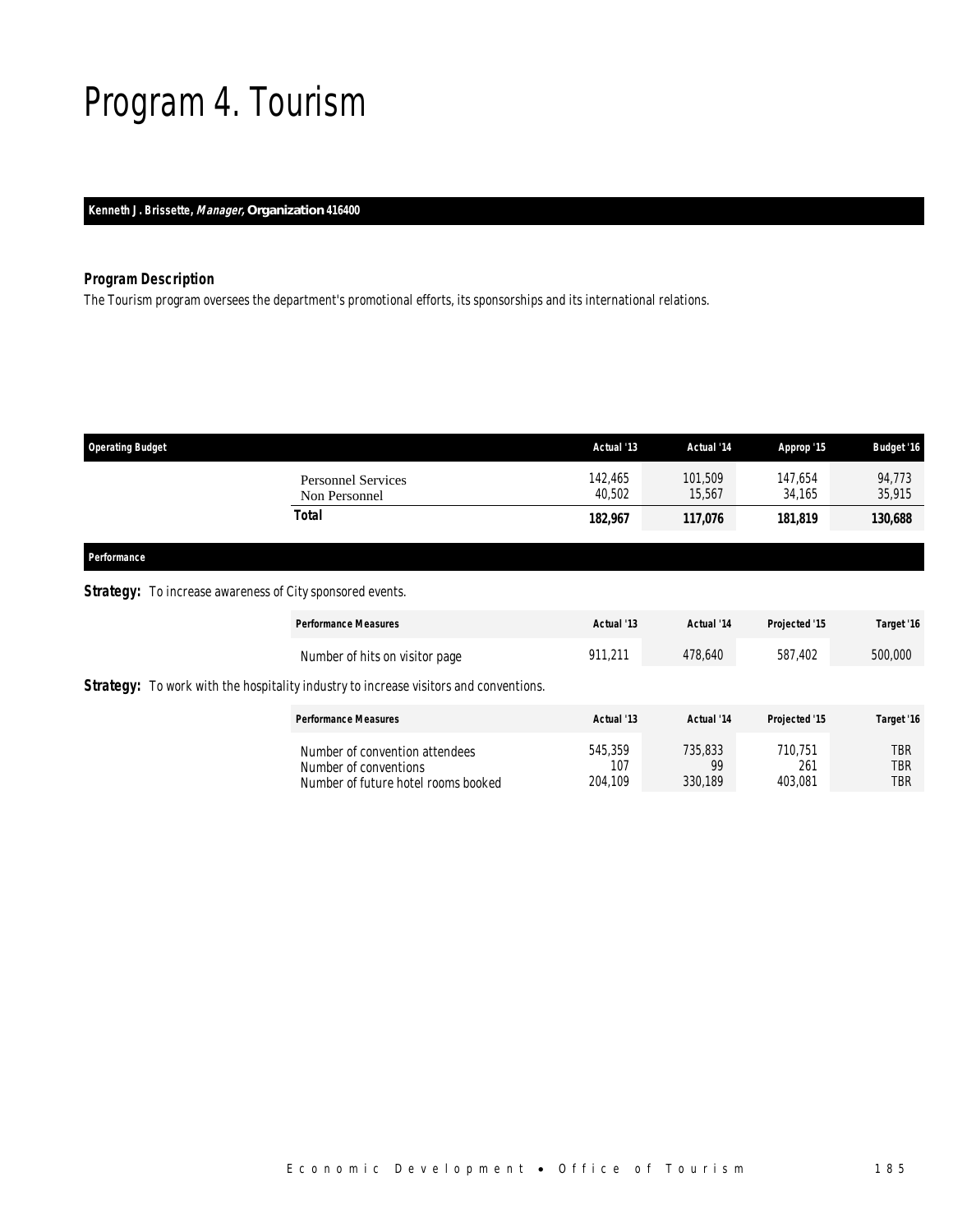# Program 4. Tourism

**Kenneth J. Brissette, *Manager*, Organization 416400**

### Program Description

The Tourism program oversees the department's promotional efforts, its sponsorships and its international relations.

| Operating Budget | Actual '13 | Actual '14 | Approp '15 | Budget '16 |
|---|---|---|---|---|
| Personnel Services | 142,465 | 101,509 | 147,654 | 94,773 |
| Non Personnel | 40,502 | 15,567 | 34,165 | 35,915 |
| **Total** | **182,967** | **117,076** | **181,819** | **130,688** |

### Performance

**Strategy:** To increase awareness of City sponsored events.

| Performance Measures | Actual '13 | Actual '14 | Projected '15 | Target '16 |
|---|---|---|---|---|
| Number of hits on visitor page | 911,211 | 478,640 | 587,402 | 500,000 |

**Strategy:** To work with the hospitality industry to increase visitors and conventions.

| Performance Measures | Actual '13 | Actual '14 | Projected '15 | Target '16 |
|---|---|---|---|---|
| Number of convention attendees | 545,359 | 735,833 | 710,751 | TBR |
| Number of conventions | 107 | 99 | 261 | TBR |
| Number of future hotel rooms booked | 204,109 | 330,189 | 403,081 | TBR |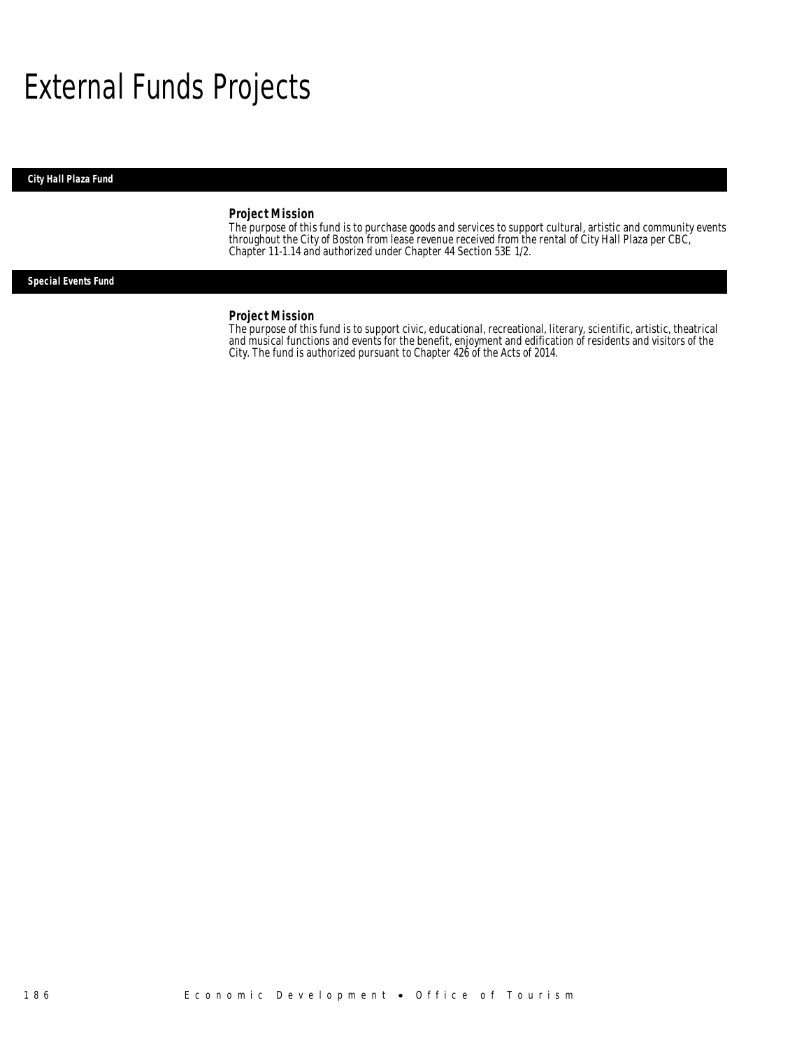# External Funds Projects

## City Hall Plaza Fund

### Project Mission

The purpose of this fund is to purchase goods and services to support cultural, artistic and community events throughout the City of Boston from lease revenue received from the rental of City Hall Plaza per CBC, Chapter 11-1.14 and authorized under Chapter 44 Section 53E 1/2.

## Special Events Fund

### Project Mission

The purpose of this fund is to support civic, educational, recreational, literary, scientific, artistic, theatrical and musical functions and events for the benefit, enjoyment and edification of residents and visitors of the City. The fund is authorized pursuant to Chapter 426 of the Acts of 2014.